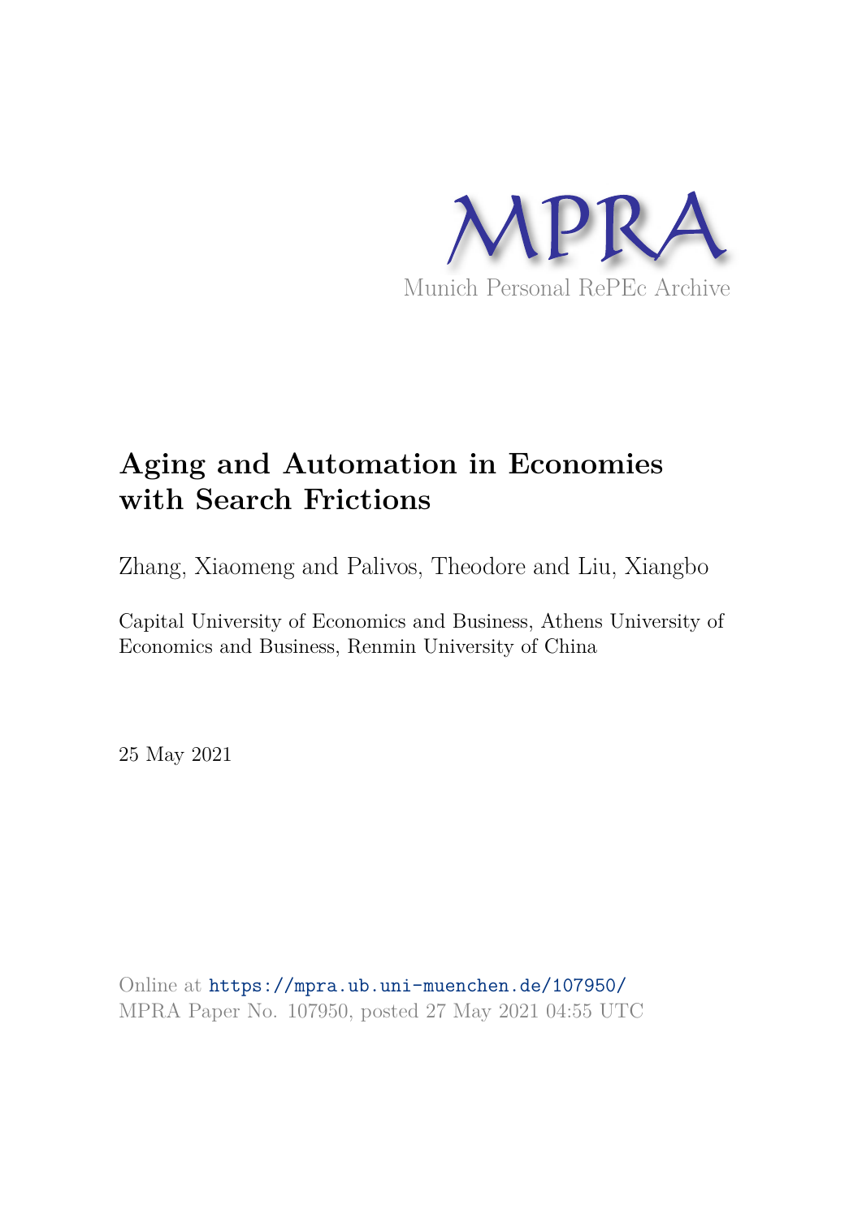MPRA

Munich Personal RePEc Archive

# Aging and Automation in Economies with Search Frictions

Zhang, Xiaomeng and Palivos, Theodore and Liu, Xiangbo

Capital University of Economics and Business, Athens University of Economics and Business, Renmin University of China

25 May 2021

Online at https://mpra.ub.uni-muenchen.de/107950/
MPRA Paper No. 107950, posted 27 May 2021 04:55 UTC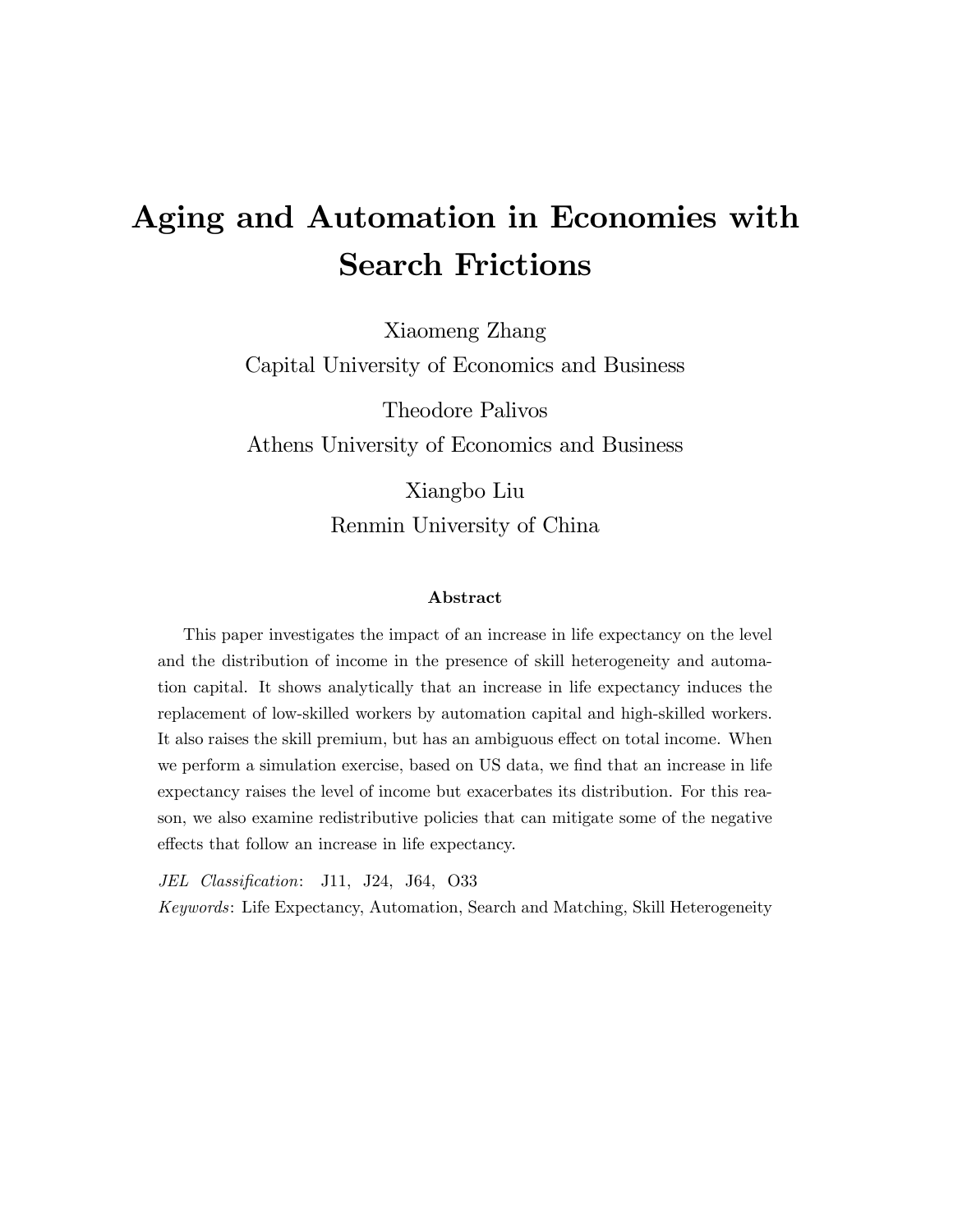# Aging and Automation in Economies with Search Frictions

Xiaomeng Zhang
Capital University of Economics and Business

Theodore Palivos
Athens University of Economics and Business

Xiangbo Liu
Renmin University of China

### Abstract

This paper investigates the impact of an increase in life expectancy on the level and the distribution of income in the presence of skill heterogeneity and automation capital. It shows analytically that an increase in life expectancy induces the replacement of low-skilled workers by automation capital and high-skilled workers. It also raises the skill premium, but has an ambiguous effect on total income. When we perform a simulation exercise, based on US data, we find that an increase in life expectancy raises the level of income but exacerbates its distribution. For this reason, we also examine redistributive policies that can mitigate some of the negative effects that follow an increase in life expectancy.

*JEL Classification*: J11, J24, J64, O33

*Keywords*: Life Expectancy, Automation, Search and Matching, Skill Heterogeneity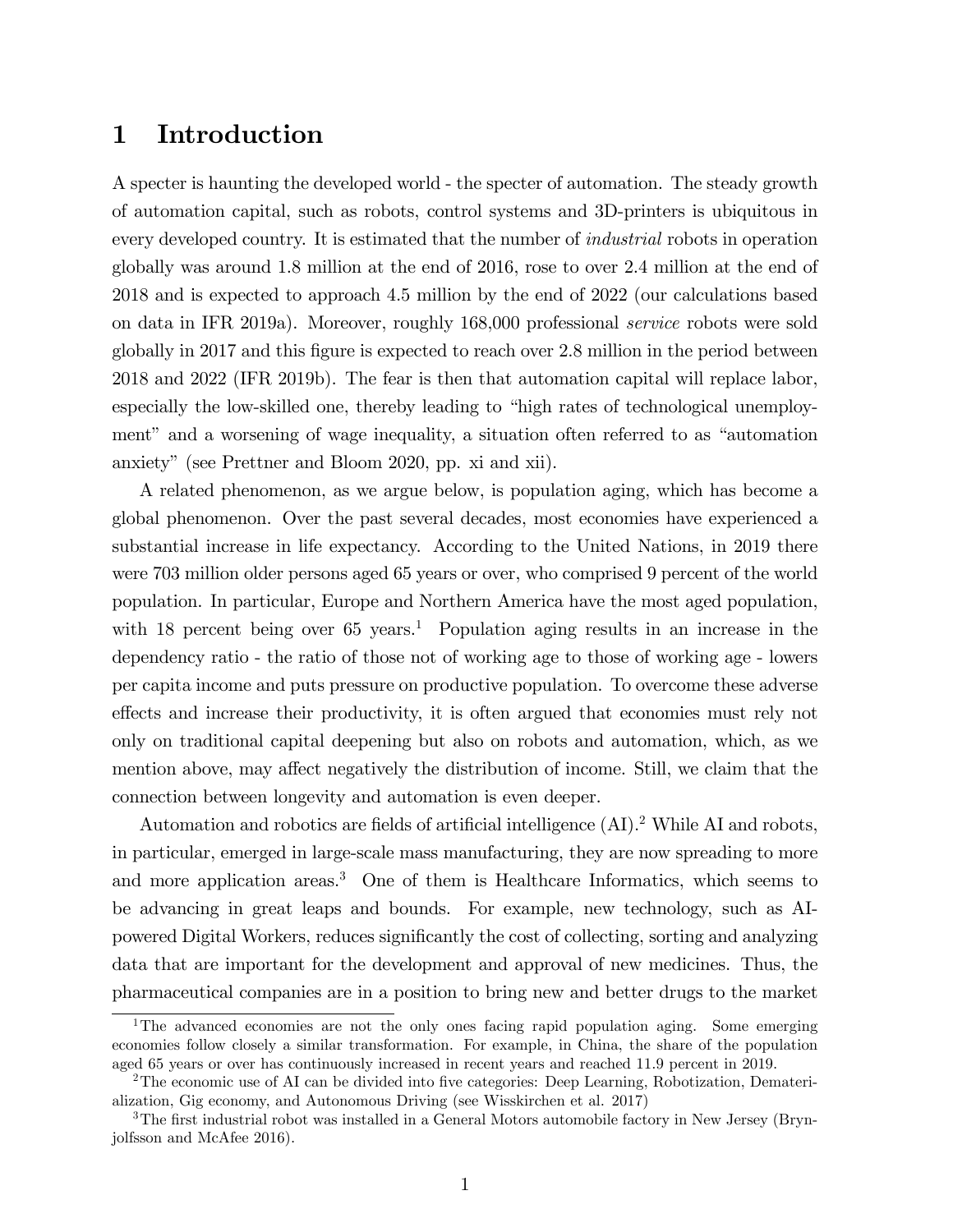# 1 Introduction

A specter is haunting the developed world - the specter of automation. The steady growth of automation capital, such as robots, control systems and 3D-printers is ubiquitous in every developed country. It is estimated that the number of *industrial* robots in operation globally was around 1.8 million at the end of 2016, rose to over 2.4 million at the end of 2018 and is expected to approach 4.5 million by the end of 2022 (our calculations based on data in IFR 2019a). Moreover, roughly 168,000 professional *service* robots were sold globally in 2017 and this figure is expected to reach over 2.8 million in the period between 2018 and 2022 (IFR 2019b). The fear is then that automation capital will replace labor, especially the low-skilled one, thereby leading to "high rates of technological unemployment" and a worsening of wage inequality, a situation often referred to as "automation anxiety" (see Prettner and Bloom 2020, pp. xi and xii).

A related phenomenon, as we argue below, is population aging, which has become a global phenomenon. Over the past several decades, most economies have experienced a substantial increase in life expectancy. According to the United Nations, in 2019 there were 703 million older persons aged 65 years or over, who comprised 9 percent of the world population. In particular, Europe and Northern America have the most aged population, with 18 percent being over 65 years.[1] Population aging results in an increase in the dependency ratio - the ratio of those not of working age to those of working age - lowers per capita income and puts pressure on productive population. To overcome these adverse effects and increase their productivity, it is often argued that economies must rely not only on traditional capital deepening but also on robots and automation, which, as we mention above, may affect negatively the distribution of income. Still, we claim that the connection between longevity and automation is even deeper.

Automation and robotics are fields of artificial intelligence (AI).[2] While AI and robots, in particular, emerged in large-scale mass manufacturing, they are now spreading to more and more application areas.[3] One of them is Healthcare Informatics, which seems to be advancing in great leaps and bounds. For example, new technology, such as AI-powered Digital Workers, reduces significantly the cost of collecting, sorting and analyzing data that are important for the development and approval of new medicines. Thus, the pharmaceutical companies are in a position to bring new and better drugs to the market

[1] The advanced economies are not the only ones facing rapid population aging. Some emerging economies follow closely a similar transformation. For example, in China, the share of the population aged 65 years or over has continuously increased in recent years and reached 11.9 percent in 2019.

[2] The economic use of AI can be divided into five categories: Deep Learning, Robotization, Dematerialization, Gig economy, and Autonomous Driving (see Wisskirchen et al. 2017)

[3] The first industrial robot was installed in a General Motors automobile factory in New Jersey (Brynjolfsson and McAfee 2016).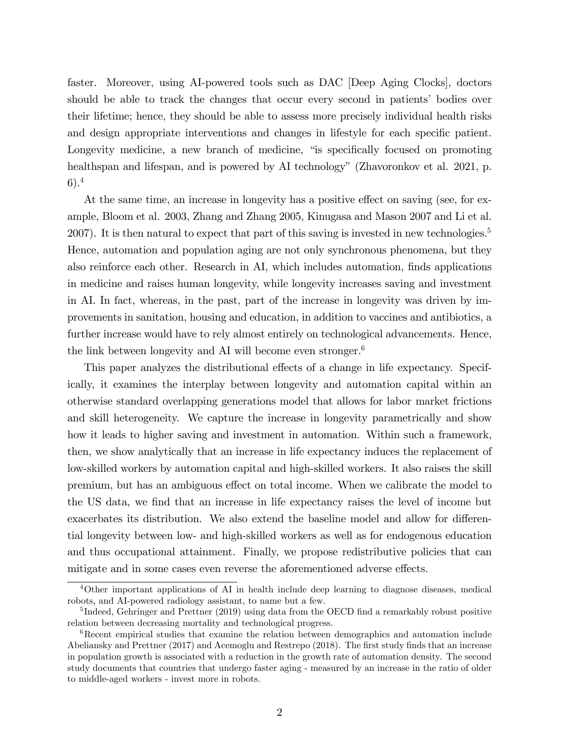faster. Moreover, using AI-powered tools such as DAC [Deep Aging Clocks], doctors should be able to track the changes that occur every second in patients' bodies over their lifetime; hence, they should be able to assess more precisely individual health risks and design appropriate interventions and changes in lifestyle for each specific patient. Longevity medicine, a new branch of medicine, "is specifically focused on promoting healthspan and lifespan, and is powered by AI technology" (Zhavoronkov et al. 2021, p. 6).[4]

At the same time, an increase in longevity has a positive effect on saving (see, for example, Bloom et al. 2003, Zhang and Zhang 2005, Kinugasa and Mason 2007 and Li et al. 2007). It is then natural to expect that part of this saving is invested in new technologies.[5] Hence, automation and population aging are not only synchronous phenomena, but they also reinforce each other. Research in AI, which includes automation, finds applications in medicine and raises human longevity, while longevity increases saving and investment in AI. In fact, whereas, in the past, part of the increase in longevity was driven by improvements in sanitation, housing and education, in addition to vaccines and antibiotics, a further increase would have to rely almost entirely on technological advancements. Hence, the link between longevity and AI will become even stronger.[6]

This paper analyzes the distributional effects of a change in life expectancy. Specifically, it examines the interplay between longevity and automation capital within an otherwise standard overlapping generations model that allows for labor market frictions and skill heterogeneity. We capture the increase in longevity parametrically and show how it leads to higher saving and investment in automation. Within such a framework, then, we show analytically that an increase in life expectancy induces the replacement of low-skilled workers by automation capital and high-skilled workers. It also raises the skill premium, but has an ambiguous effect on total income. When we calibrate the model to the US data, we find that an increase in life expectancy raises the level of income but exacerbates its distribution. We also extend the baseline model and allow for differential longevity between low- and high-skilled workers as well as for endogenous education and thus occupational attainment. Finally, we propose redistributive policies that can mitigate and in some cases even reverse the aforementioned adverse effects.

[4] Other important applications of AI in health include deep learning to diagnose diseases, medical robots, and AI-powered radiology assistant, to name but a few.

[5] Indeed, Gehringer and Prettner (2019) using data from the OECD find a remarkably robust positive relation between decreasing mortality and technological progress.

[6] Recent empirical studies that examine the relation between demographics and automation include Abeliansky and Prettner (2017) and Acemoglu and Restrepo (2018). The first study finds that an increase in population growth is associated with a reduction in the growth rate of automation density. The second study documents that countries that undergo faster aging - measured by an increase in the ratio of older to middle-aged workers - invest more in robots.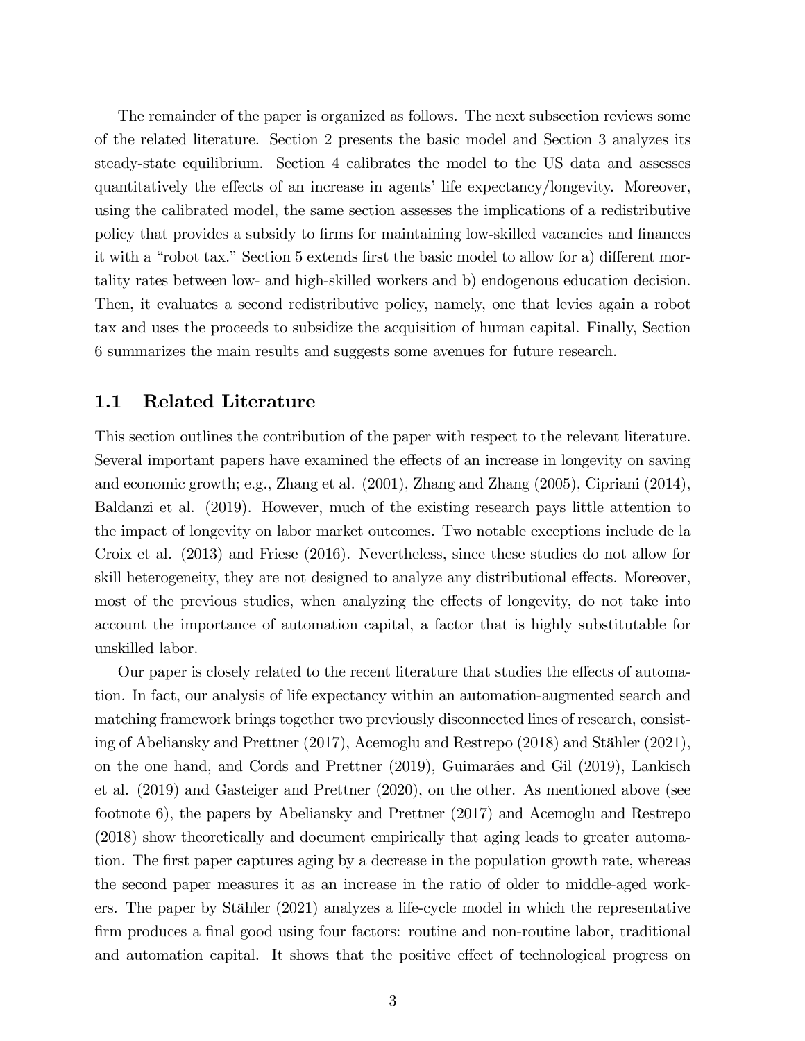The remainder of the paper is organized as follows. The next subsection reviews some of the related literature. Section 2 presents the basic model and Section 3 analyzes its steady-state equilibrium. Section 4 calibrates the model to the US data and assesses quantitatively the effects of an increase in agents' life expectancy/longevity. Moreover, using the calibrated model, the same section assesses the implications of a redistributive policy that provides a subsidy to firms for maintaining low-skilled vacancies and finances it with a "robot tax." Section 5 extends first the basic model to allow for a) different mortality rates between low- and high-skilled workers and b) endogenous education decision. Then, it evaluates a second redistributive policy, namely, one that levies again a robot tax and uses the proceeds to subsidize the acquisition of human capital. Finally, Section 6 summarizes the main results and suggests some avenues for future research.

## 1.1 Related Literature

This section outlines the contribution of the paper with respect to the relevant literature. Several important papers have examined the effects of an increase in longevity on saving and economic growth; e.g., Zhang et al. (2001), Zhang and Zhang (2005), Cipriani (2014), Baldanzi et al. (2019). However, much of the existing research pays little attention to the impact of longevity on labor market outcomes. Two notable exceptions include de la Croix et al. (2013) and Friese (2016). Nevertheless, since these studies do not allow for skill heterogeneity, they are not designed to analyze any distributional effects. Moreover, most of the previous studies, when analyzing the effects of longevity, do not take into account the importance of automation capital, a factor that is highly substitutable for unskilled labor.

Our paper is closely related to the recent literature that studies the effects of automation. In fact, our analysis of life expectancy within an automation-augmented search and matching framework brings together two previously disconnected lines of research, consisting of Abeliansky and Prettner (2017), Acemoglu and Restrepo (2018) and Stähler (2021), on the one hand, and Cords and Prettner (2019), Guimarães and Gil (2019), Lankisch et al. (2019) and Gasteiger and Prettner (2020), on the other. As mentioned above (see footnote 6), the papers by Abeliansky and Prettner (2017) and Acemoglu and Restrepo (2018) show theoretically and document empirically that aging leads to greater automation. The first paper captures aging by a decrease in the population growth rate, whereas the second paper measures it as an increase in the ratio of older to middle-aged workers. The paper by Stähler (2021) analyzes a life-cycle model in which the representative firm produces a final good using four factors: routine and non-routine labor, traditional and automation capital. It shows that the positive effect of technological progress on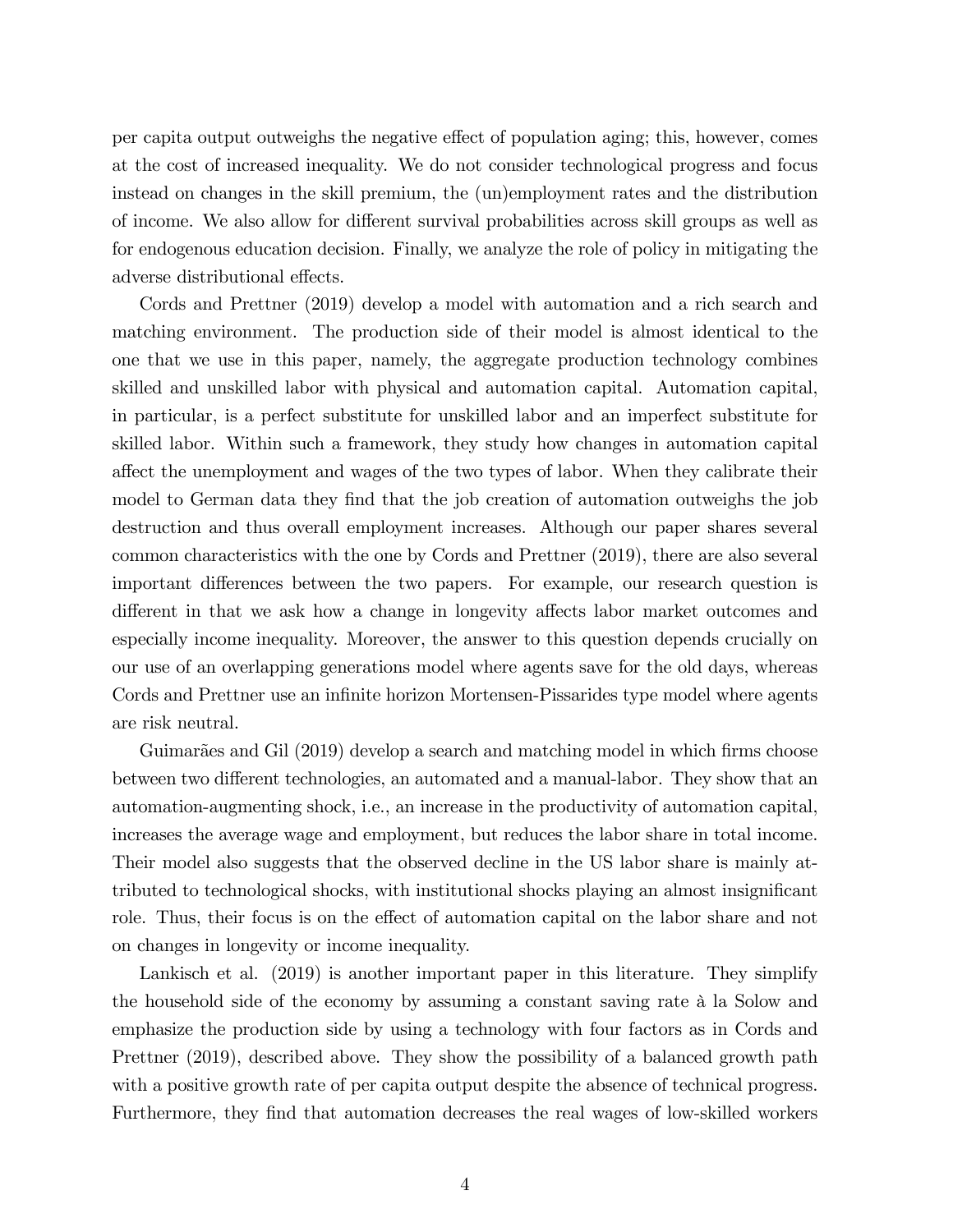per capita output outweighs the negative effect of population aging; this, however, comes at the cost of increased inequality. We do not consider technological progress and focus instead on changes in the skill premium, the (un)employment rates and the distribution of income. We also allow for different survival probabilities across skill groups as well as for endogenous education decision. Finally, we analyze the role of policy in mitigating the adverse distributional effects.

Cords and Prettner (2019) develop a model with automation and a rich search and matching environment. The production side of their model is almost identical to the one that we use in this paper, namely, the aggregate production technology combines skilled and unskilled labor with physical and automation capital. Automation capital, in particular, is a perfect substitute for unskilled labor and an imperfect substitute for skilled labor. Within such a framework, they study how changes in automation capital affect the unemployment and wages of the two types of labor. When they calibrate their model to German data they find that the job creation of automation outweighs the job destruction and thus overall employment increases. Although our paper shares several common characteristics with the one by Cords and Prettner (2019), there are also several important differences between the two papers. For example, our research question is different in that we ask how a change in longevity affects labor market outcomes and especially income inequality. Moreover, the answer to this question depends crucially on our use of an overlapping generations model where agents save for the old days, whereas Cords and Prettner use an infinite horizon Mortensen-Pissarides type model where agents are risk neutral.

Guimarães and Gil (2019) develop a search and matching model in which firms choose between two different technologies, an automated and a manual-labor. They show that an automation-augmenting shock, i.e., an increase in the productivity of automation capital, increases the average wage and employment, but reduces the labor share in total income. Their model also suggests that the observed decline in the US labor share is mainly attributed to technological shocks, with institutional shocks playing an almost insignificant role. Thus, their focus is on the effect of automation capital on the labor share and not on changes in longevity or income inequality.

Lankisch et al. (2019) is another important paper in this literature. They simplify the household side of the economy by assuming a constant saving rate à la Solow and emphasize the production side by using a technology with four factors as in Cords and Prettner (2019), described above. They show the possibility of a balanced growth path with a positive growth rate of per capita output despite the absence of technical progress. Furthermore, they find that automation decreases the real wages of low-skilled workers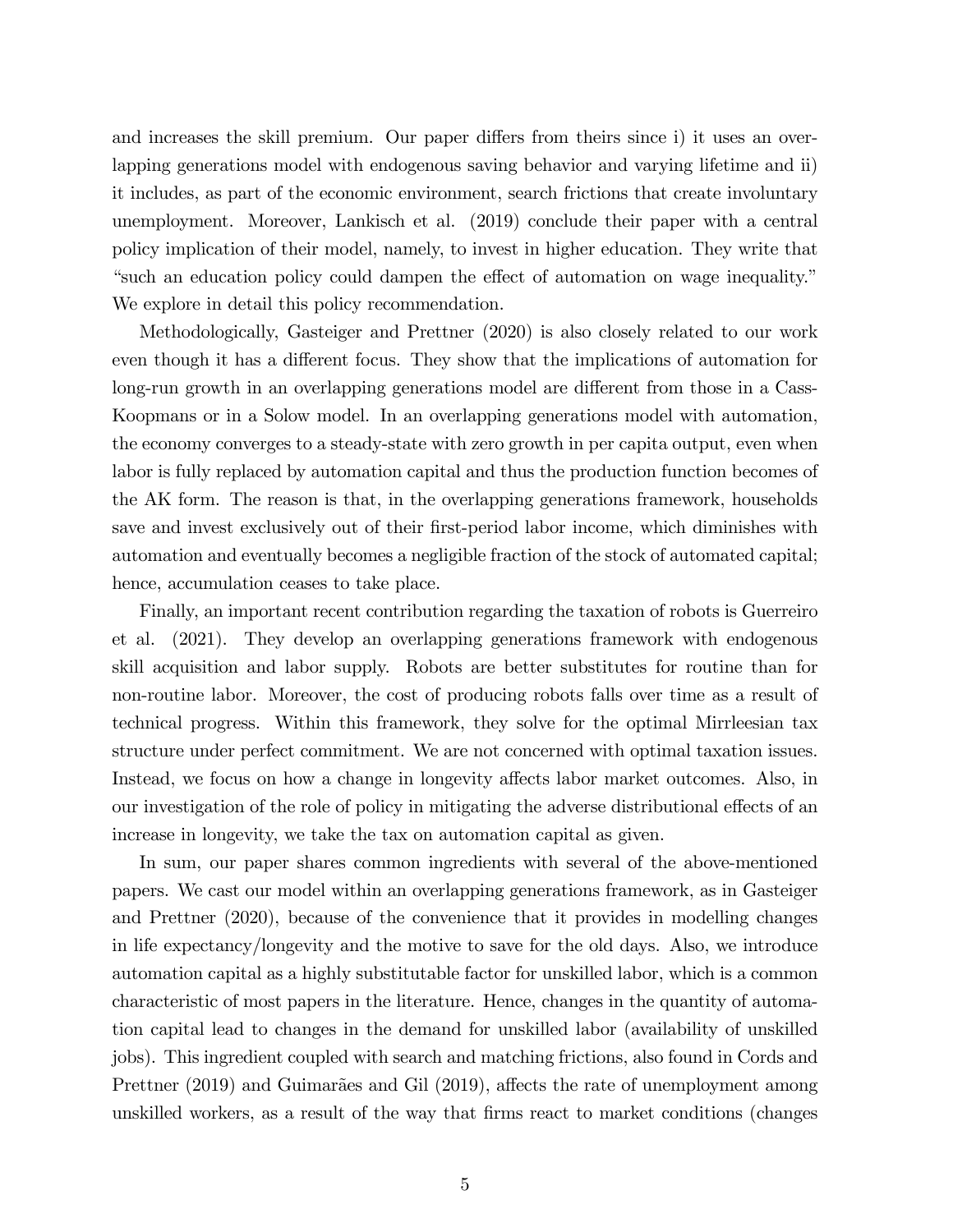and increases the skill premium. Our paper differs from theirs since i) it uses an overlapping generations model with endogenous saving behavior and varying lifetime and ii) it includes, as part of the economic environment, search frictions that create involuntary unemployment. Moreover, Lankisch et al. (2019) conclude their paper with a central policy implication of their model, namely, to invest in higher education. They write that "such an education policy could dampen the effect of automation on wage inequality." We explore in detail this policy recommendation.

Methodologically, Gasteiger and Prettner (2020) is also closely related to our work even though it has a different focus. They show that the implications of automation for long-run growth in an overlapping generations model are different from those in a Cass-Koopmans or in a Solow model. In an overlapping generations model with automation, the economy converges to a steady-state with zero growth in per capita output, even when labor is fully replaced by automation capital and thus the production function becomes of the AK form. The reason is that, in the overlapping generations framework, households save and invest exclusively out of their first-period labor income, which diminishes with automation and eventually becomes a negligible fraction of the stock of automated capital; hence, accumulation ceases to take place.

Finally, an important recent contribution regarding the taxation of robots is Guerreiro et al. (2021). They develop an overlapping generations framework with endogenous skill acquisition and labor supply. Robots are better substitutes for routine than for non-routine labor. Moreover, the cost of producing robots falls over time as a result of technical progress. Within this framework, they solve for the optimal Mirrleesian tax structure under perfect commitment. We are not concerned with optimal taxation issues. Instead, we focus on how a change in longevity affects labor market outcomes. Also, in our investigation of the role of policy in mitigating the adverse distributional effects of an increase in longevity, we take the tax on automation capital as given.

In sum, our paper shares common ingredients with several of the above-mentioned papers. We cast our model within an overlapping generations framework, as in Gasteiger and Prettner (2020), because of the convenience that it provides in modelling changes in life expectancy/longevity and the motive to save for the old days. Also, we introduce automation capital as a highly substitutable factor for unskilled labor, which is a common characteristic of most papers in the literature. Hence, changes in the quantity of automation capital lead to changes in the demand for unskilled labor (availability of unskilled jobs). This ingredient coupled with search and matching frictions, also found in Cords and Prettner (2019) and Guimarães and Gil (2019), affects the rate of unemployment among unskilled workers, as a result of the way that firms react to market conditions (changes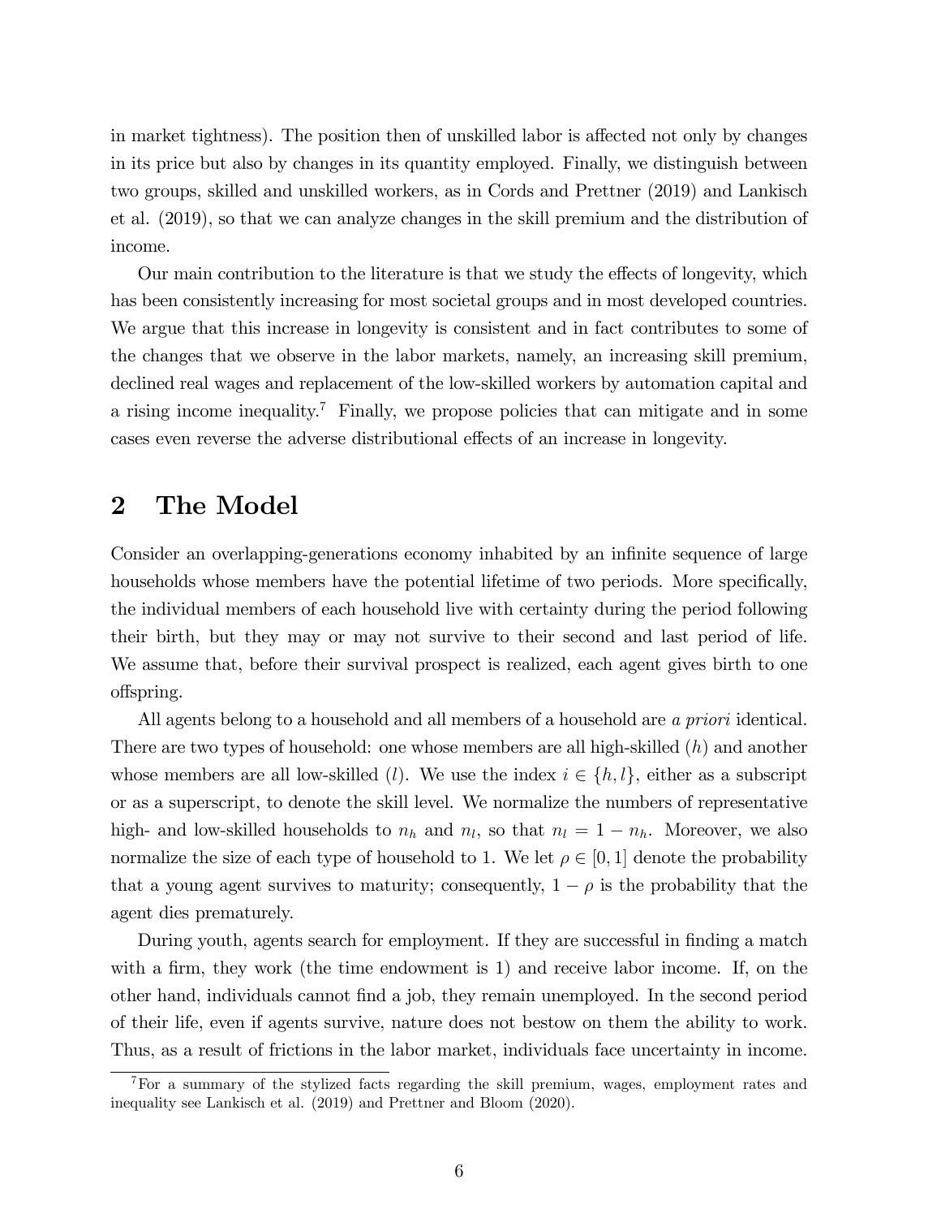in market tightness). The position then of unskilled labor is affected not only by changes in its price but also by changes in its quantity employed. Finally, we distinguish between two groups, skilled and unskilled workers, as in Cords and Prettner (2019) and Lankisch et al. (2019), so that we can analyze changes in the skill premium and the distribution of income.

Our main contribution to the literature is that we study the effects of longevity, which has been consistently increasing for most societal groups and in most developed countries. We argue that this increase in longevity is consistent and in fact contributes to some of the changes that we observe in the labor markets, namely, an increasing skill premium, declined real wages and replacement of the low-skilled workers by automation capital and a rising income inequality.[7] Finally, we propose policies that can mitigate and in some cases even reverse the adverse distributional effects of an increase in longevity.

# 2 The Model

Consider an overlapping-generations economy inhabited by an infinite sequence of large households whose members have the potential lifetime of two periods. More specifically, the individual members of each household live with certainty during the period following their birth, but they may or may not survive to their second and last period of life. We assume that, before their survival prospect is realized, each agent gives birth to one offspring.

All agents belong to a household and all members of a household are *a priori* identical. There are two types of household: one whose members are all high-skilled ($h$) and another whose members are all low-skilled ($l$). We use the index $i \in \{h, l\}$, either as a subscript or as a superscript, to denote the skill level. We normalize the numbers of representative high- and low-skilled households to $n_h$ and $n_l$, so that $n_l = 1 - n_h$. Moreover, we also normalize the size of each type of household to 1. We let $\rho \in [0, 1]$ denote the probability that a young agent survives to maturity; consequently, $1 - \rho$ is the probability that the agent dies prematurely.

During youth, agents search for employment. If they are successful in finding a match with a firm, they work (the time endowment is 1) and receive labor income. If, on the other hand, individuals cannot find a job, they remain unemployed. In the second period of their life, even if agents survive, nature does not bestow on them the ability to work. Thus, as a result of frictions in the labor market, individuals face uncertainty in income.

[7] For a summary of the stylized facts regarding the skill premium, wages, employment rates and inequality see Lankisch et al. (2019) and Prettner and Bloom (2020).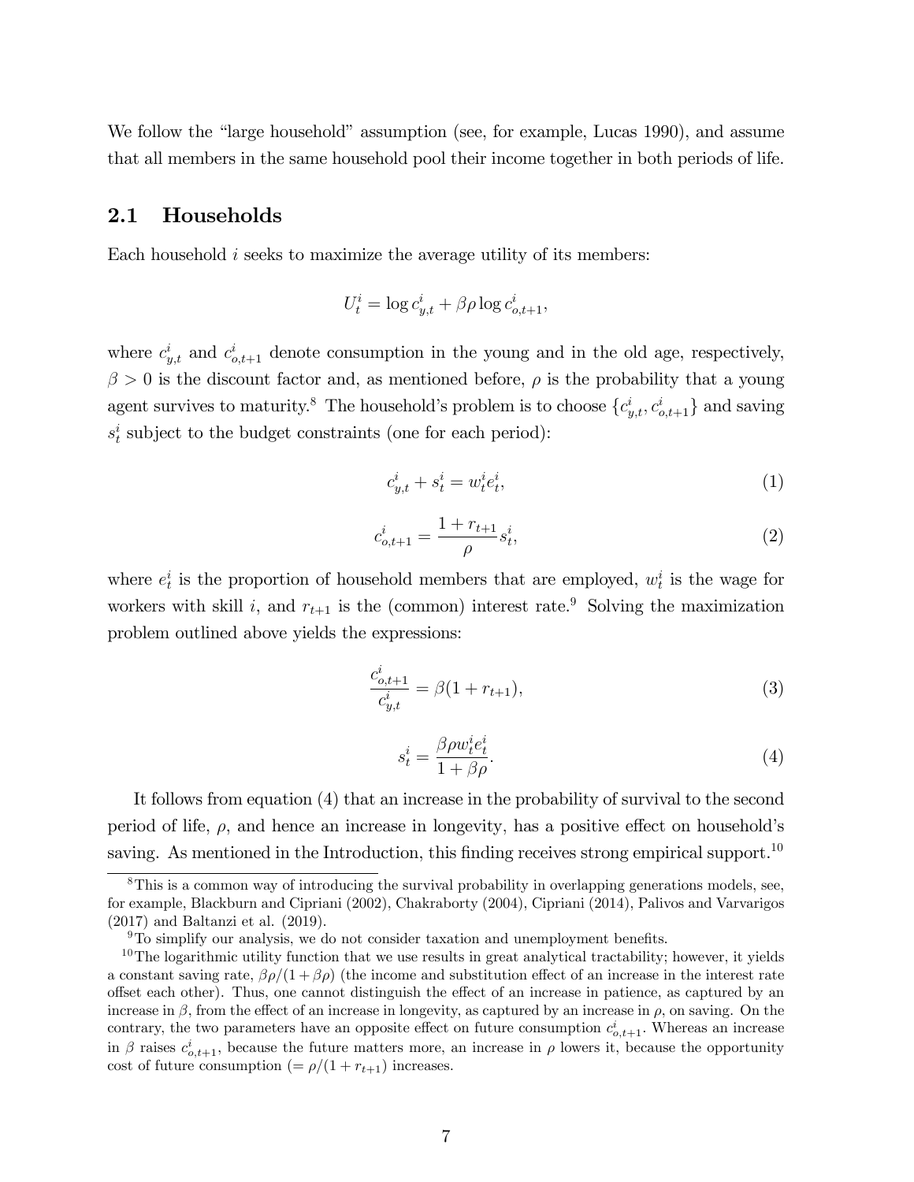We follow the "large household" assumption (see, for example, Lucas 1990), and assume that all members in the same household pool their income together in both periods of life.

## 2.1 Households

Each household $i$ seeks to maximize the average utility of its members:

$$U_t^i = \log c_{y,t}^i + \beta\rho \log c_{o,t+1}^i,$$

where $c_{y,t}^i$ and $c_{o,t+1}^i$ denote consumption in the young and in the old age, respectively, $\beta > 0$ is the discount factor and, as mentioned before, $\rho$ is the probability that a young agent survives to maturity.[8] The household's problem is to choose $\{c_{y,t}^i, c_{o,t+1}^i\}$ and saving $s_t^i$ subject to the budget constraints (one for each period):

$$c_{y,t}^i + s_t^i = w_t^i e_t^i, \tag{1}$$

$$c_{o,t+1}^i = \frac{1 + r_{t+1}}{\rho} s_t^i, \tag{2}$$

where $e_t^i$ is the proportion of household members that are employed, $w_t^i$ is the wage for workers with skill $i$, and $r_{t+1}$ is the (common) interest rate.[9] Solving the maximization problem outlined above yields the expressions:

$$\frac{c_{o,t+1}^i}{c_{y,t}^i} = \beta(1 + r_{t+1}), \tag{3}$$

$$s_t^i = \frac{\beta\rho w_t^i e_t^i}{1 + \beta\rho}. \tag{4}$$

It follows from equation (4) that an increase in the probability of survival to the second period of life, $\rho$, and hence an increase in longevity, has a positive effect on household's saving. As mentioned in the Introduction, this finding receives strong empirical support.[10]

[8] This is a common way of introducing the survival probability in overlapping generations models, see, for example, Blackburn and Cipriani (2002), Chakraborty (2004), Cipriani (2014), Palivos and Varvarigos (2017) and Baltanzi et al. (2019).

[9] To simplify our analysis, we do not consider taxation and unemployment benefits.

[10] The logarithmic utility function that we use results in great analytical tractability; however, it yields a constant saving rate, $\beta\rho/(1 + \beta\rho)$ (the income and substitution effect of an increase in the interest rate offset each other). Thus, one cannot distinguish the effect of an increase in patience, as captured by an increase in $\beta$, from the effect of an increase in longevity, as captured by an increase in $\rho$, on saving. On the contrary, the two parameters have an opposite effect on future consumption $c_{o,t+1}^i$. Whereas an increase in $\beta$ raises $c_{o,t+1}^i$, because the future matters more, an increase in $\rho$ lowers it, because the opportunity cost of future consumption ($= \rho/(1 + r_{t+1})$) increases.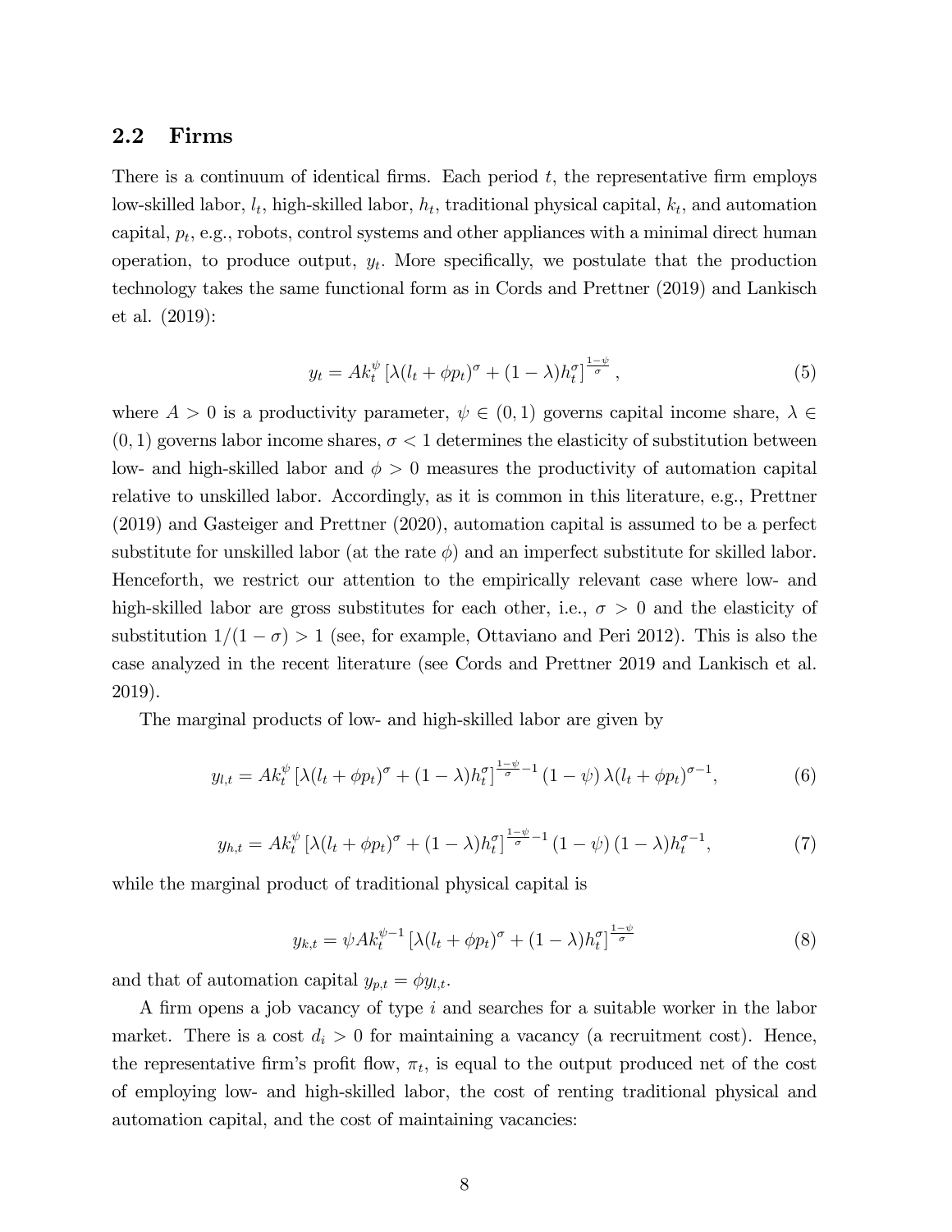## 2.2 Firms

There is a continuum of identical firms. Each period $t$, the representative firm employs low-skilled labor, $l_t$, high-skilled labor, $h_t$, traditional physical capital, $k_t$, and automation capital, $p_t$, e.g., robots, control systems and other appliances with a minimal direct human operation, to produce output, $y_t$. More specifically, we postulate that the production technology takes the same functional form as in Cords and Prettner (2019) and Lankisch et al. (2019):

$$y_t = Ak_t^{\psi}\left[\lambda(l_t + \phi p_t)^{\sigma} + (1-\lambda)h_t^{\sigma}\right]^{\frac{1-\psi}{\sigma}}, \tag{5}$$

where $A > 0$ is a productivity parameter, $\psi \in (0,1)$ governs capital income share, $\lambda \in (0,1)$ governs labor income shares, $\sigma < 1$ determines the elasticity of substitution between low- and high-skilled labor and $\phi > 0$ measures the productivity of automation capital relative to unskilled labor. Accordingly, as it is common in this literature, e.g., Prettner (2019) and Gasteiger and Prettner (2020), automation capital is assumed to be a perfect substitute for unskilled labor (at the rate $\phi$) and an imperfect substitute for skilled labor. Henceforth, we restrict our attention to the empirically relevant case where low- and high-skilled labor are gross substitutes for each other, i.e., $\sigma > 0$ and the elasticity of substitution $1/(1-\sigma) > 1$ (see, for example, Ottaviano and Peri 2012). This is also the case analyzed in the recent literature (see Cords and Prettner 2019 and Lankisch et al. 2019).

The marginal products of low- and high-skilled labor are given by

$$y_{l,t} = Ak_t^{\psi}\left[\lambda(l_t + \phi p_t)^{\sigma} + (1-\lambda)h_t^{\sigma}\right]^{\frac{1-\psi}{\sigma}-1}(1-\psi)\,\lambda(l_t + \phi p_t)^{\sigma-1}, \tag{6}$$

$$y_{h,t} = Ak_t^{\psi}\left[\lambda(l_t + \phi p_t)^{\sigma} + (1-\lambda)h_t^{\sigma}\right]^{\frac{1-\psi}{\sigma}-1}(1-\psi)\,(1-\lambda)h_t^{\sigma-1}, \tag{7}$$

while the marginal product of traditional physical capital is

$$y_{k,t} = \psi Ak_t^{\psi-1}\left[\lambda(l_t + \phi p_t)^{\sigma} + (1-\lambda)h_t^{\sigma}\right]^{\frac{1-\psi}{\sigma}} \tag{8}$$

and that of automation capital $y_{p,t} = \phi y_{l,t}$.

A firm opens a job vacancy of type $i$ and searches for a suitable worker in the labor market. There is a cost $d_i > 0$ for maintaining a vacancy (a recruitment cost). Hence, the representative firm's profit flow, $\pi_t$, is equal to the output produced net of the cost of employing low- and high-skilled labor, the cost of renting traditional physical and automation capital, and the cost of maintaining vacancies: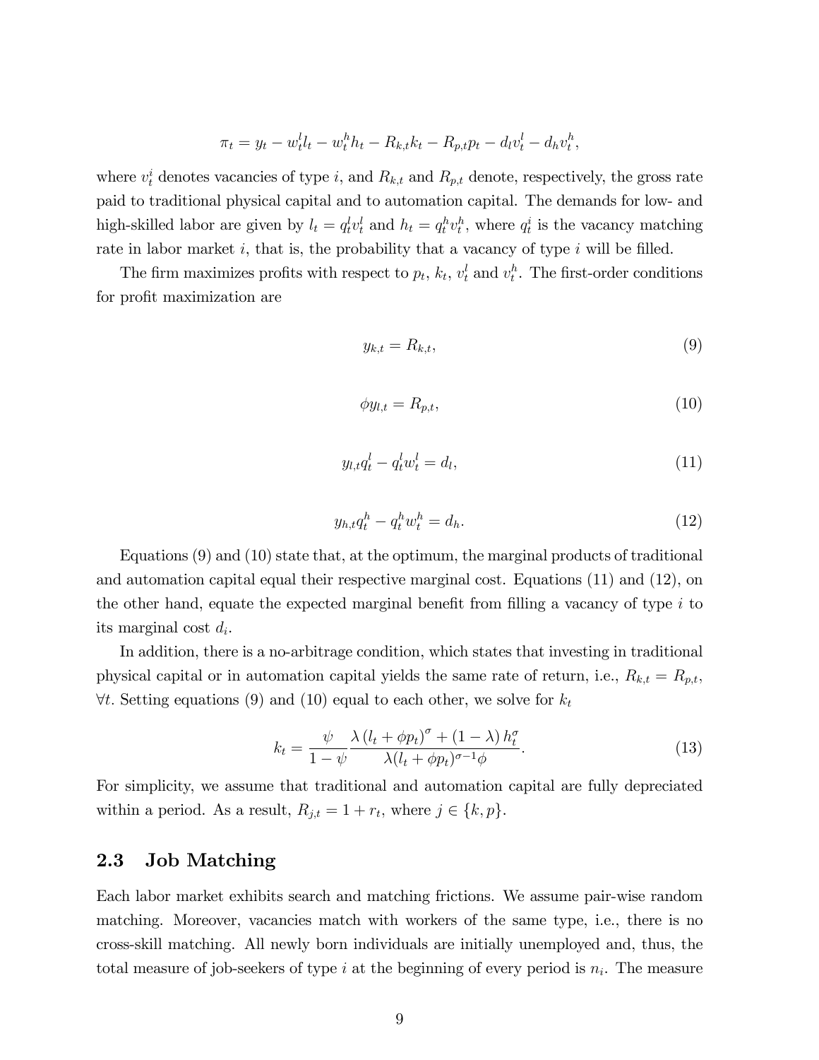$$\pi_t = y_t - w_t^l l_t - w_t^h h_t - R_{k,t} k_t - R_{p,t} p_t - d_l v_t^l - d_h v_t^h,$$

where $v_t^i$ denotes vacancies of type $i$, and $R_{k,t}$ and $R_{p,t}$ denote, respectively, the gross rate paid to traditional physical capital and to automation capital. The demands for low- and high-skilled labor are given by $l_t = q_t^l v_t^l$ and $h_t = q_t^h v_t^h$, where $q_t^i$ is the vacancy matching rate in labor market $i$, that is, the probability that a vacancy of type $i$ will be filled.

The firm maximizes profits with respect to $p_t$, $k_t$, $v_t^l$ and $v_t^h$. The first-order conditions for profit maximization are

$$y_{k,t} = R_{k,t}, \tag{9}$$

$$\phi y_{l,t} = R_{p,t}, \tag{10}$$

$$y_{l,t} q_t^l - q_t^l w_t^l = d_l, \tag{11}$$

$$y_{h,t} q_t^h - q_t^h w_t^h = d_h. \tag{12}$$

Equations (9) and (10) state that, at the optimum, the marginal products of traditional and automation capital equal their respective marginal cost. Equations (11) and (12), on the other hand, equate the expected marginal benefit from filling a vacancy of type $i$ to its marginal cost $d_i$.

In addition, there is a no-arbitrage condition, which states that investing in traditional physical capital or in automation capital yields the same rate of return, i.e., $R_{k,t} = R_{p,t}$, $\forall t$. Setting equations (9) and (10) equal to each other, we solve for $k_t$

$$k_t = \frac{\psi}{1-\psi} \frac{\lambda \left(l_t + \phi p_t\right)^{\sigma} + (1-\lambda) h_t^{\sigma}}{\lambda (l_t + \phi p_t)^{\sigma - 1} \phi}. \tag{13}$$

For simplicity, we assume that traditional and automation capital are fully depreciated within a period. As a result, $R_{j,t} = 1 + r_t$, where $j \in \{k, p\}$.

## 2.3 Job Matching

Each labor market exhibits search and matching frictions. We assume pair-wise random matching. Moreover, vacancies match with workers of the same type, i.e., there is no cross-skill matching. All newly born individuals are initially unemployed and, thus, the total measure of job-seekers of type $i$ at the beginning of every period is $n_i$. The measure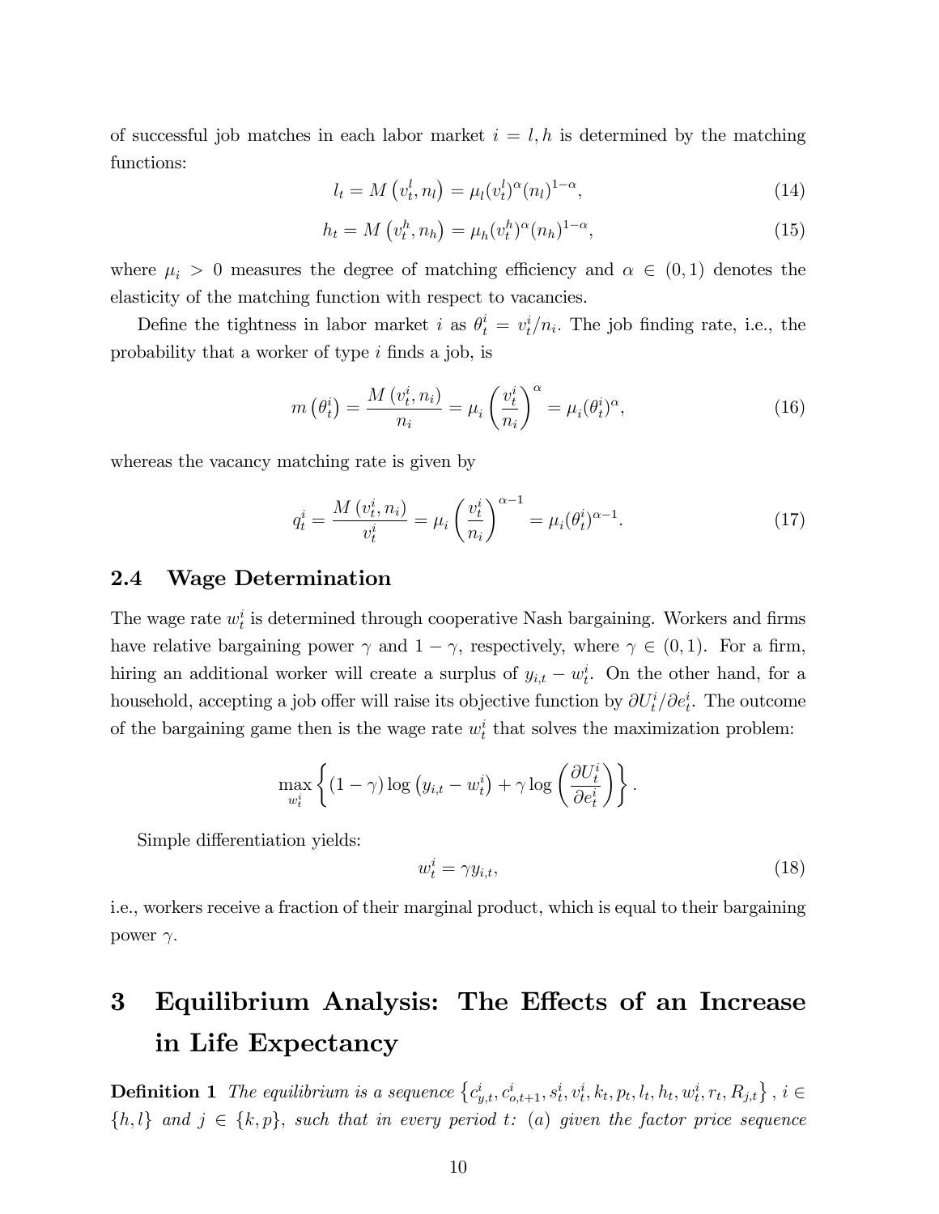of successful job matches in each labor market $i = l, h$ is determined by the matching functions:

$$l_t = M\left(v_t^l, n_l\right) = \mu_l (v_t^l)^{\alpha} (n_l)^{1-\alpha}, \tag{14}$$

$$h_t = M\left(v_t^h, n_h\right) = \mu_h (v_t^h)^{\alpha} (n_h)^{1-\alpha}, \tag{15}$$

where $\mu_i > 0$ measures the degree of matching efficiency and $\alpha \in (0,1)$ denotes the elasticity of the matching function with respect to vacancies.

Define the tightness in labor market $i$ as $\theta_t^i = v_t^i / n_i$. The job finding rate, i.e., the probability that a worker of type $i$ finds a job, is

$$m\left(\theta_t^i\right) = \frac{M\left(v_t^i, n_i\right)}{n_i} = \mu_i \left(\frac{v_t^i}{n_i}\right)^{\alpha} = \mu_i (\theta_t^i)^{\alpha}, \tag{16}$$

whereas the vacancy matching rate is given by

$$q_t^i = \frac{M\left(v_t^i, n_i\right)}{v_t^i} = \mu_i \left(\frac{v_t^i}{n_i}\right)^{\alpha - 1} = \mu_i (\theta_t^i)^{\alpha - 1}. \tag{17}$$

## 2.4 Wage Determination

The wage rate $w_t^i$ is determined through cooperative Nash bargaining. Workers and firms have relative bargaining power $\gamma$ and $1 - \gamma$, respectively, where $\gamma \in (0,1)$. For a firm, hiring an additional worker will create a surplus of $y_{i,t} - w_t^i$. On the other hand, for a household, accepting a job offer will raise its objective function by $\partial U_t^i / \partial e_t^i$. The outcome of the bargaining game then is the wage rate $w_t^i$ that solves the maximization problem:

$$\max_{w_t^i} \left\{ (1 - \gamma) \log\left(y_{i,t} - w_t^i\right) + \gamma \log\left(\frac{\partial U_t^i}{\partial e_t^i}\right) \right\}.$$

Simple differentiation yields:

$$w_t^i = \gamma y_{i,t}, \tag{18}$$

i.e., workers receive a fraction of their marginal product, which is equal to their bargaining power $\gamma$.

# 3 Equilibrium Analysis: The Effects of an Increase in Life Expectancy

**Definition 1** *The equilibrium is a sequence* $\left\{c_{y,t}^i, c_{o,t+1}^i, s_t^i, v_t^i, k_t, p_t, l_t, h_t, w_t^i, r_t, R_{j,t}\right\}$, $i \in \{h, l\}$ *and* $j \in \{k, p\}$, *such that in every period* $t$*: (a) given the factor price sequence*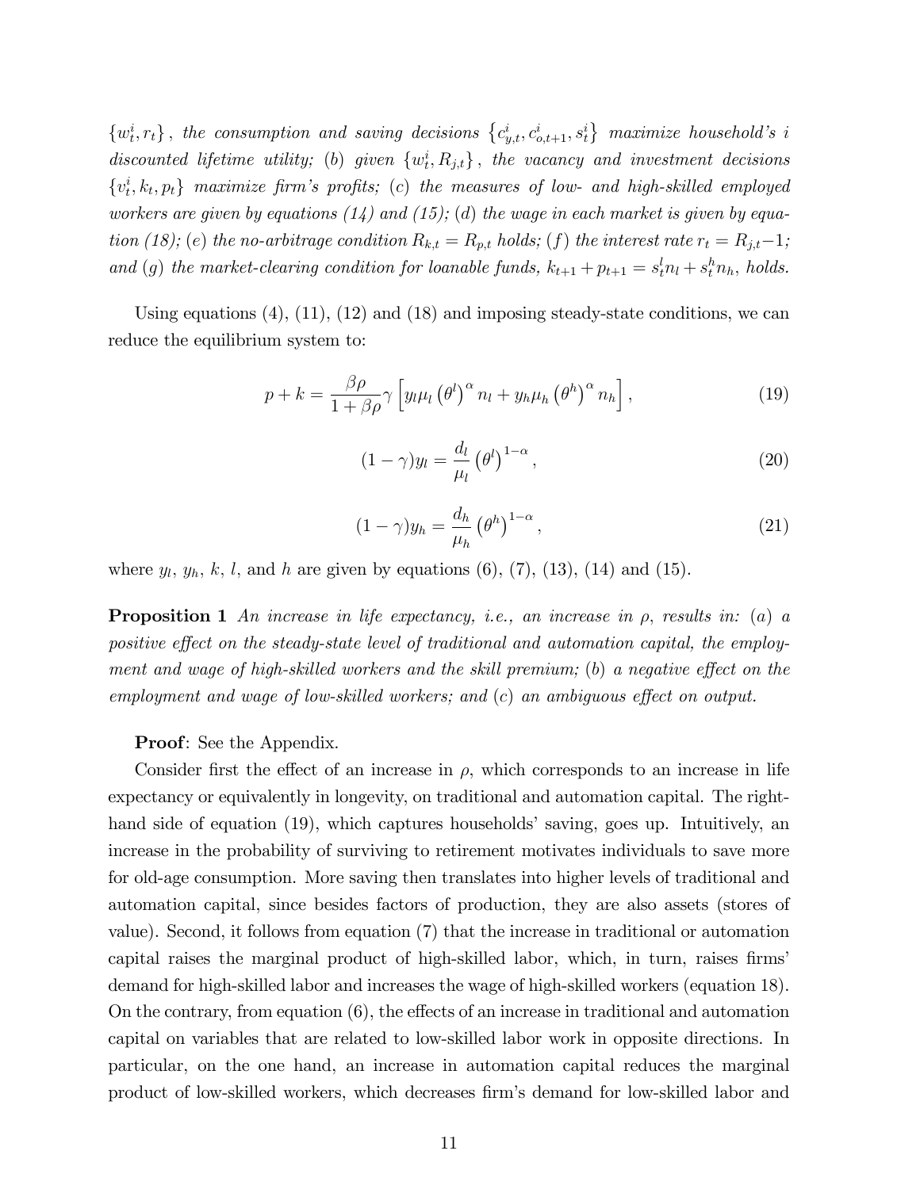$\{w_t^i, r_t\}$, *the consumption and saving decisions* $\{c_{y,t}^i, c_{o,t+1}^i, s_t^i\}$ *maximize household's* $i$ *discounted lifetime utility;* (*b*) *given* $\{w_t^i, R_{j,t}\}$, *the vacancy and investment decisions* $\{v_t^i, k_t, p_t\}$ *maximize firm's profits;* (*c*) *the measures of low- and high-skilled employed workers are given by equations (14) and (15);* (*d*) *the wage in each market is given by equation (18);* (*e*) *the no-arbitrage condition* $R_{k,t} = R_{p,t}$ *holds;* (*f*) *the interest rate* $r_t = R_{j,t} - 1$*; and* (*g*) *the market-clearing condition for loanable funds,* $k_{t+1} + p_{t+1} = s_t^l n_l + s_t^h n_h$*, holds.*

Using equations (4), (11), (12) and (18) and imposing steady-state conditions, we can reduce the equilibrium system to:

$$p + k = \frac{\beta \rho}{1 + \beta \rho} \gamma \left[ y_l \mu_l \left(\theta^l\right)^\alpha n_l + y_h \mu_h \left(\theta^h\right)^\alpha n_h \right], \tag{19}$$

$$(1 - \gamma) y_l = \frac{d_l}{\mu_l} \left(\theta^l\right)^{1-\alpha}, \tag{20}$$

$$(1 - \gamma) y_h = \frac{d_h}{\mu_h} \left(\theta^h\right)^{1-\alpha}, \tag{21}$$

where $y_l$, $y_h$, $k$, $l$, and $h$ are given by equations (6), (7), (13), (14) and (15).

**Proposition 1** *An increase in life expectancy, i.e., an increase in* $\rho$*, results in:* (*a*) *a positive effect on the steady-state level of traditional and automation capital, the employment and wage of high-skilled workers and the skill premium;* (*b*) *a negative effect on the employment and wage of low-skilled workers; and* (*c*) *an ambiguous effect on output.*

**Proof**: See the Appendix.

Consider first the effect of an increase in $\rho$, which corresponds to an increase in life expectancy or equivalently in longevity, on traditional and automation capital. The right-hand side of equation (19), which captures households' saving, goes up. Intuitively, an increase in the probability of surviving to retirement motivates individuals to save more for old-age consumption. More saving then translates into higher levels of traditional and automation capital, since besides factors of production, they are also assets (stores of value). Second, it follows from equation (7) that the increase in traditional or automation capital raises the marginal product of high-skilled labor, which, in turn, raises firms' demand for high-skilled labor and increases the wage of high-skilled workers (equation 18). On the contrary, from equation (6), the effects of an increase in traditional and automation capital on variables that are related to low-skilled labor work in opposite directions. In particular, on the one hand, an increase in automation capital reduces the marginal product of low-skilled workers, which decreases firm's demand for low-skilled labor and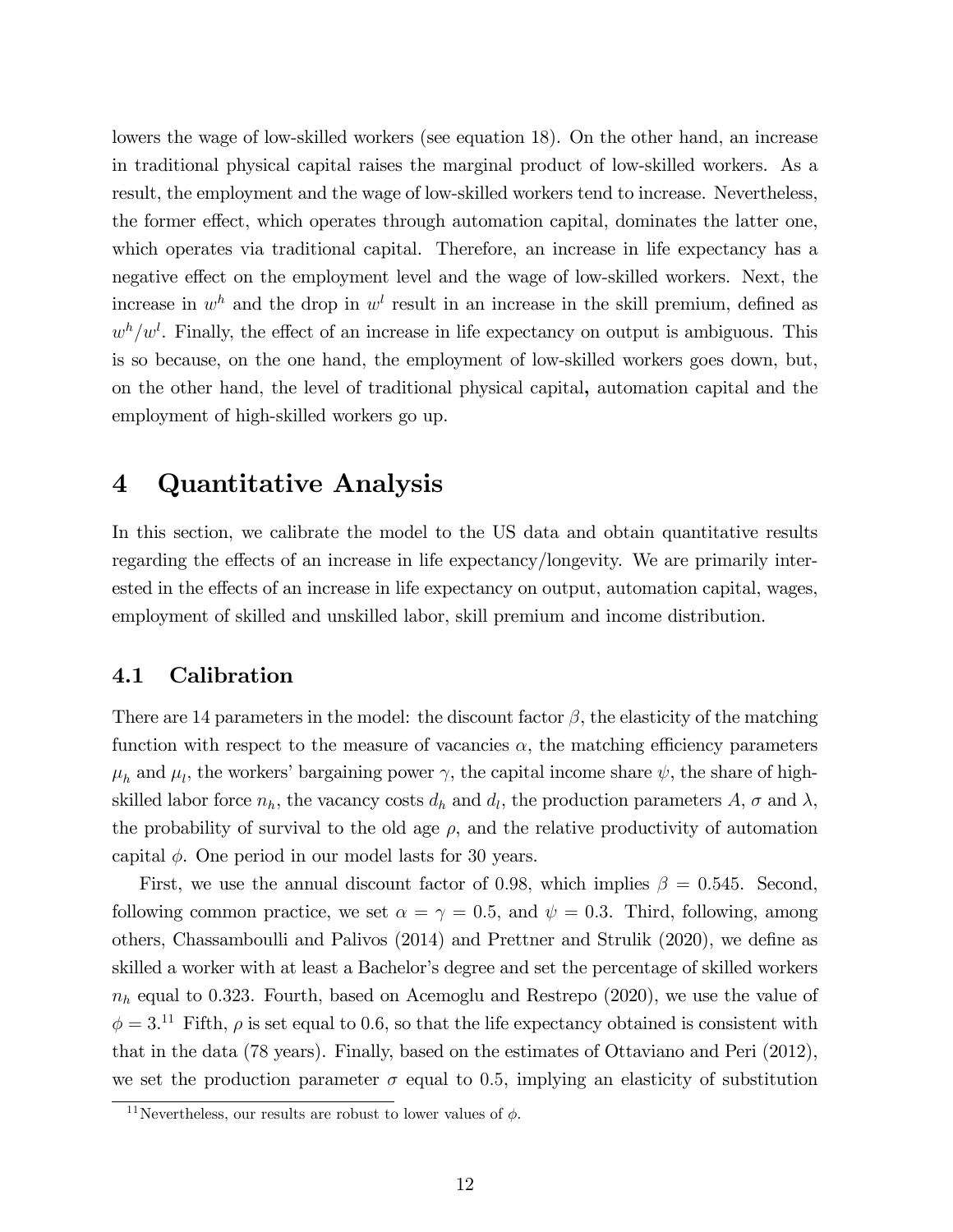lowers the wage of low-skilled workers (see equation 18). On the other hand, an increase in traditional physical capital raises the marginal product of low-skilled workers. As a result, the employment and the wage of low-skilled workers tend to increase. Nevertheless, the former effect, which operates through automation capital, dominates the latter one, which operates via traditional capital. Therefore, an increase in life expectancy has a negative effect on the employment level and the wage of low-skilled workers. Next, the increase in $w^h$ and the drop in $w^l$ result in an increase in the skill premium, defined as $w^h/w^l$. Finally, the effect of an increase in life expectancy on output is ambiguous. This is so because, on the one hand, the employment of low-skilled workers goes down, but, on the other hand, the level of traditional physical capital**,** automation capital and the employment of high-skilled workers go up.

# 4 Quantitative Analysis

In this section, we calibrate the model to the US data and obtain quantitative results regarding the effects of an increase in life expectancy/longevity. We are primarily interested in the effects of an increase in life expectancy on output, automation capital, wages, employment of skilled and unskilled labor, skill premium and income distribution.

## 4.1 Calibration

There are 14 parameters in the model: the discount factor $\beta$, the elasticity of the matching function with respect to the measure of vacancies $\alpha$, the matching efficiency parameters $\mu_h$ and $\mu_l$, the workers' bargaining power $\gamma$, the capital income share $\psi$, the share of high-skilled labor force $n_h$, the vacancy costs $d_h$ and $d_l$, the production parameters $A$, $\sigma$ and $\lambda$, the probability of survival to the old age $\rho$, and the relative productivity of automation capital $\phi$. One period in our model lasts for 30 years.

First, we use the annual discount factor of 0.98, which implies $\beta = 0.545$. Second, following common practice, we set $\alpha = \gamma = 0.5$, and $\psi = 0.3$. Third, following, among others, Chassamboulli and Palivos (2014) and Prettner and Strulik (2020), we define as skilled a worker with at least a Bachelor's degree and set the percentage of skilled workers $n_h$ equal to 0.323. Fourth, based on Acemoglu and Restrepo (2020), we use the value of $\phi = 3$.[11] Fifth, $\rho$ is set equal to 0.6, so that the life expectancy obtained is consistent with that in the data (78 years). Finally, based on the estimates of Ottaviano and Peri (2012), we set the production parameter $\sigma$ equal to 0.5, implying an elasticity of substitution

[11] Nevertheless, our results are robust to lower values of $\phi$.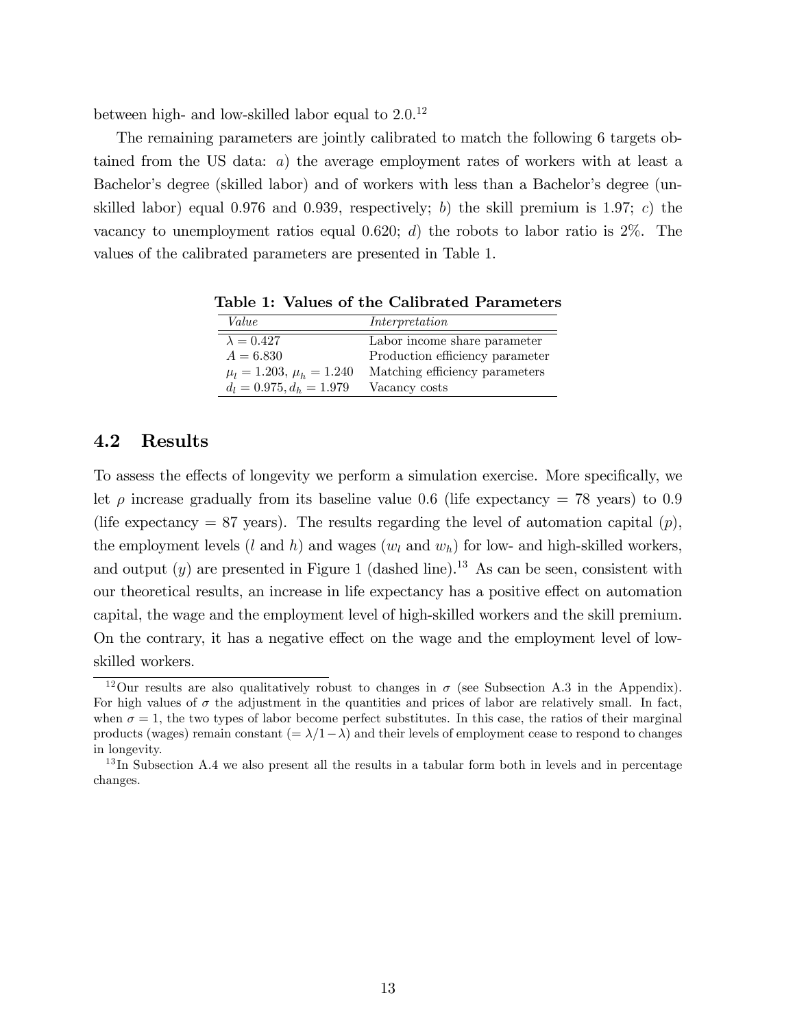between high- and low-skilled labor equal to 2.0.[12]

The remaining parameters are jointly calibrated to match the following 6 targets obtained from the US data: *a*) the average employment rates of workers with at least a Bachelor's degree (skilled labor) and of workers with less than a Bachelor's degree (unskilled labor) equal 0.976 and 0.939, respectively; *b*) the skill premium is 1.97; *c*) the vacancy to unemployment ratios equal 0.620; *d*) the robots to labor ratio is 2%. The values of the calibrated parameters are presented in Table 1.

**Table 1: Values of the Calibrated Parameters**

| *Value* | *Interpretation* |
|---|---|
| $\lambda = 0.427$ | Labor income share parameter |
| $A = 6.830$ | Production efficiency parameter |
| $\mu_l = 1.203$, $\mu_h = 1.240$ | Matching efficiency parameters |
| $d_l = 0.975, d_h = 1.979$ | Vacancy costs |

## 4.2 Results

To assess the effects of longevity we perform a simulation exercise. More specifically, we let $\rho$ increase gradually from its baseline value 0.6 (life expectancy = 78 years) to 0.9 (life expectancy = 87 years). The results regarding the level of automation capital ($p$), the employment levels ($l$ and $h$) and wages ($w_l$ and $w_h$) for low- and high-skilled workers, and output ($y$) are presented in Figure 1 (dashed line).[13] As can be seen, consistent with our theoretical results, an increase in life expectancy has a positive effect on automation capital, the wage and the employment level of high-skilled workers and the skill premium. On the contrary, it has a negative effect on the wage and the employment level of low-skilled workers.

[12] Our results are also qualitatively robust to changes in $\sigma$ (see Subsection A.3 in the Appendix). For high values of $\sigma$ the adjustment in the quantities and prices of labor are relatively small. In fact, when $\sigma = 1$, the two types of labor become perfect substitutes. In this case, the ratios of their marginal products (wages) remain constant ($= \lambda/1-\lambda$) and their levels of employment cease to respond to changes in longevity.

[13] In Subsection A.4 we also present all the results in a tabular form both in levels and in percentage changes.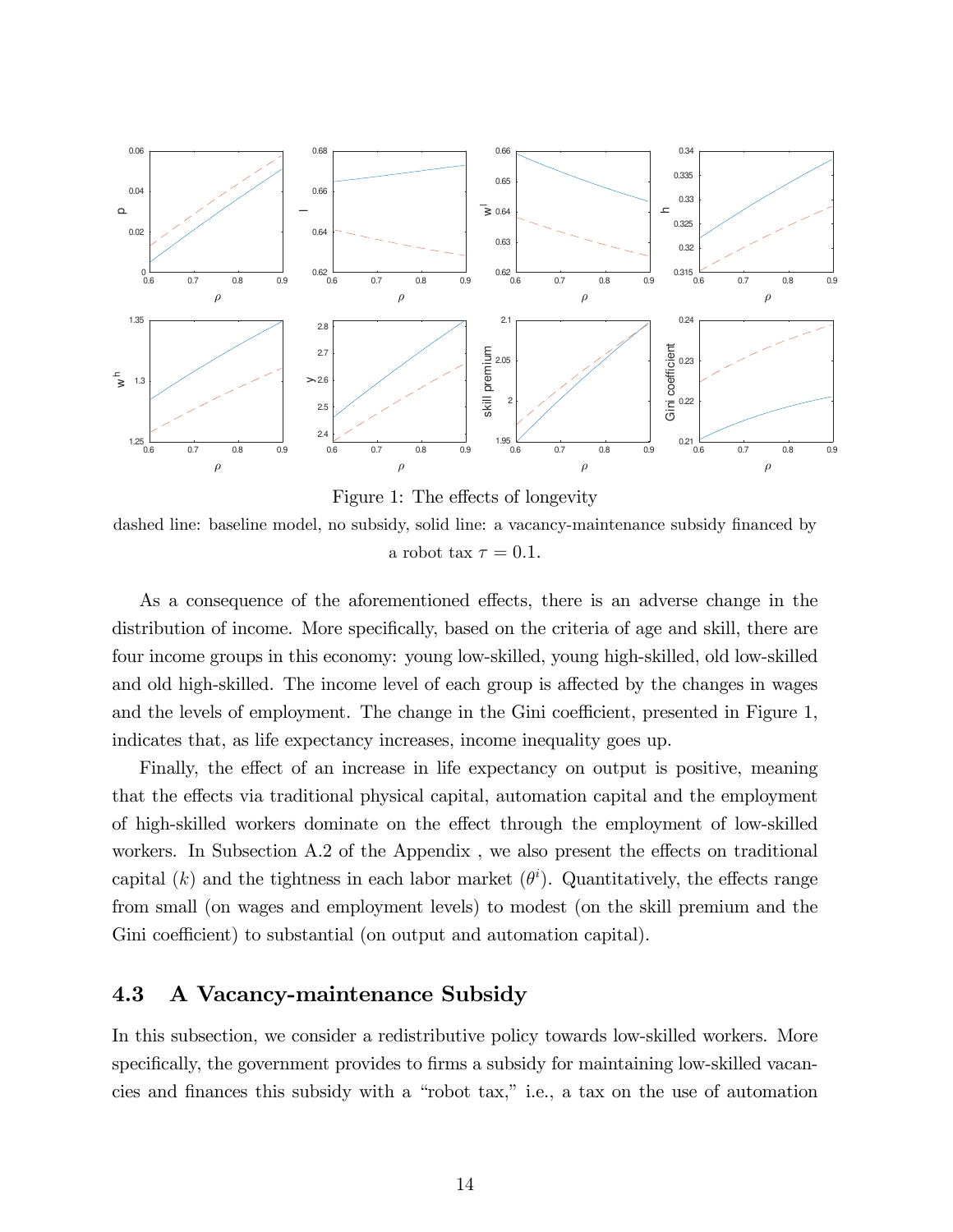Figure 1: The effects of longevity

dashed line: baseline model, no subsidy, solid line: a vacancy-maintenance subsidy financed by a robot tax $\tau = 0.1$.

As a consequence of the aforementioned effects, there is an adverse change in the distribution of income. More specifically, based on the criteria of age and skill, there are four income groups in this economy: young low-skilled, young high-skilled, old low-skilled and old high-skilled. The income level of each group is affected by the changes in wages and the levels of employment. The change in the Gini coefficient, presented in Figure 1, indicates that, as life expectancy increases, income inequality goes up.

Finally, the effect of an increase in life expectancy on output is positive, meaning that the effects via traditional physical capital, automation capital and the employment of high-skilled workers dominate on the effect through the employment of low-skilled workers. In Subsection A.2 of the Appendix , we also present the effects on traditional capital ($k$) and the tightness in each labor market ($\theta^i$). Quantitatively, the effects range from small (on wages and employment levels) to modest (on the skill premium and the Gini coefficient) to substantial (on output and automation capital).

### 4.3 A Vacancy-maintenance Subsidy

In this subsection, we consider a redistributive policy towards low-skilled workers. More specifically, the government provides to firms a subsidy for maintaining low-skilled vacancies and finances this subsidy with a "robot tax," i.e., a tax on the use of automation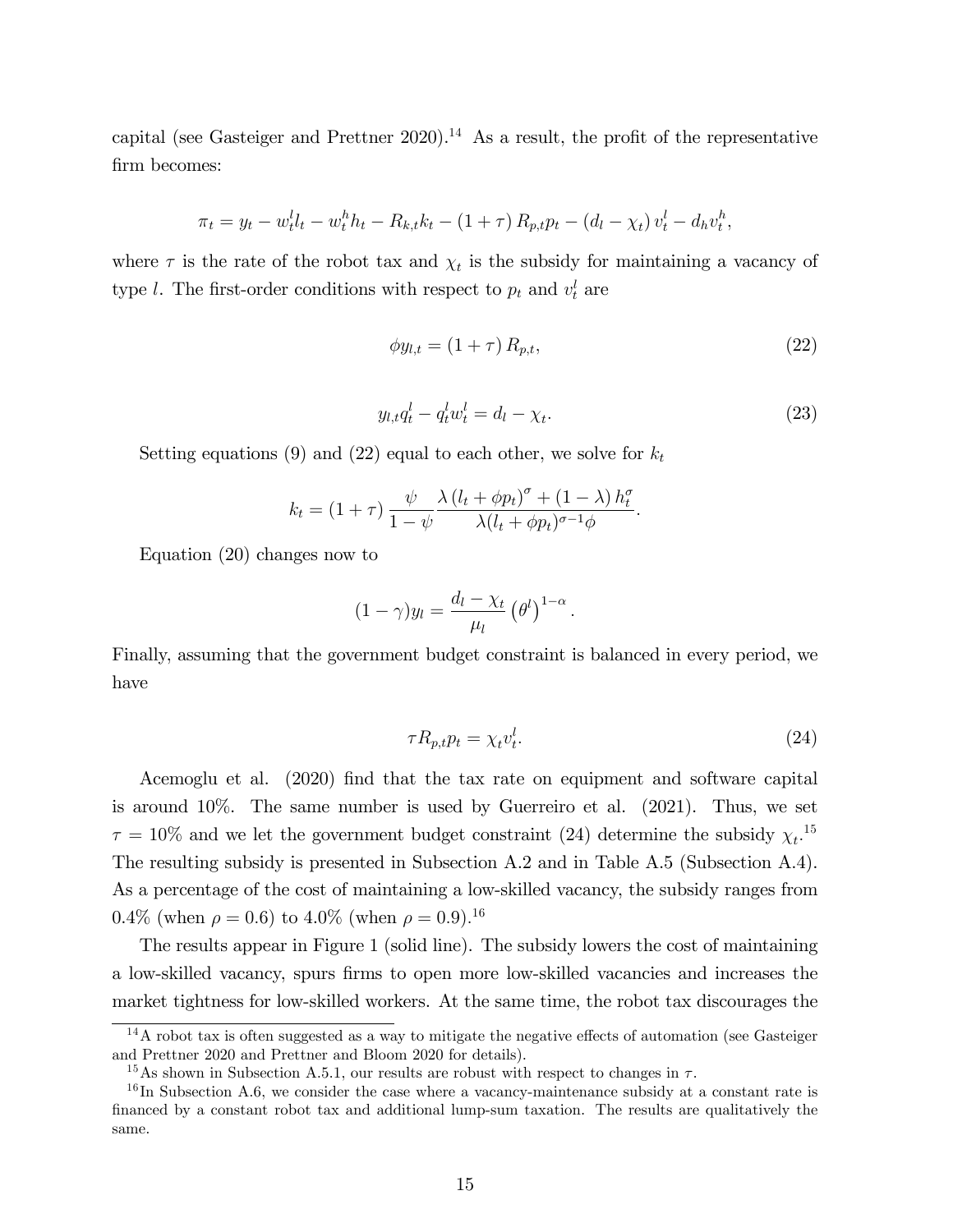capital (see Gasteiger and Prettner 2020).[14] As a result, the profit of the representative firm becomes:

$$\pi_t = y_t - w_t^l l_t - w_t^h h_t - R_{k,t} k_t - (1+\tau) R_{p,t} p_t - (d_l - \chi_t) v_t^l - d_h v_t^h,$$

where $\tau$ is the rate of the robot tax and $\chi_t$ is the subsidy for maintaining a vacancy of type $l$. The first-order conditions with respect to $p_t$ and $v_t^l$ are

$$\phi y_{l,t} = (1+\tau) R_{p,t}, \tag{22}$$

$$y_{l,t} q_t^l - q_t^l w_t^l = d_l - \chi_t. \tag{23}$$

Setting equations (9) and (22) equal to each other, we solve for $k_t$

$$k_t = (1+\tau) \frac{\psi}{1-\psi} \frac{\lambda (l_t + \phi p_t)^\sigma + (1-\lambda) h_t^\sigma}{\lambda (l_t + \phi p_t)^{\sigma - 1} \phi}.$$

Equation (20) changes now to

$$(1-\gamma) y_l = \frac{d_l - \chi_t}{\mu_l} \left(\theta^l\right)^{1-\alpha}.$$

Finally, assuming that the government budget constraint is balanced in every period, we have

$$\tau R_{p,t} p_t = \chi_t v_t^l. \tag{24}$$

Acemoglu et al. (2020) find that the tax rate on equipment and software capital is around 10%. The same number is used by Guerreiro et al. (2021). Thus, we set $\tau = 10\%$ and we let the government budget constraint (24) determine the subsidy $\chi_t$.[15] The resulting subsidy is presented in Subsection A.2 and in Table A.5 (Subsection A.4). As a percentage of the cost of maintaining a low-skilled vacancy, the subsidy ranges from 0.4% (when $\rho = 0.6$) to 4.0% (when $\rho = 0.9$).[16]

The results appear in Figure 1 (solid line). The subsidy lowers the cost of maintaining a low-skilled vacancy, spurs firms to open more low-skilled vacancies and increases the market tightness for low-skilled workers. At the same time, the robot tax discourages the

[14] A robot tax is often suggested as a way to mitigate the negative effects of automation (see Gasteiger and Prettner 2020 and Prettner and Bloom 2020 for details).

[15] As shown in Subsection A.5.1, our results are robust with respect to changes in $\tau$.

[16] In Subsection A.6, we consider the case where a vacancy-maintenance subsidy at a constant rate is financed by a constant robot tax and additional lump-sum taxation. The results are qualitatively the same.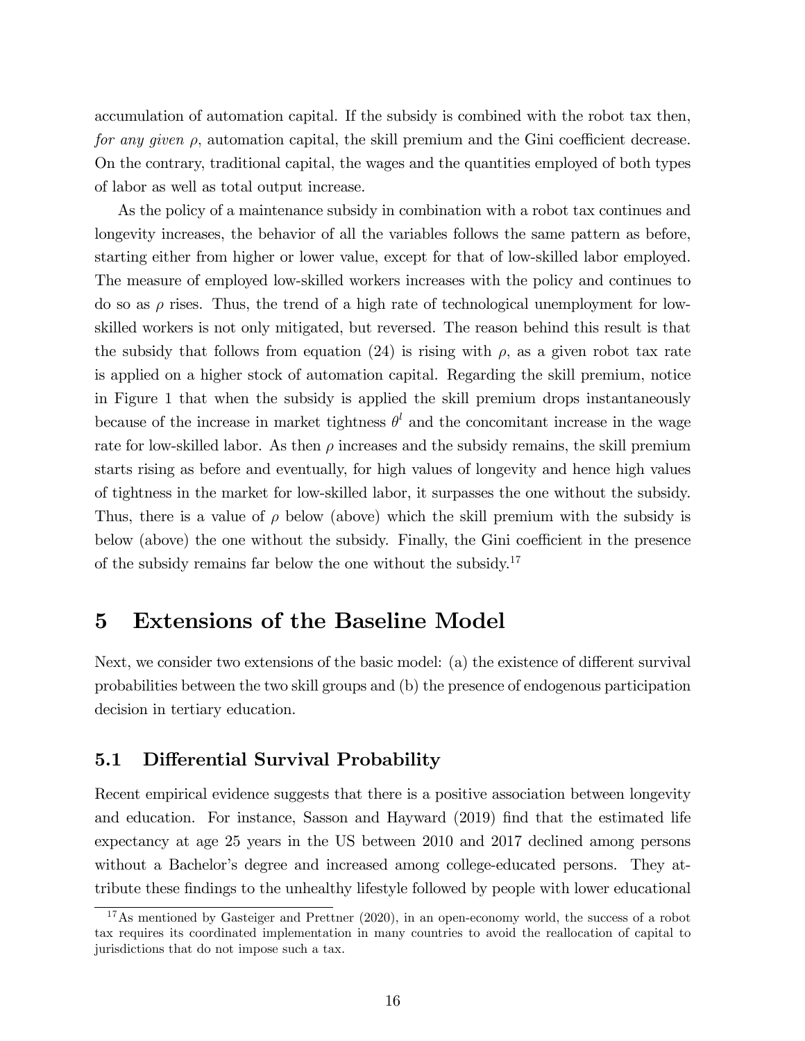accumulation of automation capital. If the subsidy is combined with the robot tax then, *for any given* $\rho$, automation capital, the skill premium and the Gini coefficient decrease. On the contrary, traditional capital, the wages and the quantities employed of both types of labor as well as total output increase.

As the policy of a maintenance subsidy in combination with a robot tax continues and longevity increases, the behavior of all the variables follows the same pattern as before, starting either from higher or lower value, except for that of low-skilled labor employed. The measure of employed low-skilled workers increases with the policy and continues to do so as $\rho$ rises. Thus, the trend of a high rate of technological unemployment for low-skilled workers is not only mitigated, but reversed. The reason behind this result is that the subsidy that follows from equation (24) is rising with $\rho$, as a given robot tax rate is applied on a higher stock of automation capital. Regarding the skill premium, notice in Figure 1 that when the subsidy is applied the skill premium drops instantaneously because of the increase in market tightness $\theta^l$ and the concomitant increase in the wage rate for low-skilled labor. As then $\rho$ increases and the subsidy remains, the skill premium starts rising as before and eventually, for high values of longevity and hence high values of tightness in the market for low-skilled labor, it surpasses the one without the subsidy. Thus, there is a value of $\rho$ below (above) which the skill premium with the subsidy is below (above) the one without the subsidy. Finally, the Gini coefficient in the presence of the subsidy remains far below the one without the subsidy.[17]

# 5 Extensions of the Baseline Model

Next, we consider two extensions of the basic model: (a) the existence of different survival probabilities between the two skill groups and (b) the presence of endogenous participation decision in tertiary education.

## 5.1 Differential Survival Probability

Recent empirical evidence suggests that there is a positive association between longevity and education. For instance, Sasson and Hayward (2019) find that the estimated life expectancy at age 25 years in the US between 2010 and 2017 declined among persons without a Bachelor's degree and increased among college-educated persons. They attribute these findings to the unhealthy lifestyle followed by people with lower educational

[17] As mentioned by Gasteiger and Prettner (2020), in an open-economy world, the success of a robot tax requires its coordinated implementation in many countries to avoid the reallocation of capital to jurisdictions that do not impose such a tax.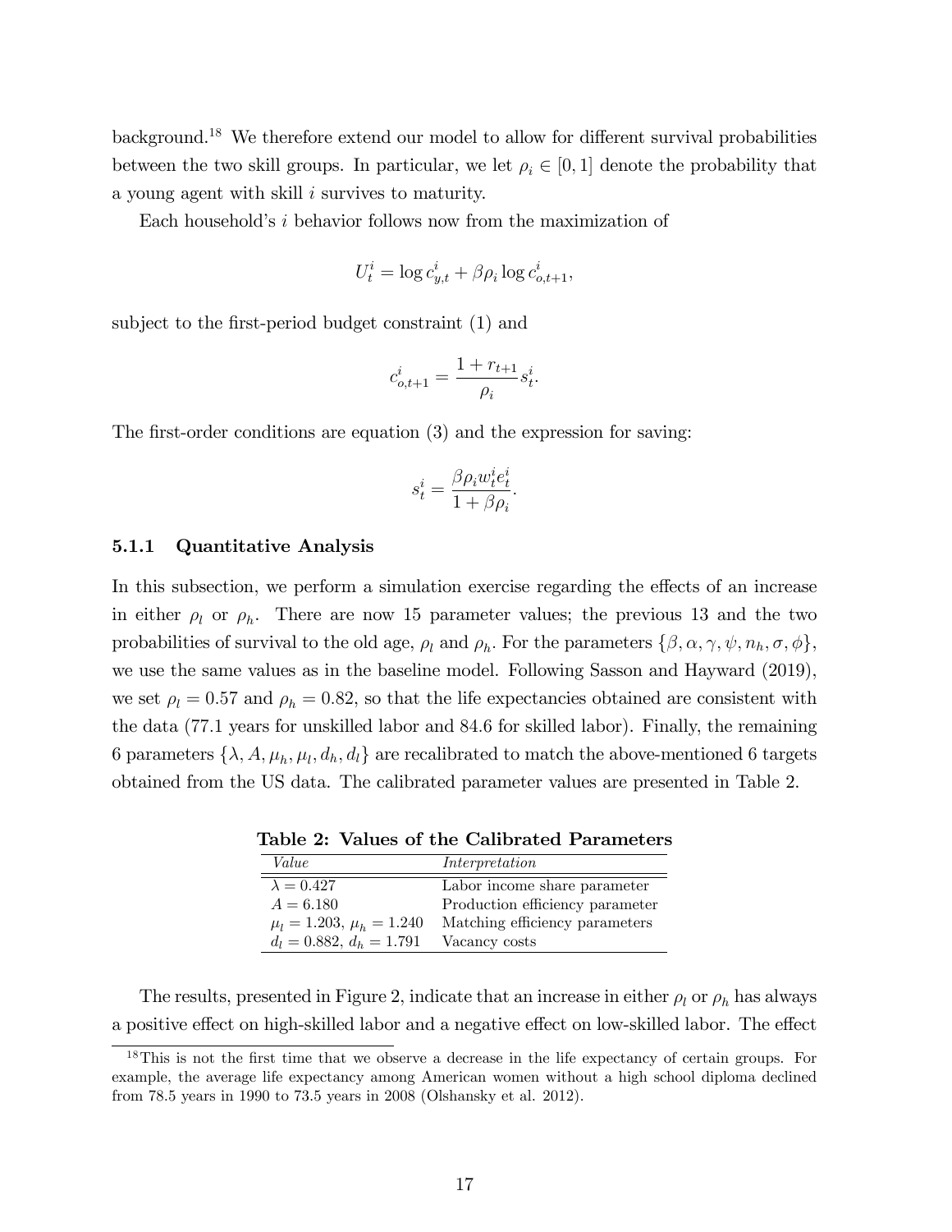background.[18] We therefore extend our model to allow for different survival probabilities between the two skill groups. In particular, we let $\rho_i \in [0,1]$ denote the probability that a young agent with skill $i$ survives to maturity.

Each household's $i$ behavior follows now from the maximization of

$$U_t^i = \log c_{y,t}^i + \beta \rho_i \log c_{o,t+1}^i,$$

subject to the first-period budget constraint (1) and

$$c_{o,t+1}^i = \frac{1 + r_{t+1}}{\rho_i} s_t^i.$$

The first-order conditions are equation (3) and the expression for saving:

$$s_t^i = \frac{\beta \rho_i w_t^i e_t^i}{1 + \beta \rho_i}.$$

### 5.1.1 Quantitative Analysis

In this subsection, we perform a simulation exercise regarding the effects of an increase in either $\rho_l$ or $\rho_h$. There are now 15 parameter values; the previous 13 and the two probabilities of survival to the old age, $\rho_l$ and $\rho_h$. For the parameters $\{\beta, \alpha, \gamma, \psi, n_h, \sigma, \phi\}$, we use the same values as in the baseline model. Following Sasson and Hayward (2019), we set $\rho_l = 0.57$ and $\rho_h = 0.82$, so that the life expectancies obtained are consistent with the data (77.1 years for unskilled labor and 84.6 for skilled labor). Finally, the remaining 6 parameters $\{\lambda, A, \mu_h, \mu_l, d_h, d_l\}$ are recalibrated to match the above-mentioned 6 targets obtained from the US data. The calibrated parameter values are presented in Table 2.

**Table 2: Values of the Calibrated Parameters**

| *Value* | *Interpretation* |
|---|---|
| $\lambda = 0.427$ | Labor income share parameter |
| $A = 6.180$ | Production efficiency parameter |
| $\mu_l = 1.203$, $\mu_h = 1.240$ | Matching efficiency parameters |
| $d_l = 0.882$, $d_h = 1.791$ | Vacancy costs |

The results, presented in Figure 2, indicate that an increase in either $\rho_l$ or $\rho_h$ has always a positive effect on high-skilled labor and a negative effect on low-skilled labor. The effect

[18] This is not the first time that we observe a decrease in the life expectancy of certain groups. For example, the average life expectancy among American women without a high school diploma declined from 78.5 years in 1990 to 73.5 years in 2008 (Olshansky et al. 2012).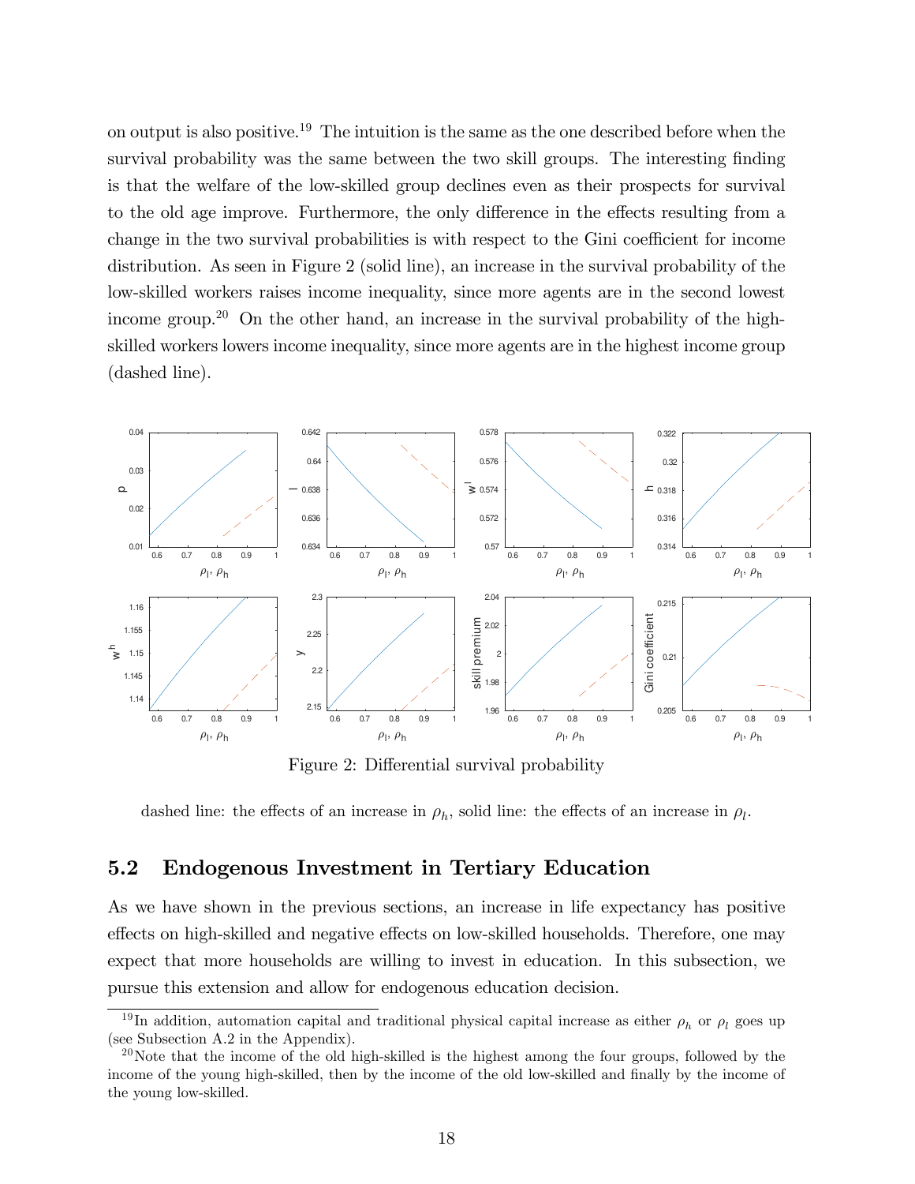on output is also positive.[19] The intuition is the same as the one described before when the survival probability was the same between the two skill groups. The interesting finding is that the welfare of the low-skilled group declines even as their prospects for survival to the old age improve. Furthermore, the only difference in the effects resulting from a change in the two survival probabilities is with respect to the Gini coefficient for income distribution. As seen in Figure 2 (solid line), an increase in the survival probability of the low-skilled workers raises income inequality, since more agents are in the second lowest income group.[20] On the other hand, an increase in the survival probability of the high-skilled workers lowers income inequality, since more agents are in the highest income group (dashed line).

Figure 2: Differential survival probability

dashed line: the effects of an increase in $\rho_h$, solid line: the effects of an increase in $\rho_l$.

## 5.2 Endogenous Investment in Tertiary Education

As we have shown in the previous sections, an increase in life expectancy has positive effects on high-skilled and negative effects on low-skilled households. Therefore, one may expect that more households are willing to invest in education. In this subsection, we pursue this extension and allow for endogenous education decision.

[19] In addition, automation capital and traditional physical capital increase as either $\rho_h$ or $\rho_l$ goes up (see Subsection A.2 in the Appendix).

[20] Note that the income of the old high-skilled is the highest among the four groups, followed by the income of the young high-skilled, then by the income of the old low-skilled and finally by the income of the young low-skilled.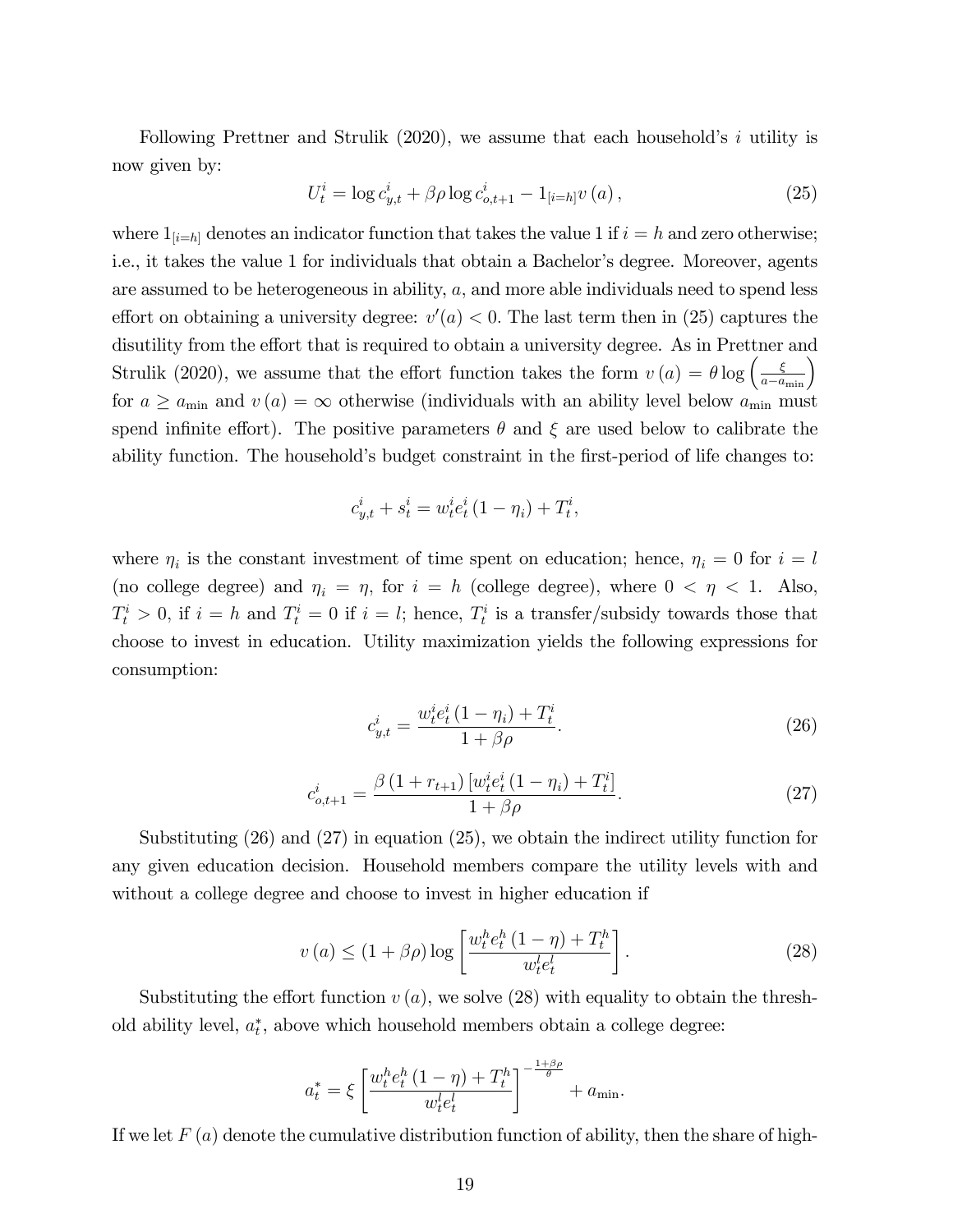Following Prettner and Strulik (2020), we assume that each household's $i$ utility is now given by:

$$U_t^i = \log c_{y,t}^i + \beta\rho \log c_{o,t+1}^i - 1_{[i=h]} v(a), \tag{25}$$

where $1_{[i=h]}$ denotes an indicator function that takes the value 1 if $i = h$ and zero otherwise; i.e., it takes the value 1 for individuals that obtain a Bachelor's degree. Moreover, agents are assumed to be heterogeneous in ability, $a$, and more able individuals need to spend less effort on obtaining a university degree: $v'(a) < 0$. The last term then in (25) captures the disutility from the effort that is required to obtain a university degree. As in Prettner and Strulik (2020), we assume that the effort function takes the form $v(a) = \theta \log\left(\frac{\xi}{a - a_{\min}}\right)$ for $a \geq a_{\min}$ and $v(a) = \infty$ otherwise (individuals with an ability level below $a_{\min}$ must spend infinite effort). The positive parameters $\theta$ and $\xi$ are used below to calibrate the ability function. The household's budget constraint in the first-period of life changes to:

$$c_{y,t}^i + s_t^i = w_t^i e_t^i (1 - \eta_i) + T_t^i,$$

where $\eta_i$ is the constant investment of time spent on education; hence, $\eta_i = 0$ for $i = l$ (no college degree) and $\eta_i = \eta$, for $i = h$ (college degree), where $0 < \eta < 1$. Also, $T_t^i > 0$, if $i = h$ and $T_t^i = 0$ if $i = l$; hence, $T_t^i$ is a transfer/subsidy towards those that choose to invest in education. Utility maximization yields the following expressions for consumption:

$$c_{y,t}^i = \frac{w_t^i e_t^i (1 - \eta_i) + T_t^i}{1 + \beta\rho}. \tag{26}$$

$$c_{o,t+1}^i = \frac{\beta (1 + r_{t+1}) \left[w_t^i e_t^i (1 - \eta_i) + T_t^i\right]}{1 + \beta\rho}. \tag{27}$$

Substituting (26) and (27) in equation (25), we obtain the indirect utility function for any given education decision. Household members compare the utility levels with and without a college degree and choose to invest in higher education if

$$v(a) \leq (1 + \beta\rho) \log\left[\frac{w_t^h e_t^h (1 - \eta) + T_t^h}{w_t^l e_t^l}\right]. \tag{28}$$

Substituting the effort function $v(a)$, we solve (28) with equality to obtain the threshold ability level, $a_t^*$, above which household members obtain a college degree:

$$a_t^* = \xi \left[\frac{w_t^h e_t^h (1 - \eta) + T_t^h}{w_t^l e_t^l}\right]^{-\frac{1+\beta\rho}{\theta}} + a_{\min}.$$

If we let $F(a)$ denote the cumulative distribution function of ability, then the share of high-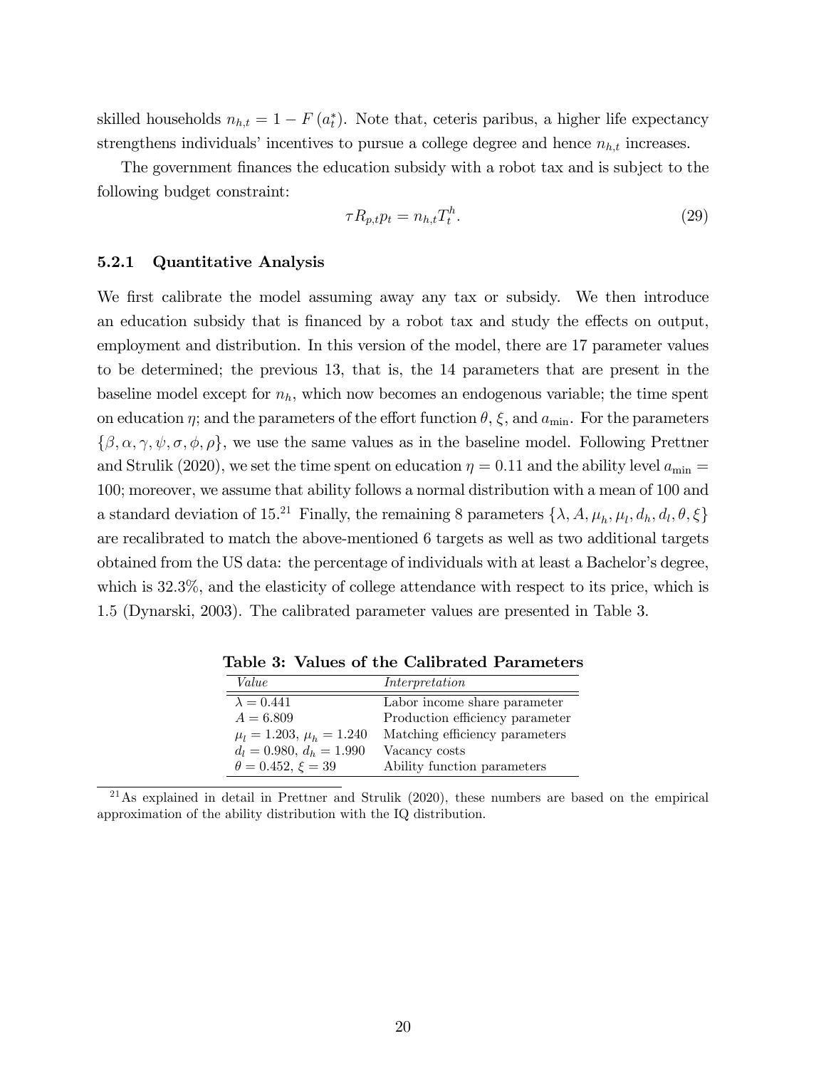skilled households $n_{h,t} = 1 - F(a_t^*)$. Note that, ceteris paribus, a higher life expectancy strengthens individuals' incentives to pursue a college degree and hence $n_{h,t}$ increases.

The government finances the education subsidy with a robot tax and is subject to the following budget constraint:

$$\tau R_{p,t} p_t = n_{h,t} T_t^h. \tag{29}$$

#### 5.2.1 Quantitative Analysis

We first calibrate the model assuming away any tax or subsidy. We then introduce an education subsidy that is financed by a robot tax and study the effects on output, employment and distribution. In this version of the model, there are 17 parameter values to be determined; the previous 13, that is, the 14 parameters that are present in the baseline model except for $n_h$, which now becomes an endogenous variable; the time spent on education $\eta$; and the parameters of the effort function $\theta$, $\xi$, and $a_{\min}$. For the parameters $\{\beta, \alpha, \gamma, \psi, \sigma, \phi, \rho\}$, we use the same values as in the baseline model. Following Prettner and Strulik (2020), we set the time spent on education $\eta = 0.11$ and the ability level $a_{\min} = 100$; moreover, we assume that ability follows a normal distribution with a mean of 100 and a standard deviation of 15.[21] Finally, the remaining 8 parameters $\{\lambda, A, \mu_h, \mu_l, d_h, d_l, \theta, \xi\}$ are recalibrated to match the above-mentioned 6 targets as well as two additional targets obtained from the US data: the percentage of individuals with at least a Bachelor's degree, which is 32.3%, and the elasticity of college attendance with respect to its price, which is 1.5 (Dynarski, 2003). The calibrated parameter values are presented in Table 3.

**Table 3: Values of the Calibrated Parameters**

| *Value* | *Interpretation* |
|---|---|
| $\lambda = 0.441$ | Labor income share parameter |
| $A = 6.809$ | Production efficiency parameter |
| $\mu_l = 1.203$, $\mu_h = 1.240$ | Matching efficiency parameters |
| $d_l = 0.980$, $d_h = 1.990$ | Vacancy costs |
| $\theta = 0.452$, $\xi = 39$ | Ability function parameters |

[21] As explained in detail in Prettner and Strulik (2020), these numbers are based on the empirical approximation of the ability distribution with the IQ distribution.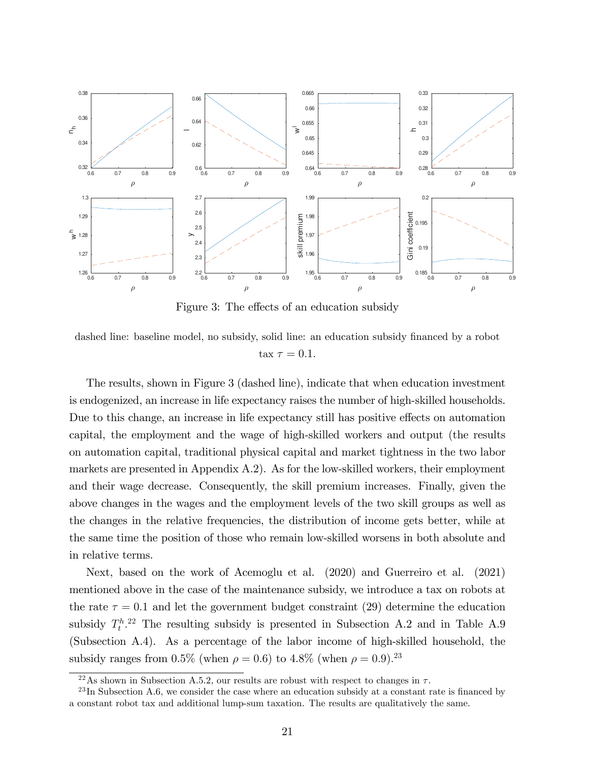Figure 3: The effects of an education subsidy

dashed line: baseline model, no subsidy, solid line: an education subsidy financed by a robot tax $\tau = 0.1$.

The results, shown in Figure 3 (dashed line), indicate that when education investment is endogenized, an increase in life expectancy raises the number of high-skilled households. Due to this change, an increase in life expectancy still has positive effects on automation capital, the employment and the wage of high-skilled workers and output (the results on automation capital, traditional physical capital and market tightness in the two labor markets are presented in Appendix A.2). As for the low-skilled workers, their employment and their wage decrease. Consequently, the skill premium increases. Finally, given the above changes in the wages and the employment levels of the two skill groups as well as the changes in the relative frequencies, the distribution of income gets better, while at the same time the position of those who remain low-skilled worsens in both absolute and in relative terms.

Next, based on the work of Acemoglu et al. (2020) and Guerreiro et al. (2021) mentioned above in the case of the maintenance subsidy, we introduce a tax on robots at the rate $\tau = 0.1$ and let the government budget constraint (29) determine the education subsidy $T_t^h$.[22] The resulting subsidy is presented in Subsection A.2 and in Table A.9 (Subsection A.4). As a percentage of the labor income of high-skilled household, the subsidy ranges from 0.5% (when $\rho = 0.6$) to 4.8% (when $\rho = 0.9$).[23]

[22] As shown in Subsection A.5.2, our results are robust with respect to changes in $\tau$.

[23] In Subsection A.6, we consider the case where an education subsidy at a constant rate is financed by a constant robot tax and additional lump-sum taxation. The results are qualitatively the same.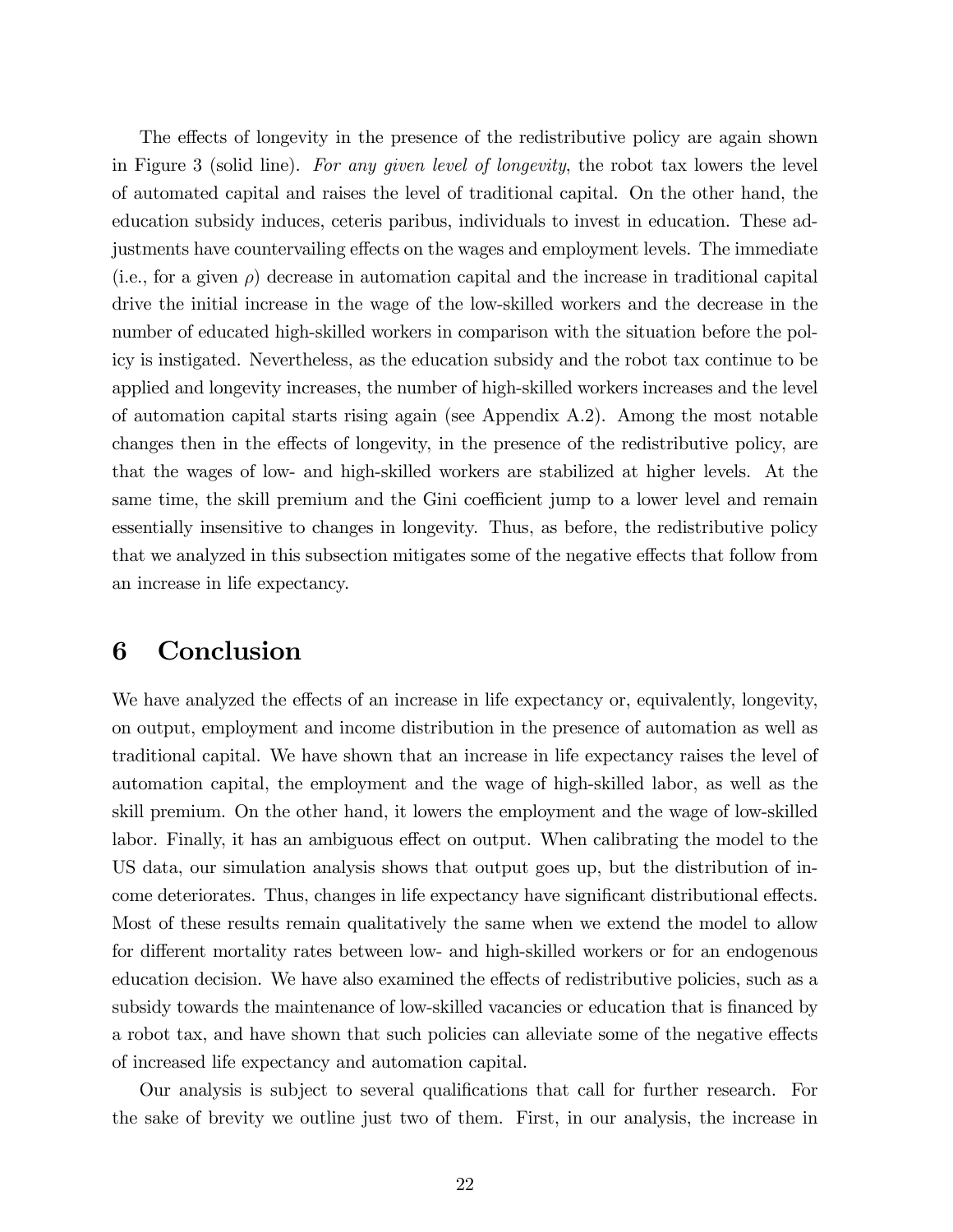The effects of longevity in the presence of the redistributive policy are again shown in Figure 3 (solid line). *For any given level of longevity*, the robot tax lowers the level of automated capital and raises the level of traditional capital. On the other hand, the education subsidy induces, ceteris paribus, individuals to invest in education. These adjustments have countervailing effects on the wages and employment levels. The immediate (i.e., for a given $\rho$) decrease in automation capital and the increase in traditional capital drive the initial increase in the wage of the low-skilled workers and the decrease in the number of educated high-skilled workers in comparison with the situation before the policy is instigated. Nevertheless, as the education subsidy and the robot tax continue to be applied and longevity increases, the number of high-skilled workers increases and the level of automation capital starts rising again (see Appendix A.2). Among the most notable changes then in the effects of longevity, in the presence of the redistributive policy, are that the wages of low- and high-skilled workers are stabilized at higher levels. At the same time, the skill premium and the Gini coefficient jump to a lower level and remain essentially insensitive to changes in longevity. Thus, as before, the redistributive policy that we analyzed in this subsection mitigates some of the negative effects that follow from an increase in life expectancy.

# 6 Conclusion

We have analyzed the effects of an increase in life expectancy or, equivalently, longevity, on output, employment and income distribution in the presence of automation as well as traditional capital. We have shown that an increase in life expectancy raises the level of automation capital, the employment and the wage of high-skilled labor, as well as the skill premium. On the other hand, it lowers the employment and the wage of low-skilled labor. Finally, it has an ambiguous effect on output. When calibrating the model to the US data, our simulation analysis shows that output goes up, but the distribution of income deteriorates. Thus, changes in life expectancy have significant distributional effects. Most of these results remain qualitatively the same when we extend the model to allow for different mortality rates between low- and high-skilled workers or for an endogenous education decision. We have also examined the effects of redistributive policies, such as a subsidy towards the maintenance of low-skilled vacancies or education that is financed by a robot tax, and have shown that such policies can alleviate some of the negative effects of increased life expectancy and automation capital.

Our analysis is subject to several qualifications that call for further research. For the sake of brevity we outline just two of them. First, in our analysis, the increase in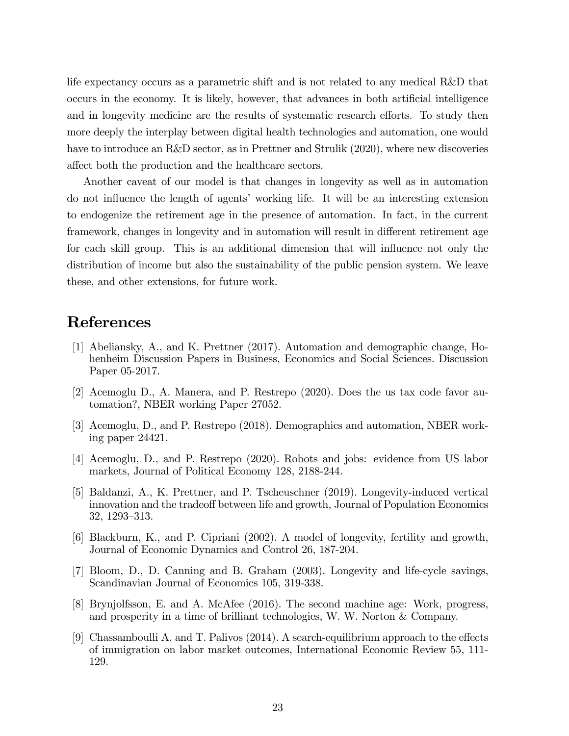life expectancy occurs as a parametric shift and is not related to any medical R&D that occurs in the economy. It is likely, however, that advances in both artificial intelligence and in longevity medicine are the results of systematic research efforts. To study then more deeply the interplay between digital health technologies and automation, one would have to introduce an R&D sector, as in Prettner and Strulik (2020), where new discoveries affect both the production and the healthcare sectors.

Another caveat of our model is that changes in longevity as well as in automation do not influence the length of agents' working life. It will be an interesting extension to endogenize the retirement age in the presence of automation. In fact, in the current framework, changes in longevity and in automation will result in different retirement age for each skill group. This is an additional dimension that will influence not only the distribution of income but also the sustainability of the public pension system. We leave these, and other extensions, for future work.

# References

[1] Abeliansky, A., and K. Prettner (2017). Automation and demographic change, Hohenheim Discussion Papers in Business, Economics and Social Sciences. Discussion Paper 05-2017.

[2] Acemoglu D., A. Manera, and P. Restrepo (2020). Does the us tax code favor automation?, NBER working Paper 27052.

[3] Acemoglu, D., and P. Restrepo (2018). Demographics and automation, NBER working paper 24421.

[4] Acemoglu, D., and P. Restrepo (2020). Robots and jobs: evidence from US labor markets, Journal of Political Economy 128, 2188-244.

[5] Baldanzi, A., K. Prettner, and P. Tscheuschner (2019). Longevity-induced vertical innovation and the tradeoff between life and growth, Journal of Population Economics 32, 1293–313.

[6] Blackburn, K., and P. Cipriani (2002). A model of longevity, fertility and growth, Journal of Economic Dynamics and Control 26, 187-204.

[7] Bloom, D., D. Canning and B. Graham (2003). Longevity and life-cycle savings, Scandinavian Journal of Economics 105, 319-338.

[8] Brynjolfsson, E. and A. McAfee (2016). The second machine age: Work, progress, and prosperity in a time of brilliant technologies, W. W. Norton & Company.

[9] Chassamboulli A. and T. Palivos (2014). A search-equilibrium approach to the effects of immigration on labor market outcomes, International Economic Review 55, 111-129.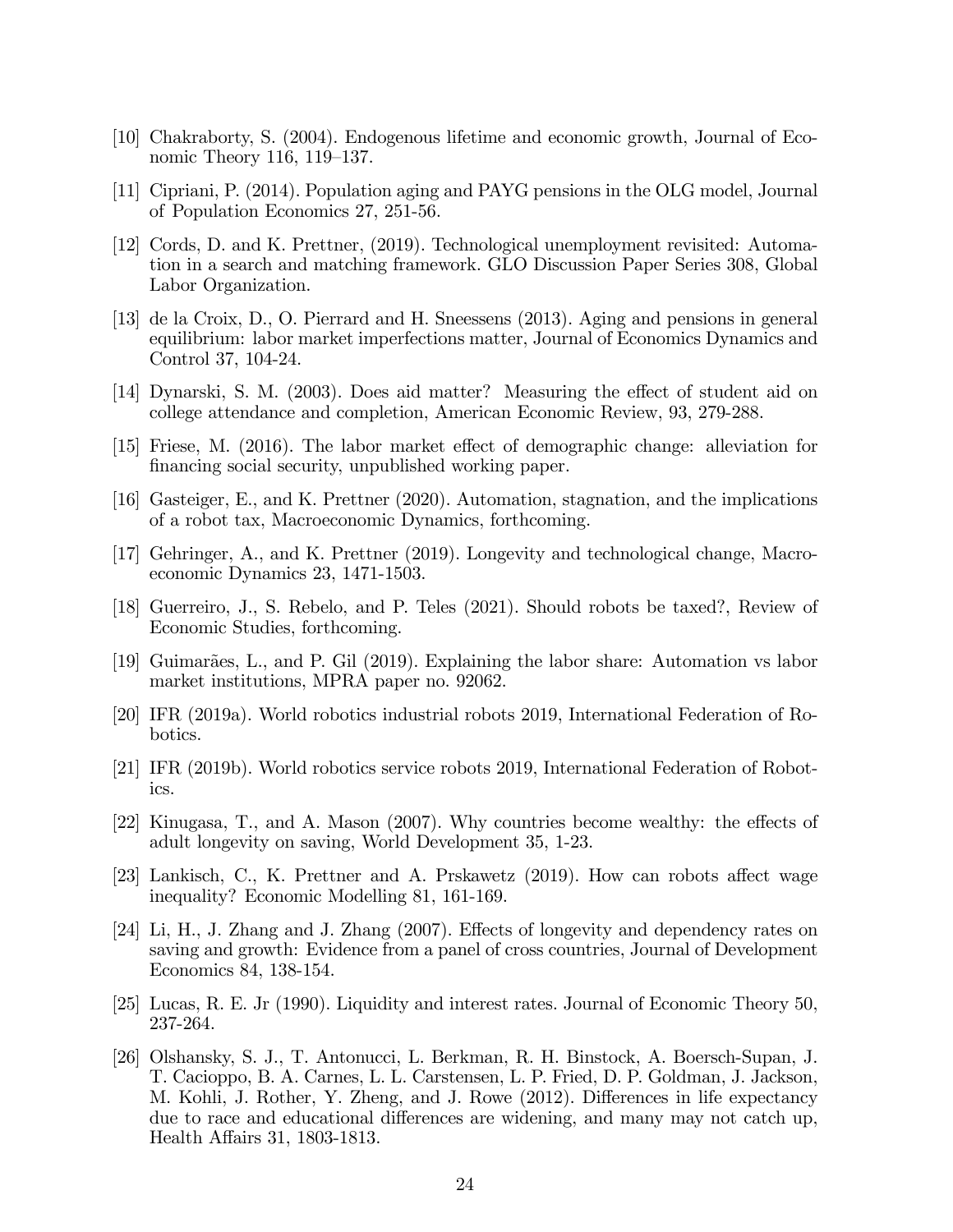[10] Chakraborty, S. (2004). Endogenous lifetime and economic growth, Journal of Economic Theory 116, 119–137.

[11] Cipriani, P. (2014). Population aging and PAYG pensions in the OLG model, Journal of Population Economics 27, 251-56.

[12] Cords, D. and K. Prettner, (2019). Technological unemployment revisited: Automation in a search and matching framework. GLO Discussion Paper Series 308, Global Labor Organization.

[13] de la Croix, D., O. Pierrard and H. Sneessens (2013). Aging and pensions in general equilibrium: labor market imperfections matter, Journal of Economics Dynamics and Control 37, 104-24.

[14] Dynarski, S. M. (2003). Does aid matter? Measuring the effect of student aid on college attendance and completion, American Economic Review, 93, 279-288.

[15] Friese, M. (2016). The labor market effect of demographic change: alleviation for financing social security, unpublished working paper.

[16] Gasteiger, E., and K. Prettner (2020). Automation, stagnation, and the implications of a robot tax, Macroeconomic Dynamics, forthcoming.

[17] Gehringer, A., and K. Prettner (2019). Longevity and technological change, Macroeconomic Dynamics 23, 1471-1503.

[18] Guerreiro, J., S. Rebelo, and P. Teles (2021). Should robots be taxed?, Review of Economic Studies, forthcoming.

[19] Guimarães, L., and P. Gil (2019). Explaining the labor share: Automation vs labor market institutions, MPRA paper no. 92062.

[20] IFR (2019a). World robotics industrial robots 2019, International Federation of Robotics.

[21] IFR (2019b). World robotics service robots 2019, International Federation of Robotics.

[22] Kinugasa, T., and A. Mason (2007). Why countries become wealthy: the effects of adult longevity on saving, World Development 35, 1-23.

[23] Lankisch, C., K. Prettner and A. Prskawetz (2019). How can robots affect wage inequality? Economic Modelling 81, 161-169.

[24] Li, H., J. Zhang and J. Zhang (2007). Effects of longevity and dependency rates on saving and growth: Evidence from a panel of cross countries, Journal of Development Economics 84, 138-154.

[25] Lucas, R. E. Jr (1990). Liquidity and interest rates. Journal of Economic Theory 50, 237-264.

[26] Olshansky, S. J., T. Antonucci, L. Berkman, R. H. Binstock, A. Boersch-Supan, J. T. Cacioppo, B. A. Carnes, L. L. Carstensen, L. P. Fried, D. P. Goldman, J. Jackson, M. Kohli, J. Rother, Y. Zheng, and J. Rowe (2012). Differences in life expectancy due to race and educational differences are widening, and many may not catch up, Health Affairs 31, 1803-1813.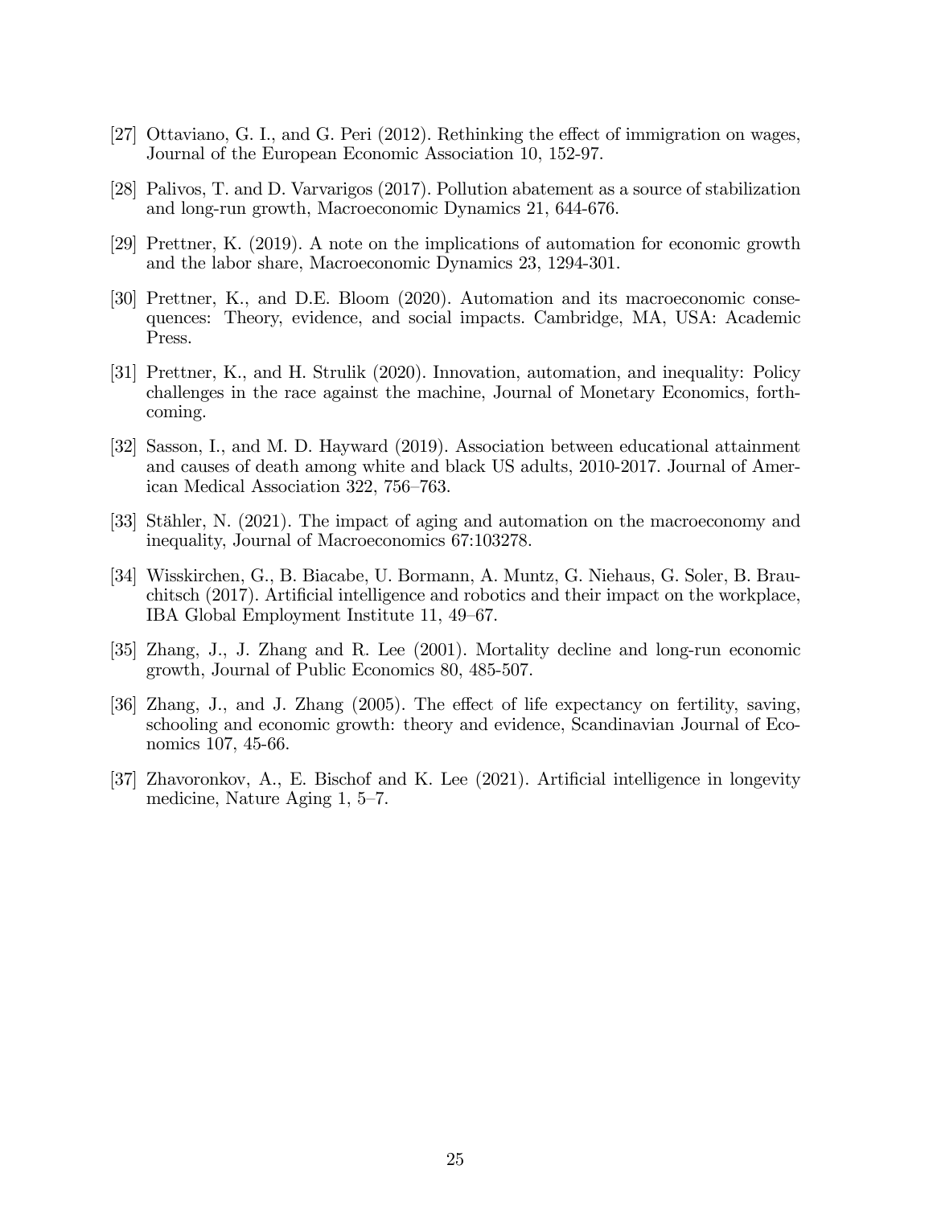[27] Ottaviano, G. I., and G. Peri (2012). Rethinking the effect of immigration on wages, Journal of the European Economic Association 10, 152-97.

[28] Palivos, T. and D. Varvarigos (2017). Pollution abatement as a source of stabilization and long-run growth, Macroeconomic Dynamics 21, 644-676.

[29] Prettner, K. (2019). A note on the implications of automation for economic growth and the labor share, Macroeconomic Dynamics 23, 1294-301.

[30] Prettner, K., and D.E. Bloom (2020). Automation and its macroeconomic consequences: Theory, evidence, and social impacts. Cambridge, MA, USA: Academic Press.

[31] Prettner, K., and H. Strulik (2020). Innovation, automation, and inequality: Policy challenges in the race against the machine, Journal of Monetary Economics, forthcoming.

[32] Sasson, I., and M. D. Hayward (2019). Association between educational attainment and causes of death among white and black US adults, 2010-2017. Journal of American Medical Association 322, 756–763.

[33] Stähler, N. (2021). The impact of aging and automation on the macroeconomy and inequality, Journal of Macroeconomics 67:103278.

[34] Wisskirchen, G., B. Biacabe, U. Bormann, A. Muntz, G. Niehaus, G. Soler, B. Brauchitsch (2017). Artificial intelligence and robotics and their impact on the workplace, IBA Global Employment Institute 11, 49–67.

[35] Zhang, J., J. Zhang and R. Lee (2001). Mortality decline and long-run economic growth, Journal of Public Economics 80, 485-507.

[36] Zhang, J., and J. Zhang (2005). The effect of life expectancy on fertility, saving, schooling and economic growth: theory and evidence, Scandinavian Journal of Economics 107, 45-66.

[37] Zhavoronkov, A., E. Bischof and K. Lee (2021). Artificial intelligence in longevity medicine, Nature Aging 1, 5–7.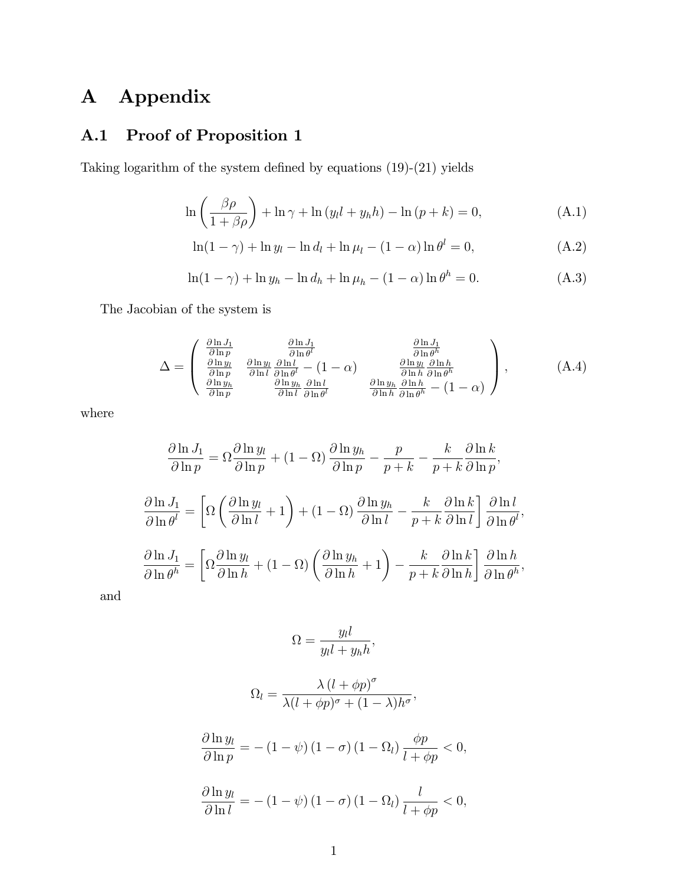# A Appendix

## A.1 Proof of Proposition 1

Taking logarithm of the system defined by equations (19)-(21) yields

$$\ln\left(\frac{\beta\rho}{1+\beta\rho}\right)+\ln\gamma+\ln\left(y_l l+y_h h\right)-\ln\left(p+k\right)=0, \tag{A.1}$$

$$\ln(1-\gamma)+\ln y_l-\ln d_l+\ln\mu_l-(1-\alpha)\ln\theta^l=0, \tag{A.2}$$

$$\ln(1-\gamma)+\ln y_h-\ln d_h+\ln\mu_h-(1-\alpha)\ln\theta^h=0. \tag{A.3}$$

The Jacobian of the system is

$$\Delta=\begin{pmatrix} \frac{\partial\ln J_1}{\partial\ln p} & \frac{\partial\ln J_1}{\partial\ln\theta^l} & \frac{\partial\ln J_1}{\partial\ln\theta^h} \\ \frac{\partial\ln y_l}{\partial\ln p} & \frac{\partial\ln y_l}{\partial\ln l}\frac{\partial\ln l}{\partial\ln\theta^l}-(1-\alpha) & \frac{\partial\ln y_l}{\partial\ln h}\frac{\partial\ln h}{\partial\ln\theta^h} \\ \frac{\partial\ln y_h}{\partial\ln p} & \frac{\partial\ln y_h}{\partial\ln l}\frac{\partial\ln l}{\partial\ln\theta^l} & \frac{\partial\ln y_h}{\partial\ln h}\frac{\partial\ln h}{\partial\ln\theta^h}-(1-\alpha) \end{pmatrix}, \tag{A.4}$$

where

$$\frac{\partial\ln J_1}{\partial\ln p}=\Omega\frac{\partial\ln y_l}{\partial\ln p}+\left(1-\Omega\right)\frac{\partial\ln y_h}{\partial\ln p}-\frac{p}{p+k}-\frac{k}{p+k}\frac{\partial\ln k}{\partial\ln p},$$

$$\frac{\partial\ln J_1}{\partial\ln\theta^l}=\left[\Omega\left(\frac{\partial\ln y_l}{\partial\ln l}+1\right)+\left(1-\Omega\right)\frac{\partial\ln y_h}{\partial\ln l}-\frac{k}{p+k}\frac{\partial\ln k}{\partial\ln l}\right]\frac{\partial\ln l}{\partial\ln\theta^l},$$

$$\frac{\partial\ln J_1}{\partial\ln\theta^h}=\left[\Omega\frac{\partial\ln y_l}{\partial\ln h}+\left(1-\Omega\right)\left(\frac{\partial\ln y_h}{\partial\ln h}+1\right)-\frac{k}{p+k}\frac{\partial\ln k}{\partial\ln h}\right]\frac{\partial\ln h}{\partial\ln\theta^h},$$

and

$$\Omega=\frac{y_l l}{y_l l+y_h h},$$

$$\Omega_l=\frac{\lambda\left(l+\phi p\right)^\sigma}{\lambda(l+\phi p)^\sigma+(1-\lambda)h^\sigma},$$

$$\frac{\partial\ln y_l}{\partial\ln p}=-\left(1-\psi\right)\left(1-\sigma\right)\left(1-\Omega_l\right)\frac{\phi p}{l+\phi p}<0,$$

$$\frac{\partial\ln y_l}{\partial\ln l}=-\left(1-\psi\right)\left(1-\sigma\right)\left(1-\Omega_l\right)\frac{l}{l+\phi p}<0,$$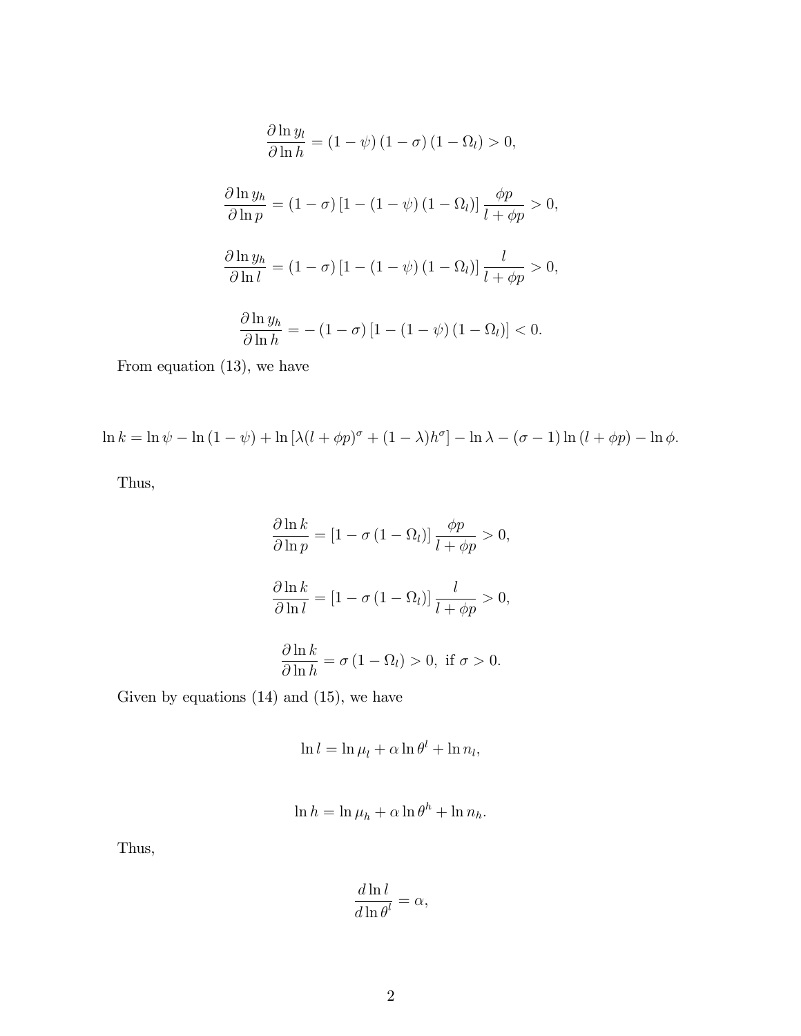$$\frac{\partial \ln y_l}{\partial \ln h} = (1-\psi)(1-\sigma)(1-\Omega_l) > 0,$$

$$\frac{\partial \ln y_h}{\partial \ln p} = (1-\sigma)\left[1-(1-\psi)(1-\Omega_l)\right]\frac{\phi p}{l+\phi p} > 0,$$

$$\frac{\partial \ln y_h}{\partial \ln l} = (1-\sigma)\left[1-(1-\psi)(1-\Omega_l)\right]\frac{l}{l+\phi p} > 0,$$

$$\frac{\partial \ln y_h}{\partial \ln h} = -(1-\sigma)\left[1-(1-\psi)(1-\Omega_l)\right] < 0.$$

From equation (13), we have

$$\ln k = \ln \psi - \ln(1-\psi) + \ln\left[\lambda(l+\phi p)^{\sigma} + (1-\lambda)h^{\sigma}\right] - \ln \lambda - (\sigma - 1)\ln(l+\phi p) - \ln \phi.$$

Thus,

$$\frac{\partial \ln k}{\partial \ln p} = \left[1-\sigma(1-\Omega_l)\right]\frac{\phi p}{l+\phi p} > 0,$$

$$\frac{\partial \ln k}{\partial \ln l} = \left[1-\sigma(1-\Omega_l)\right]\frac{l}{l+\phi p} > 0,$$

$$\frac{\partial \ln k}{\partial \ln h} = \sigma(1-\Omega_l) > 0, \text{ if } \sigma > 0.$$

Given by equations (14) and (15), we have

$$\ln l = \ln \mu_l + \alpha \ln \theta^l + \ln n_l,$$

$$\ln h = \ln \mu_h + \alpha \ln \theta^h + \ln n_h.$$

Thus,

$$\frac{d \ln l}{d \ln \theta^l} = \alpha,$$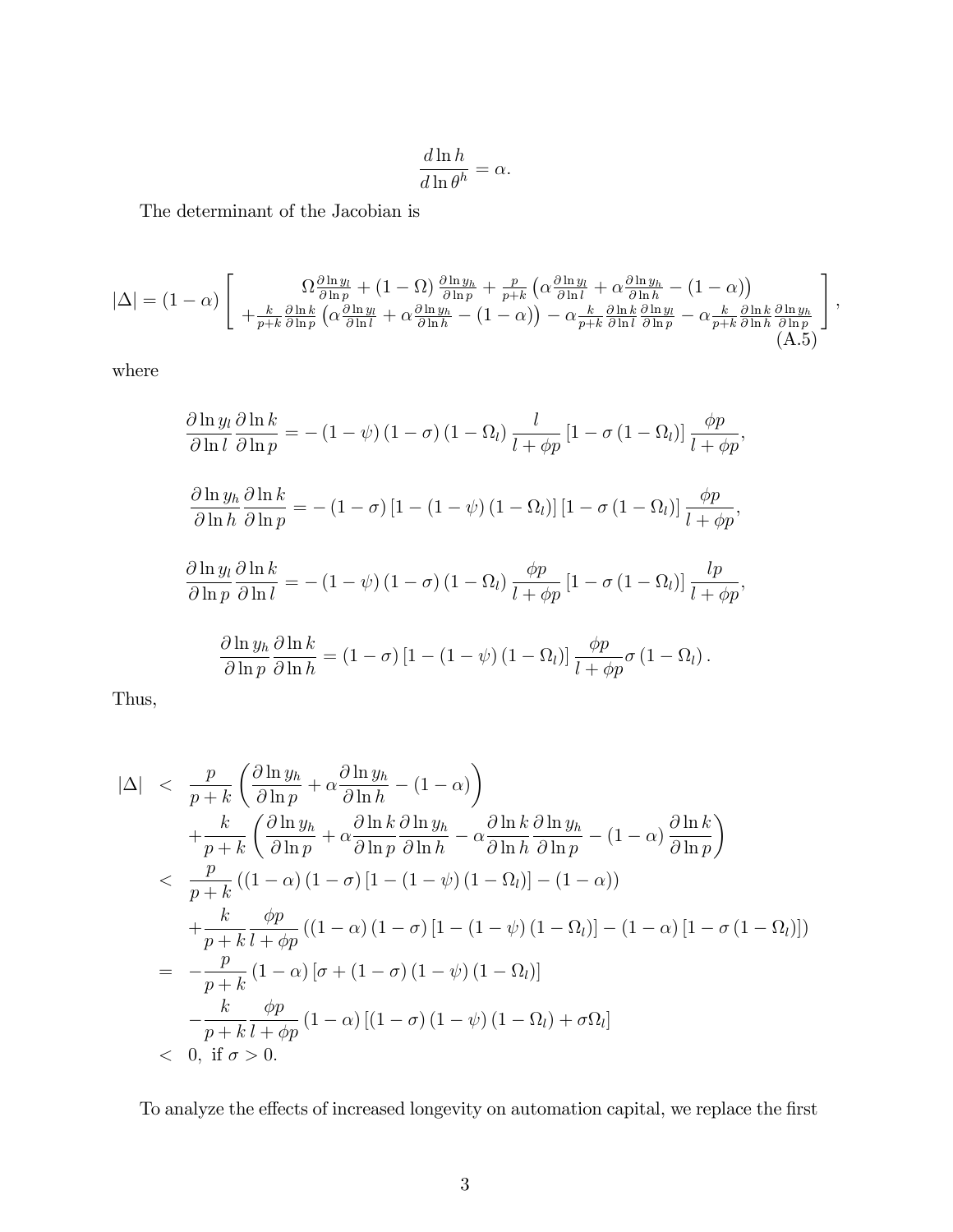$$\frac{d\ln h}{d\ln\theta^h} = \alpha.$$

The determinant of the Jacobian is

$$|\Delta| = (1-\alpha)\left[\begin{array}{c} \Omega\frac{\partial\ln y_l}{\partial\ln p} + (1-\Omega)\frac{\partial\ln y_h}{\partial\ln p} + \frac{p}{p+k}\left(\alpha\frac{\partial\ln y_l}{\partial\ln l} + \alpha\frac{\partial\ln y_h}{\partial\ln h} - (1-\alpha)\right) \\ +\frac{k}{p+k}\frac{\partial\ln k}{\partial\ln p}\left(\alpha\frac{\partial\ln y_l}{\partial\ln l} + \alpha\frac{\partial\ln y_h}{\partial\ln h} - (1-\alpha)\right) - \alpha\frac{k}{p+k}\frac{\partial\ln k}{\partial\ln l}\frac{\partial\ln y_l}{\partial\ln p} - \alpha\frac{k}{p+k}\frac{\partial\ln k}{\partial\ln h}\frac{\partial\ln y_h}{\partial\ln p} \end{array}\right], \tag{A.5}$$

where

$$\frac{\partial\ln y_l}{\partial\ln l}\frac{\partial\ln k}{\partial\ln p} = -(1-\psi)(1-\sigma)(1-\Omega_l)\frac{l}{l+\phi p}\left[1-\sigma(1-\Omega_l)\right]\frac{\phi p}{l+\phi p},$$

$$\frac{\partial\ln y_h}{\partial\ln h}\frac{\partial\ln k}{\partial\ln p} = -(1-\sigma)\left[1-(1-\psi)(1-\Omega_l)\right]\left[1-\sigma(1-\Omega_l)\right]\frac{\phi p}{l+\phi p},$$

$$\frac{\partial\ln y_l}{\partial\ln p}\frac{\partial\ln k}{\partial\ln l} = -(1-\psi)(1-\sigma)(1-\Omega_l)\frac{\phi p}{l+\phi p}\left[1-\sigma(1-\Omega_l)\right]\frac{lp}{l+\phi p},$$

$$\frac{\partial\ln y_h}{\partial\ln p}\frac{\partial\ln k}{\partial\ln h} = (1-\sigma)\left[1-(1-\psi)(1-\Omega_l)\right]\frac{\phi p}{l+\phi p}\sigma(1-\Omega_l).$$

Thus,

$$\begin{aligned}
|\Delta| &< \frac{p}{p+k}\left(\frac{\partial\ln y_h}{\partial\ln p} + \alpha\frac{\partial\ln y_h}{\partial\ln h} - (1-\alpha)\right) \\
&\quad + \frac{k}{p+k}\left(\frac{\partial\ln y_h}{\partial\ln p} + \alpha\frac{\partial\ln k}{\partial\ln p}\frac{\partial\ln y_h}{\partial\ln h} - \alpha\frac{\partial\ln k}{\partial\ln h}\frac{\partial\ln y_h}{\partial\ln p} - (1-\alpha)\frac{\partial\ln k}{\partial\ln p}\right) \\
&< \frac{p}{p+k}\left((1-\alpha)(1-\sigma)\left[1-(1-\psi)(1-\Omega_l)\right] - (1-\alpha)\right) \\
&\quad + \frac{k}{p+k}\frac{\phi p}{l+\phi p}\left((1-\alpha)(1-\sigma)\left[1-(1-\psi)(1-\Omega_l)\right] - (1-\alpha)\left[1-\sigma(1-\Omega_l)\right]\right) \\
&= -\frac{p}{p+k}(1-\alpha)\left[\sigma + (1-\sigma)(1-\psi)(1-\Omega_l)\right] \\
&\quad - \frac{k}{p+k}\frac{\phi p}{l+\phi p}(1-\alpha)\left[(1-\sigma)(1-\psi)(1-\Omega_l) + \sigma\Omega_l\right] \\
&< 0, \text{ if } \sigma > 0.
\end{aligned}$$

To analyze the effects of increased longevity on automation capital, we replace the first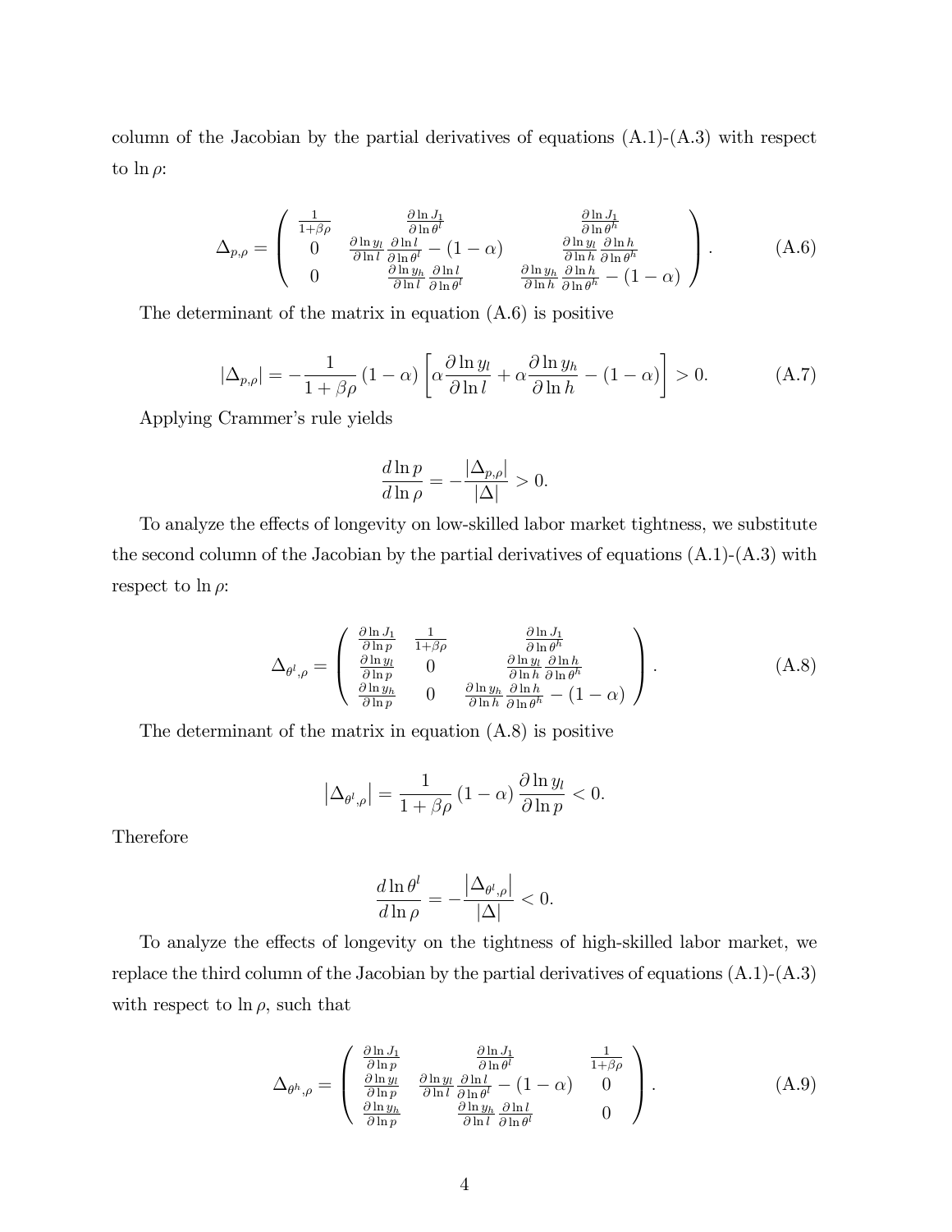column of the Jacobian by the partial derivatives of equations (A.1)-(A.3) with respect to $\ln \rho$:

$$\Delta_{p,\rho} = \begin{pmatrix} \frac{1}{1+\beta\rho} & \frac{\partial \ln J_1}{\partial \ln \theta^l} & \frac{\partial \ln J_1}{\partial \ln \theta^h} \\ 0 & \frac{\partial \ln y_l}{\partial \ln l}\frac{\partial \ln l}{\partial \ln \theta^l} - (1-\alpha) & \frac{\partial \ln y_l}{\partial \ln h}\frac{\partial \ln h}{\partial \ln \theta^h} \\ 0 & \frac{\partial \ln y_h}{\partial \ln l}\frac{\partial \ln l}{\partial \ln \theta^l} & \frac{\partial \ln y_h}{\partial \ln h}\frac{\partial \ln h}{\partial \ln \theta^h} - (1-\alpha) \end{pmatrix}. \tag{A.6}$$

The determinant of the matrix in equation (A.6) is positive

$$|\Delta_{p,\rho}| = -\frac{1}{1+\beta\rho}(1-\alpha)\left[\alpha\frac{\partial \ln y_l}{\partial \ln l} + \alpha\frac{\partial \ln y_h}{\partial \ln h} - (1-\alpha)\right] > 0. \tag{A.7}$$

Applying Crammer's rule yields

$$\frac{d\ln p}{d\ln \rho} = -\frac{|\Delta_{p,\rho}|}{|\Delta|} > 0.$$

To analyze the effects of longevity on low-skilled labor market tightness, we substitute the second column of the Jacobian by the partial derivatives of equations (A.1)-(A.3) with respect to $\ln \rho$:

$$\Delta_{\theta^l,\rho} = \begin{pmatrix} \frac{\partial \ln J_1}{\partial \ln p} & \frac{1}{1+\beta\rho} & \frac{\partial \ln J_1}{\partial \ln \theta^h} \\ \frac{\partial \ln y_l}{\partial \ln p} & 0 & \frac{\partial \ln y_l}{\partial \ln h}\frac{\partial \ln h}{\partial \ln \theta^h} \\ \frac{\partial \ln y_h}{\partial \ln p} & 0 & \frac{\partial \ln y_h}{\partial \ln h}\frac{\partial \ln h}{\partial \ln \theta^h} - (1-\alpha) \end{pmatrix}. \tag{A.8}$$

The determinant of the matrix in equation (A.8) is positive

$$\left|\Delta_{\theta^l,\rho}\right| = \frac{1}{1+\beta\rho}(1-\alpha)\frac{\partial \ln y_l}{\partial \ln p} < 0.$$

Therefore

$$\frac{d\ln \theta^l}{d\ln \rho} = -\frac{\left|\Delta_{\theta^l,\rho}\right|}{|\Delta|} < 0.$$

To analyze the effects of longevity on the tightness of high-skilled labor market, we replace the third column of the Jacobian by the partial derivatives of equations (A.1)-(A.3) with respect to $\ln \rho$, such that

$$\Delta_{\theta^h,\rho} = \begin{pmatrix} \frac{\partial \ln J_1}{\partial \ln p} & \frac{\partial \ln J_1}{\partial \ln \theta^l} & \frac{1}{1+\beta\rho} \\ \frac{\partial \ln y_l}{\partial \ln p} & \frac{\partial \ln y_l}{\partial \ln l}\frac{\partial \ln l}{\partial \ln \theta^l} - (1-\alpha) & 0 \\ \frac{\partial \ln y_h}{\partial \ln p} & \frac{\partial \ln y_h}{\partial \ln l}\frac{\partial \ln l}{\partial \ln \theta^l} & 0 \end{pmatrix}. \tag{A.9}$$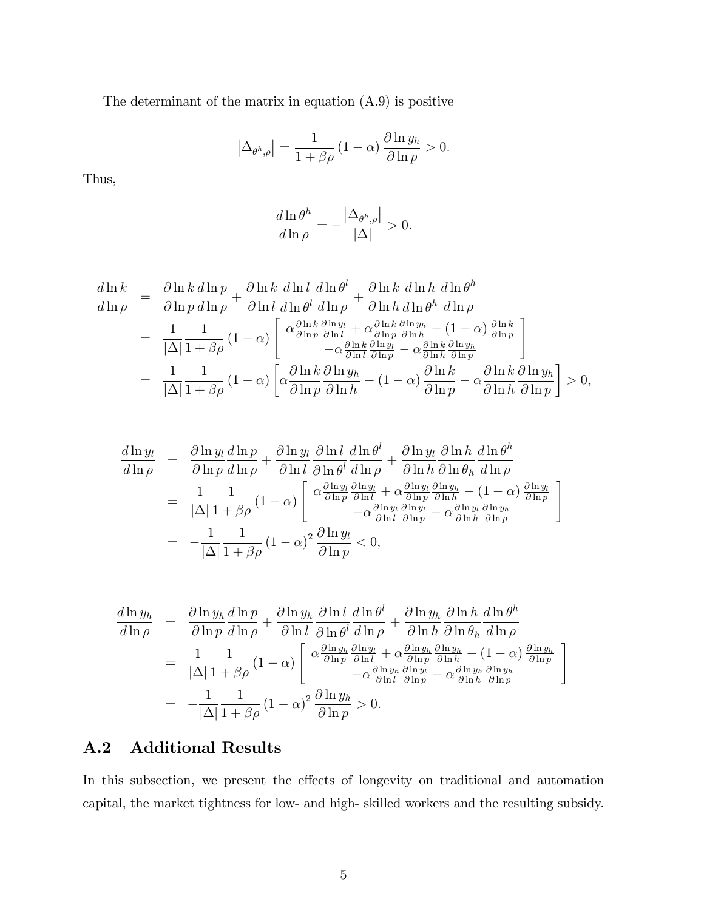The determinant of the matrix in equation (A.9) is positive

$$\left|\Delta_{\theta^h,\rho}\right| = \frac{1}{1+\beta\rho}\left(1-\alpha\right)\frac{\partial \ln y_h}{\partial \ln p} > 0.$$

Thus,

$$\frac{d\ln \theta^h}{d\ln \rho} = -\frac{\left|\Delta_{\theta^h,\rho}\right|}{|\Delta|} > 0.$$

$$\begin{aligned}
\frac{d\ln k}{d\ln \rho} &= \frac{\partial \ln k}{\partial \ln p}\frac{d\ln p}{d\ln \rho} + \frac{\partial \ln k}{\partial \ln l}\frac{d\ln l}{d\ln \theta^l}\frac{d\ln \theta^l}{d\ln \rho} + \frac{\partial \ln k}{\partial \ln h}\frac{d\ln h}{d\ln \theta^h}\frac{d\ln \theta^h}{d\ln \rho} \\
&= \frac{1}{|\Delta|}\frac{1}{1+\beta\rho}\left(1-\alpha\right)\left[\begin{array}{c} \alpha\frac{\partial \ln k}{\partial \ln p}\frac{\partial \ln y_l}{\partial \ln l} + \alpha\frac{\partial \ln k}{\partial \ln p}\frac{\partial \ln y_h}{\partial \ln h} - (1-\alpha)\frac{\partial \ln k}{\partial \ln p} \\ -\alpha\frac{\partial \ln k}{\partial \ln l}\frac{\partial \ln y_l}{\partial \ln p} - \alpha\frac{\partial \ln k}{\partial \ln h}\frac{\partial \ln y_h}{\partial \ln p} \end{array}\right] \\
&= \frac{1}{|\Delta|}\frac{1}{1+\beta\rho}\left(1-\alpha\right)\left[\alpha\frac{\partial \ln k}{\partial \ln p}\frac{\partial \ln y_h}{\partial \ln h} - (1-\alpha)\frac{\partial \ln k}{\partial \ln p} - \alpha\frac{\partial \ln k}{\partial \ln h}\frac{\partial \ln y_h}{\partial \ln p}\right] > 0,
\end{aligned}$$

$$\begin{aligned}
\frac{d\ln y_l}{d\ln \rho} &= \frac{\partial \ln y_l}{\partial \ln p}\frac{d\ln p}{d\ln \rho} + \frac{\partial \ln y_l}{\partial \ln l}\frac{\partial \ln l}{\partial \ln \theta^l}\frac{d\ln \theta^l}{d\ln \rho} + \frac{\partial \ln y_l}{\partial \ln h}\frac{\partial \ln h}{\partial \ln \theta_h}\frac{d\ln \theta^h}{d\ln \rho} \\
&= \frac{1}{|\Delta|}\frac{1}{1+\beta\rho}\left(1-\alpha\right)\left[\begin{array}{c} \alpha\frac{\partial \ln y_l}{\partial \ln p}\frac{\partial \ln y_l}{\partial \ln l} + \alpha\frac{\partial \ln y_l}{\partial \ln p}\frac{\partial \ln y_h}{\partial \ln h} - (1-\alpha)\frac{\partial \ln y_l}{\partial \ln p} \\ -\alpha\frac{\partial \ln y_l}{\partial \ln l}\frac{\partial \ln y_l}{\partial \ln p} - \alpha\frac{\partial \ln y_l}{\partial \ln h}\frac{\partial \ln y_h}{\partial \ln p} \end{array}\right] \\
&= -\frac{1}{|\Delta|}\frac{1}{1+\beta\rho}\left(1-\alpha\right)^2\frac{\partial \ln y_l}{\partial \ln p} < 0,
\end{aligned}$$

$$\begin{aligned}
\frac{d\ln y_h}{d\ln \rho} &= \frac{\partial \ln y_h}{\partial \ln p}\frac{d\ln p}{d\ln \rho} + \frac{\partial \ln y_h}{\partial \ln l}\frac{\partial \ln l}{\partial \ln \theta^l}\frac{d\ln \theta^l}{d\ln \rho} + \frac{\partial \ln y_h}{\partial \ln h}\frac{\partial \ln h}{\partial \ln \theta_h}\frac{d\ln \theta^h}{d\ln \rho} \\
&= \frac{1}{|\Delta|}\frac{1}{1+\beta\rho}\left(1-\alpha\right)\left[\begin{array}{c} \alpha\frac{\partial \ln y_h}{\partial \ln p}\frac{\partial \ln y_l}{\partial \ln l} + \alpha\frac{\partial \ln y_h}{\partial \ln p}\frac{\partial \ln y_h}{\partial \ln h} - (1-\alpha)\frac{\partial \ln y_h}{\partial \ln p} \\ -\alpha\frac{\partial \ln y_h}{\partial \ln l}\frac{\partial \ln y_l}{\partial \ln p} - \alpha\frac{\partial \ln y_h}{\partial \ln h}\frac{\partial \ln y_h}{\partial \ln p} \end{array}\right] \\
&= -\frac{1}{|\Delta|}\frac{1}{1+\beta\rho}\left(1-\alpha\right)^2\frac{\partial \ln y_h}{\partial \ln p} > 0.
\end{aligned}$$

## A.2 Additional Results

In this subsection, we present the effects of longevity on traditional and automation capital, the market tightness for low- and high- skilled workers and the resulting subsidy.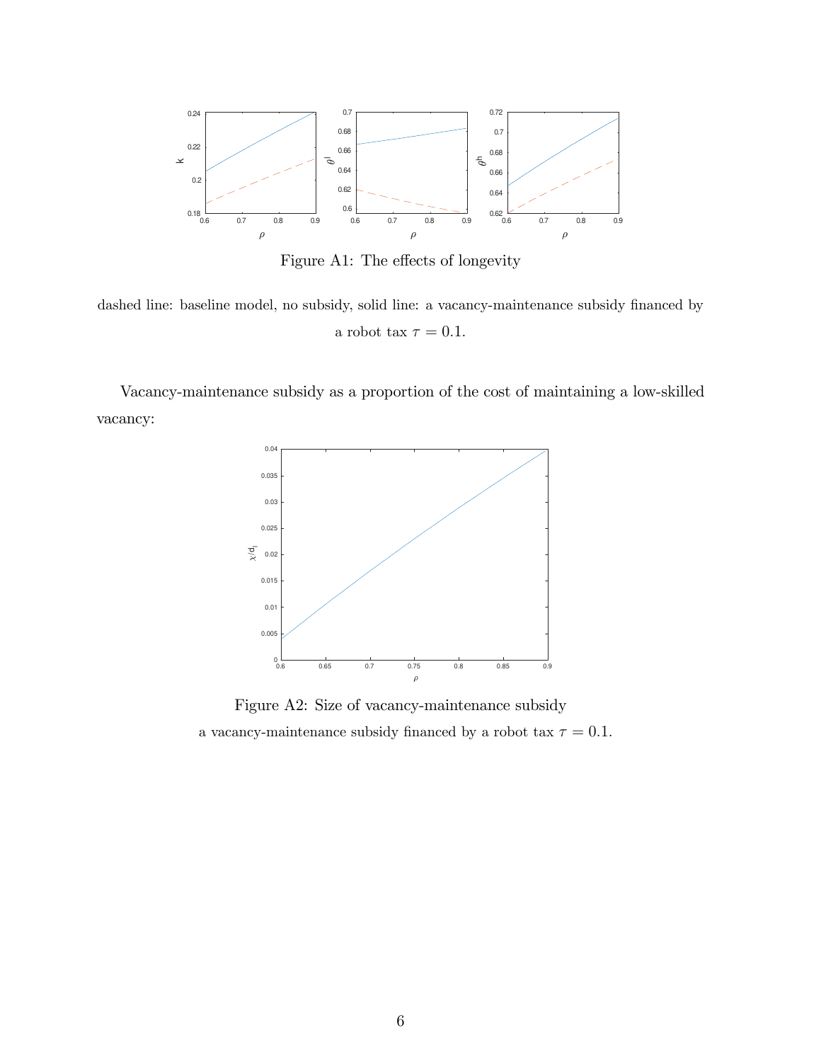Figure A1: The effects of longevity

dashed line: baseline model, no subsidy, solid line: a vacancy-maintenance subsidy financed by a robot tax $\tau = 0.1$.

Vacancy-maintenance subsidy as a proportion of the cost of maintaining a low-skilled vacancy:

Figure A2: Size of vacancy-maintenance subsidy

a vacancy-maintenance subsidy financed by a robot tax $\tau = 0.1$.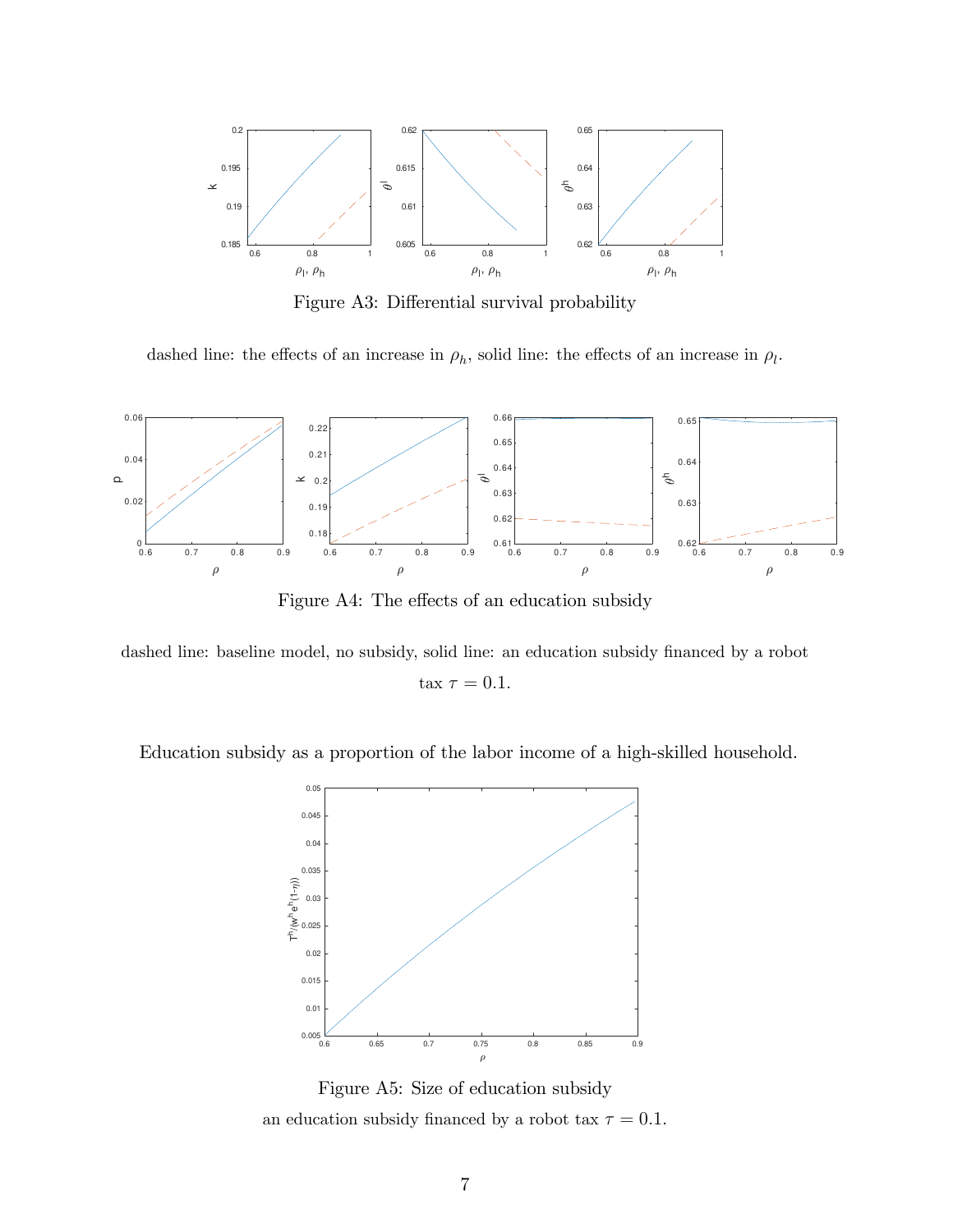Figure A3: Differential survival probability

dashed line: the effects of an increase in $\rho_h$, solid line: the effects of an increase in $\rho_l$.

Figure A4: The effects of an education subsidy

dashed line: baseline model, no subsidy, solid line: an education subsidy financed by a robot tax $\tau = 0.1$.

Education subsidy as a proportion of the labor income of a high-skilled household.

Figure A5: Size of education subsidy

an education subsidy financed by a robot tax $\tau = 0.1$.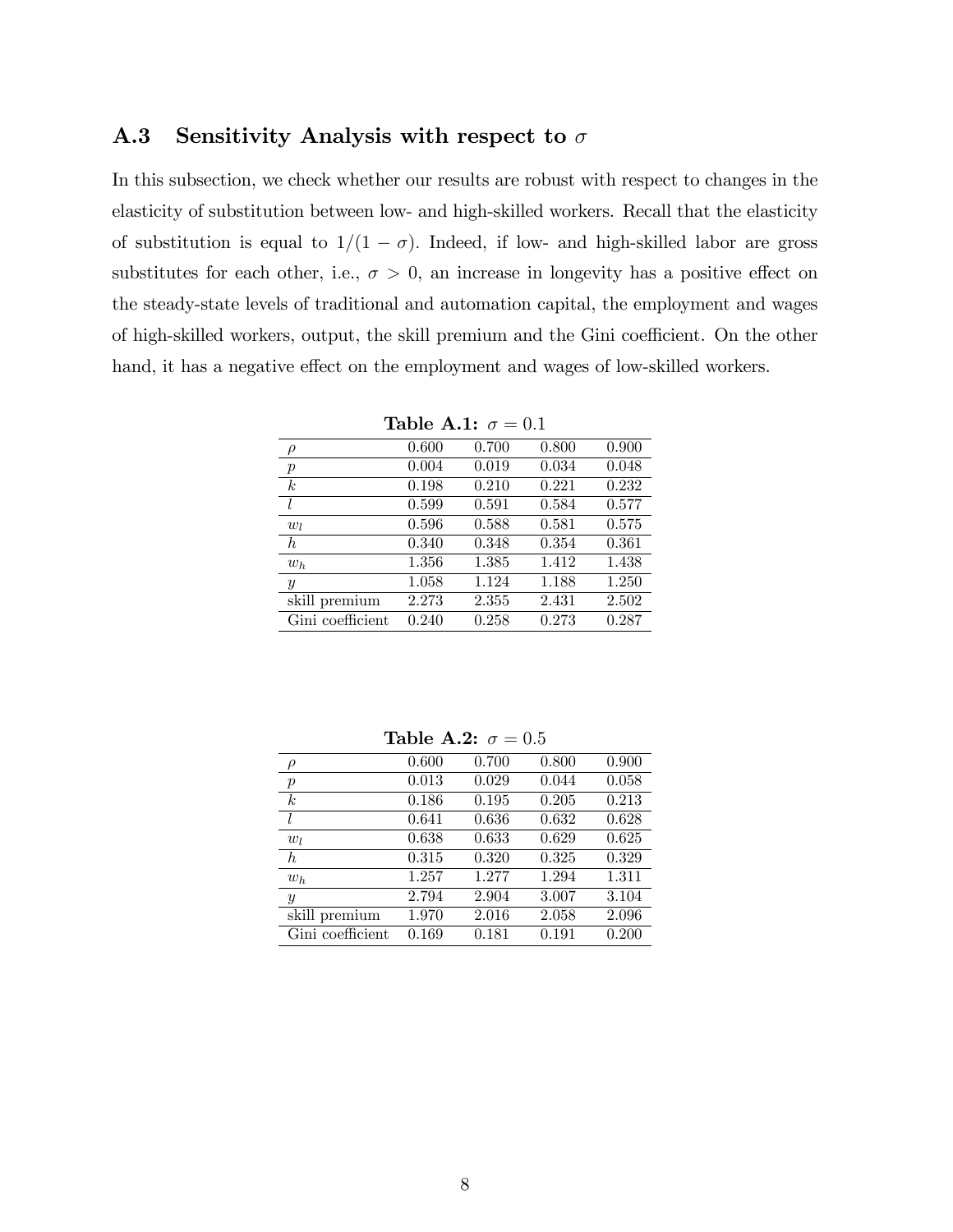### A.3 Sensitivity Analysis with respect to $\sigma$

In this subsection, we check whether our results are robust with respect to changes in the elasticity of substitution between low- and high-skilled workers. Recall that the elasticity of substitution is equal to $1/(1-\sigma)$. Indeed, if low- and high-skilled labor are gross substitutes for each other, i.e., $\sigma > 0$, an increase in longevity has a positive effect on the steady-state levels of traditional and automation capital, the employment and wages of high-skilled workers, output, the skill premium and the Gini coefficient. On the other hand, it has a negative effect on the employment and wages of low-skilled workers.

**Table A.1:** $\sigma = 0.1$

| $\rho$ | 0.600 | 0.700 | 0.800 | 0.900 |
|---|---|---|---|---|
| $p$ | 0.004 | 0.019 | 0.034 | 0.048 |
| $k$ | 0.198 | 0.210 | 0.221 | 0.232 |
| $l$ | 0.599 | 0.591 | 0.584 | 0.577 |
| $w_l$ | 0.596 | 0.588 | 0.581 | 0.575 |
| $h$ | 0.340 | 0.348 | 0.354 | 0.361 |
| $w_h$ | 1.356 | 1.385 | 1.412 | 1.438 |
| $y$ | 1.058 | 1.124 | 1.188 | 1.250 |
| skill premium | 2.273 | 2.355 | 2.431 | 2.502 |
| Gini coefficient | 0.240 | 0.258 | 0.273 | 0.287 |

**Table A.2:** $\sigma = 0.5$

| $\rho$ | 0.600 | 0.700 | 0.800 | 0.900 |
|---|---|---|---|---|
| $p$ | 0.013 | 0.029 | 0.044 | 0.058 |
| $k$ | 0.186 | 0.195 | 0.205 | 0.213 |
| $l$ | 0.641 | 0.636 | 0.632 | 0.628 |
| $w_l$ | 0.638 | 0.633 | 0.629 | 0.625 |
| $h$ | 0.315 | 0.320 | 0.325 | 0.329 |
| $w_h$ | 1.257 | 1.277 | 1.294 | 1.311 |
| $y$ | 2.794 | 2.904 | 3.007 | 3.104 |
| skill premium | 1.970 | 2.016 | 2.058 | 2.096 |
| Gini coefficient | 0.169 | 0.181 | 0.191 | 0.200 |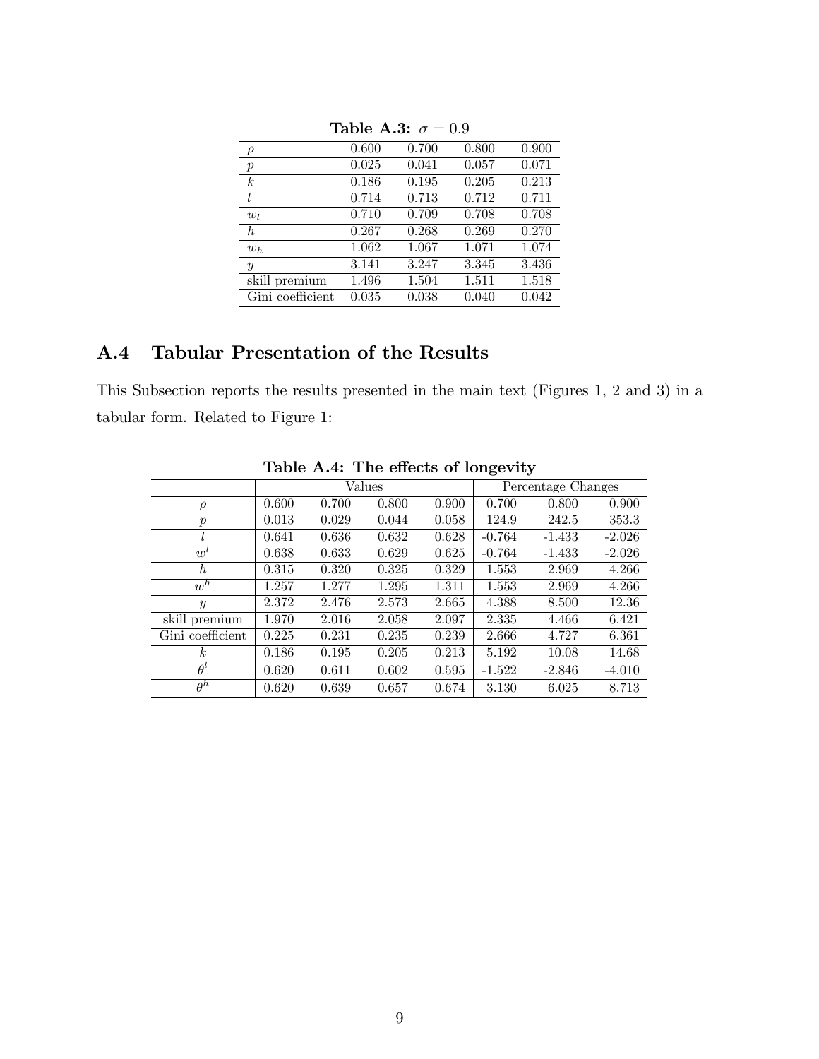**Table A.3:** $\sigma = 0.9$

| $\rho$ | 0.600 | 0.700 | 0.800 | 0.900 |
|---|---|---|---|---|
| $p$ | 0.025 | 0.041 | 0.057 | 0.071 |
| $k$ | 0.186 | 0.195 | 0.205 | 0.213 |
| $l$ | 0.714 | 0.713 | 0.712 | 0.711 |
| $w_l$ | 0.710 | 0.709 | 0.708 | 0.708 |
| $h$ | 0.267 | 0.268 | 0.269 | 0.270 |
| $w_h$ | 1.062 | 1.067 | 1.071 | 1.074 |
| $y$ | 3.141 | 3.247 | 3.345 | 3.436 |
| skill premium | 1.496 | 1.504 | 1.511 | 1.518 |
| Gini coefficient | 0.035 | 0.038 | 0.040 | 0.042 |

## A.4 Tabular Presentation of the Results

This Subsection reports the results presented in the main text (Figures 1, 2 and 3) in a tabular form. Related to Figure 1:

**Table A.4: The effects of longevity**

| | Values | | | | Percentage Changes | | |
|---|---|---|---|---|---|---|---|
| $\rho$ | 0.600 | 0.700 | 0.800 | 0.900 | 0.700 | 0.800 | 0.900 |
| $p$ | 0.013 | 0.029 | 0.044 | 0.058 | 124.9 | 242.5 | 353.3 |
| $l$ | 0.641 | 0.636 | 0.632 | 0.628 | -0.764 | -1.433 | -2.026 |
| $w^l$ | 0.638 | 0.633 | 0.629 | 0.625 | -0.764 | -1.433 | -2.026 |
| $h$ | 0.315 | 0.320 | 0.325 | 0.329 | 1.553 | 2.969 | 4.266 |
| $w^h$ | 1.257 | 1.277 | 1.295 | 1.311 | 1.553 | 2.969 | 4.266 |
| $y$ | 2.372 | 2.476 | 2.573 | 2.665 | 4.388 | 8.500 | 12.36 |
| skill premium | 1.970 | 2.016 | 2.058 | 2.097 | 2.335 | 4.466 | 6.421 |
| Gini coefficient | 0.225 | 0.231 | 0.235 | 0.239 | 2.666 | 4.727 | 6.361 |
| $k$ | 0.186 | 0.195 | 0.205 | 0.213 | 5.192 | 10.08 | 14.68 |
| $\theta^l$ | 0.620 | 0.611 | 0.602 | 0.595 | -1.522 | -2.846 | -4.010 |
| $\theta^h$ | 0.620 | 0.639 | 0.657 | 0.674 | 3.130 | 6.025 | 8.713 |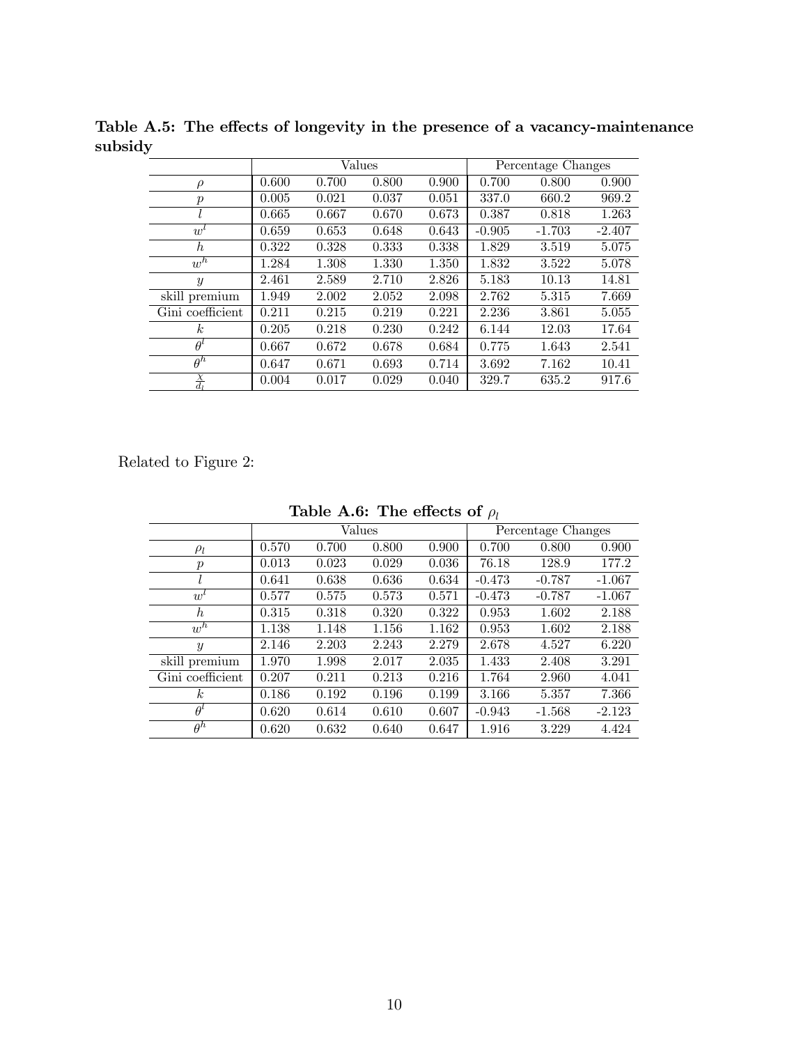**Table A.5: The effects of longevity in the presence of a vacancy-maintenance subsidy**

| | Values | | | | Percentage Changes | | |
|---|---|---|---|---|---|---|---|
| $\rho$ | 0.600 | 0.700 | 0.800 | 0.900 | 0.700 | 0.800 | 0.900 |
| $p$ | 0.005 | 0.021 | 0.037 | 0.051 | 337.0 | 660.2 | 969.2 |
| $l$ | 0.665 | 0.667 | 0.670 | 0.673 | 0.387 | 0.818 | 1.263 |
| $w^l$ | 0.659 | 0.653 | 0.648 | 0.643 | -0.905 | -1.703 | -2.407 |
| $h$ | 0.322 | 0.328 | 0.333 | 0.338 | 1.829 | 3.519 | 5.075 |
| $w^h$ | 1.284 | 1.308 | 1.330 | 1.350 | 1.832 | 3.522 | 5.078 |
| $y$ | 2.461 | 2.589 | 2.710 | 2.826 | 5.183 | 10.13 | 14.81 |
| skill premium | 1.949 | 2.002 | 2.052 | 2.098 | 2.762 | 5.315 | 7.669 |
| Gini coefficient | 0.211 | 0.215 | 0.219 | 0.221 | 2.236 | 3.861 | 5.055 |
| $k$ | 0.205 | 0.218 | 0.230 | 0.242 | 6.144 | 12.03 | 17.64 |
| $\theta^l$ | 0.667 | 0.672 | 0.678 | 0.684 | 0.775 | 1.643 | 2.541 |
| $\theta^h$ | 0.647 | 0.671 | 0.693 | 0.714 | 3.692 | 7.162 | 10.41 |
| $\frac{X}{d_l}$ | 0.004 | 0.017 | 0.029 | 0.040 | 329.7 | 635.2 | 917.6 |

Related to Figure 2:

**Table A.6: The effects of $\rho_l$**

| | Values | | | | Percentage Changes | | |
|---|---|---|---|---|---|---|---|
| $\rho_l$ | 0.570 | 0.700 | 0.800 | 0.900 | 0.700 | 0.800 | 0.900 |
| $p$ | 0.013 | 0.023 | 0.029 | 0.036 | 76.18 | 128.9 | 177.2 |
| $l$ | 0.641 | 0.638 | 0.636 | 0.634 | -0.473 | -0.787 | -1.067 |
| $w^l$ | 0.577 | 0.575 | 0.573 | 0.571 | -0.473 | -0.787 | -1.067 |
| $h$ | 0.315 | 0.318 | 0.320 | 0.322 | 0.953 | 1.602 | 2.188 |
| $w^h$ | 1.138 | 1.148 | 1.156 | 1.162 | 0.953 | 1.602 | 2.188 |
| $y$ | 2.146 | 2.203 | 2.243 | 2.279 | 2.678 | 4.527 | 6.220 |
| skill premium | 1.970 | 1.998 | 2.017 | 2.035 | 1.433 | 2.408 | 3.291 |
| Gini coefficient | 0.207 | 0.211 | 0.213 | 0.216 | 1.764 | 2.960 | 4.041 |
| $k$ | 0.186 | 0.192 | 0.196 | 0.199 | 3.166 | 5.357 | 7.366 |
| $\theta^l$ | 0.620 | 0.614 | 0.610 | 0.607 | -0.943 | -1.568 | -2.123 |
| $\theta^h$ | 0.620 | 0.632 | 0.640 | 0.647 | 1.916 | 3.229 | 4.424 |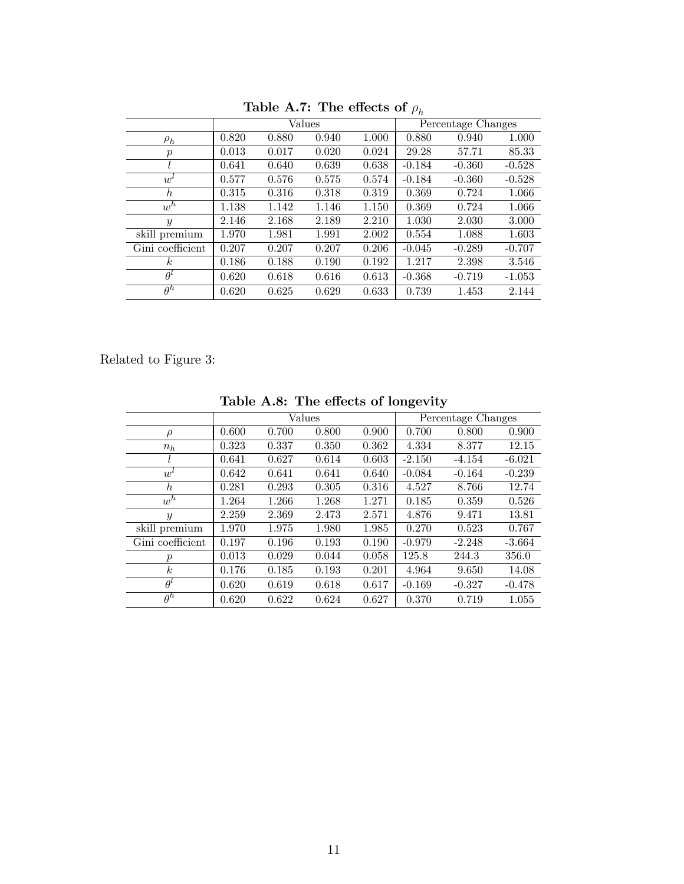**Table A.7: The effects of $\rho_h$**

| | Values | | | | Percentage Changes | | |
|---|---|---|---|---|---|---|---|
| $\rho_h$ | 0.820 | 0.880 | 0.940 | 1.000 | 0.880 | 0.940 | 1.000 |
| $p$ | 0.013 | 0.017 | 0.020 | 0.024 | 29.28 | 57.71 | 85.33 |
| $l$ | 0.641 | 0.640 | 0.639 | 0.638 | -0.184 | -0.360 | -0.528 |
| $w^l$ | 0.577 | 0.576 | 0.575 | 0.574 | -0.184 | -0.360 | -0.528 |
| $h$ | 0.315 | 0.316 | 0.318 | 0.319 | 0.369 | 0.724 | 1.066 |
| $w^h$ | 1.138 | 1.142 | 1.146 | 1.150 | 0.369 | 0.724 | 1.066 |
| $y$ | 2.146 | 2.168 | 2.189 | 2.210 | 1.030 | 2.030 | 3.000 |
| skill premium | 1.970 | 1.981 | 1.991 | 2.002 | 0.554 | 1.088 | 1.603 |
| Gini coefficient | 0.207 | 0.207 | 0.207 | 0.206 | -0.045 | -0.289 | -0.707 |
| $k$ | 0.186 | 0.188 | 0.190 | 0.192 | 1.217 | 2.398 | 3.546 |
| $\theta^l$ | 0.620 | 0.618 | 0.616 | 0.613 | -0.368 | -0.719 | -1.053 |
| $\theta^h$ | 0.620 | 0.625 | 0.629 | 0.633 | 0.739 | 1.453 | 2.144 |

Related to Figure 3:

**Table A.8: The effects of longevity**

| | Values | | | | Percentage Changes | | |
|---|---|---|---|---|---|---|---|
| $\rho$ | 0.600 | 0.700 | 0.800 | 0.900 | 0.700 | 0.800 | 0.900 |
| $n_h$ | 0.323 | 0.337 | 0.350 | 0.362 | 4.334 | 8.377 | 12.15 |
| $l$ | 0.641 | 0.627 | 0.614 | 0.603 | -2.150 | -4.154 | -6.021 |
| $w^l$ | 0.642 | 0.641 | 0.641 | 0.640 | -0.084 | -0.164 | -0.239 |
| $h$ | 0.281 | 0.293 | 0.305 | 0.316 | 4.527 | 8.766 | 12.74 |
| $w^h$ | 1.264 | 1.266 | 1.268 | 1.271 | 0.185 | 0.359 | 0.526 |
| $y$ | 2.259 | 2.369 | 2.473 | 2.571 | 4.876 | 9.471 | 13.81 |
| skill premium | 1.970 | 1.975 | 1.980 | 1.985 | 0.270 | 0.523 | 0.767 |
| Gini coefficient | 0.197 | 0.196 | 0.193 | 0.190 | -0.979 | -2.248 | -3.664 |
| $p$ | 0.013 | 0.029 | 0.044 | 0.058 | 125.8 | 244.3 | 356.0 |
| $k$ | 0.176 | 0.185 | 0.193 | 0.201 | 4.964 | 9.650 | 14.08 |
| $\theta^l$ | 0.620 | 0.619 | 0.618 | 0.617 | -0.169 | -0.327 | -0.478 |
| $\theta^h$ | 0.620 | 0.622 | 0.624 | 0.627 | 0.370 | 0.719 | 1.055 |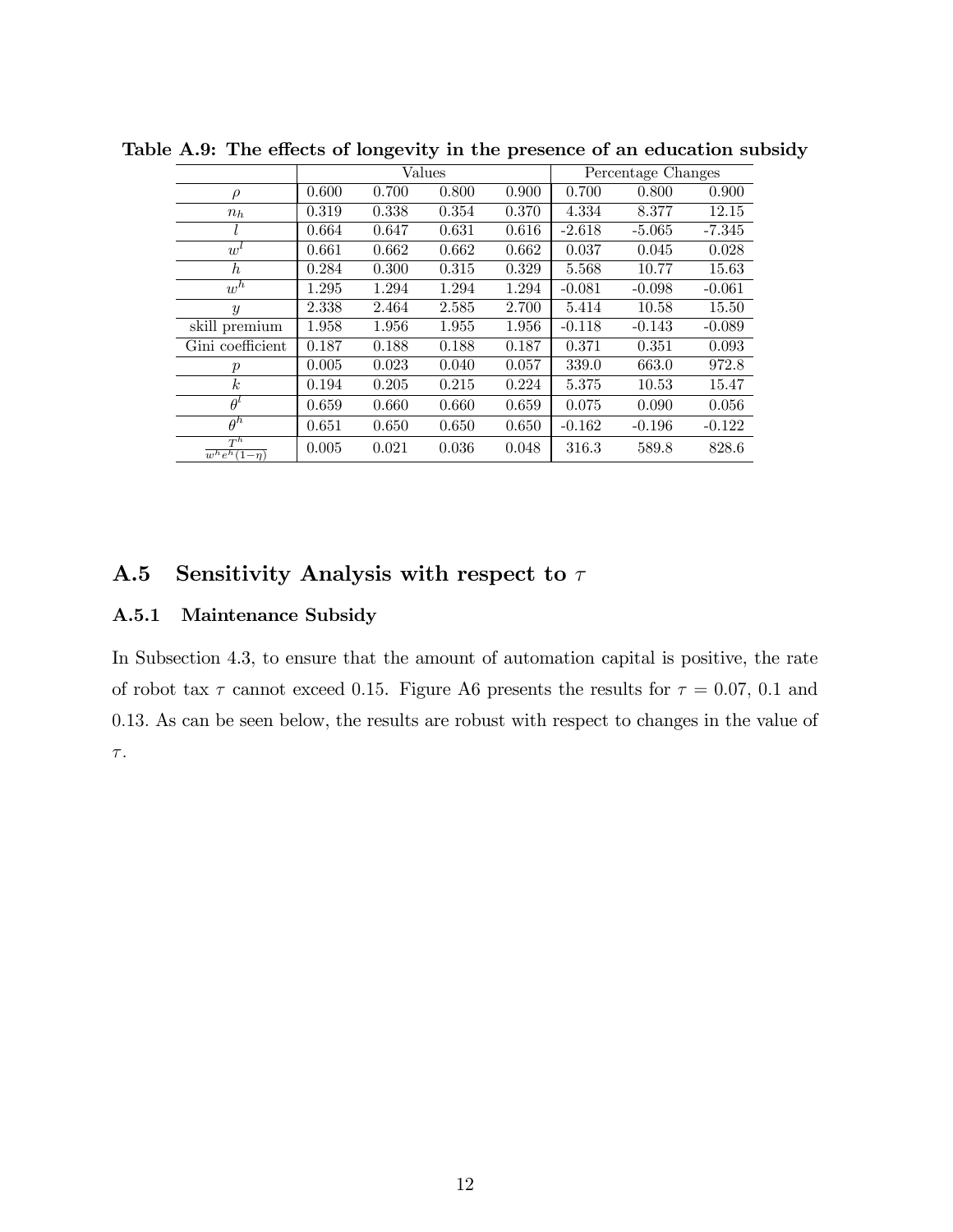**Table A.9: The effects of longevity in the presence of an education subsidy**

| | Values | | | | Percentage Changes | | |
|---|---|---|---|---|---|---|---|
| $\rho$ | 0.600 | 0.700 | 0.800 | 0.900 | 0.700 | 0.800 | 0.900 |
| $n_h$ | 0.319 | 0.338 | 0.354 | 0.370 | 4.334 | 8.377 | 12.15 |
| $l$ | 0.664 | 0.647 | 0.631 | 0.616 | -2.618 | -5.065 | -7.345 |
| $w^l$ | 0.661 | 0.662 | 0.662 | 0.662 | 0.037 | 0.045 | 0.028 |
| $h$ | 0.284 | 0.300 | 0.315 | 0.329 | 5.568 | 10.77 | 15.63 |
| $w^h$ | 1.295 | 1.294 | 1.294 | 1.294 | -0.081 | -0.098 | -0.061 |
| $y$ | 2.338 | 2.464 | 2.585 | 2.700 | 5.414 | 10.58 | 15.50 |
| skill premium | 1.958 | 1.956 | 1.955 | 1.956 | -0.118 | -0.143 | -0.089 |
| Gini coefficient | 0.187 | 0.188 | 0.188 | 0.187 | 0.371 | 0.351 | 0.093 |
| $p$ | 0.005 | 0.023 | 0.040 | 0.057 | 339.0 | 663.0 | 972.8 |
| $k$ | 0.194 | 0.205 | 0.215 | 0.224 | 5.375 | 10.53 | 15.47 |
| $\theta^l$ | 0.659 | 0.660 | 0.660 | 0.659 | 0.075 | 0.090 | 0.056 |
| $\theta^h$ | 0.651 | 0.650 | 0.650 | 0.650 | -0.162 | -0.196 | -0.122 |
| $\frac{T^h}{w^h e^h(1-\eta)}$ | 0.005 | 0.021 | 0.036 | 0.048 | 316.3 | 589.8 | 828.6 |

## A.5 Sensitivity Analysis with respect to $\tau$

### A.5.1 Maintenance Subsidy

In Subsection 4.3, to ensure that the amount of automation capital is positive, the rate of robot tax $\tau$ cannot exceed 0.15. Figure A6 presents the results for $\tau = 0.07$, 0.1 and 0.13. As can be seen below, the results are robust with respect to changes in the value of $\tau$.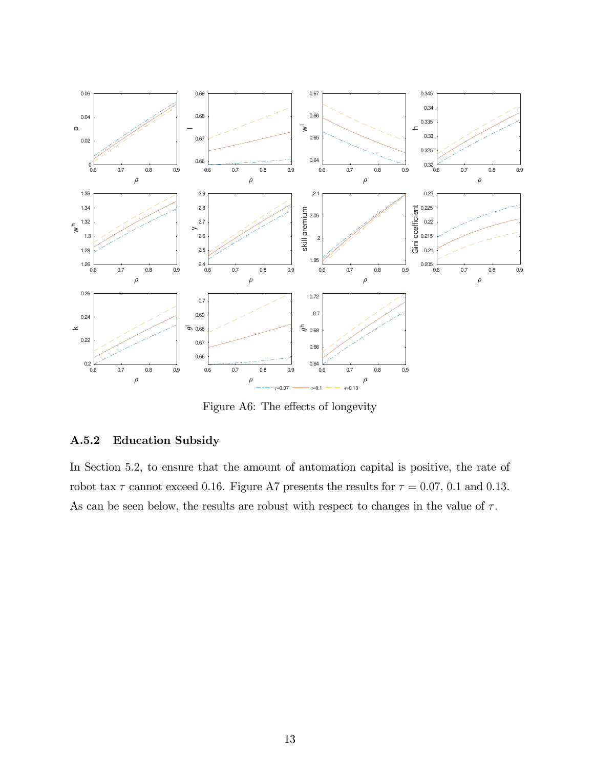Figure A6: The effects of longevity

### A.5.2 Education Subsidy

In Section 5.2, to ensure that the amount of automation capital is positive, the rate of robot tax $\tau$ cannot exceed 0.16. Figure A7 presents the results for $\tau = 0.07$, 0.1 and 0.13. As can be seen below, the results are robust with respect to changes in the value of $\tau$.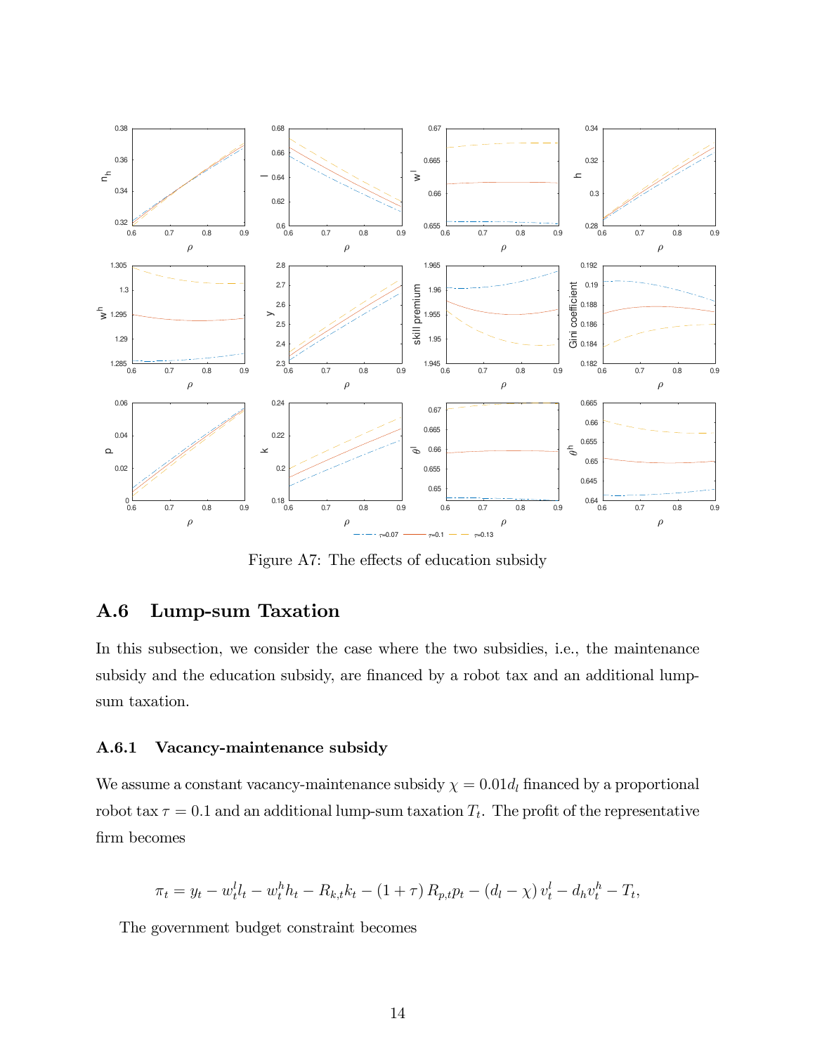Figure A7: The effects of education subsidy

## A.6 Lump-sum Taxation

In this subsection, we consider the case where the two subsidies, i.e., the maintenance subsidy and the education subsidy, are financed by a robot tax and an additional lump-sum taxation.

### A.6.1 Vacancy-maintenance subsidy

We assume a constant vacancy-maintenance subsidy $\chi = 0.01d_l$ financed by a proportional robot tax $\tau = 0.1$ and an additional lump-sum taxation $T_t$. The profit of the representative firm becomes

$$\pi_t = y_t - w_t^l l_t - w_t^h h_t - R_{k,t} k_t - (1+\tau) R_{p,t} p_t - (d_l - \chi) v_t^l - d_h v_t^h - T_t,$$

The government budget constraint becomes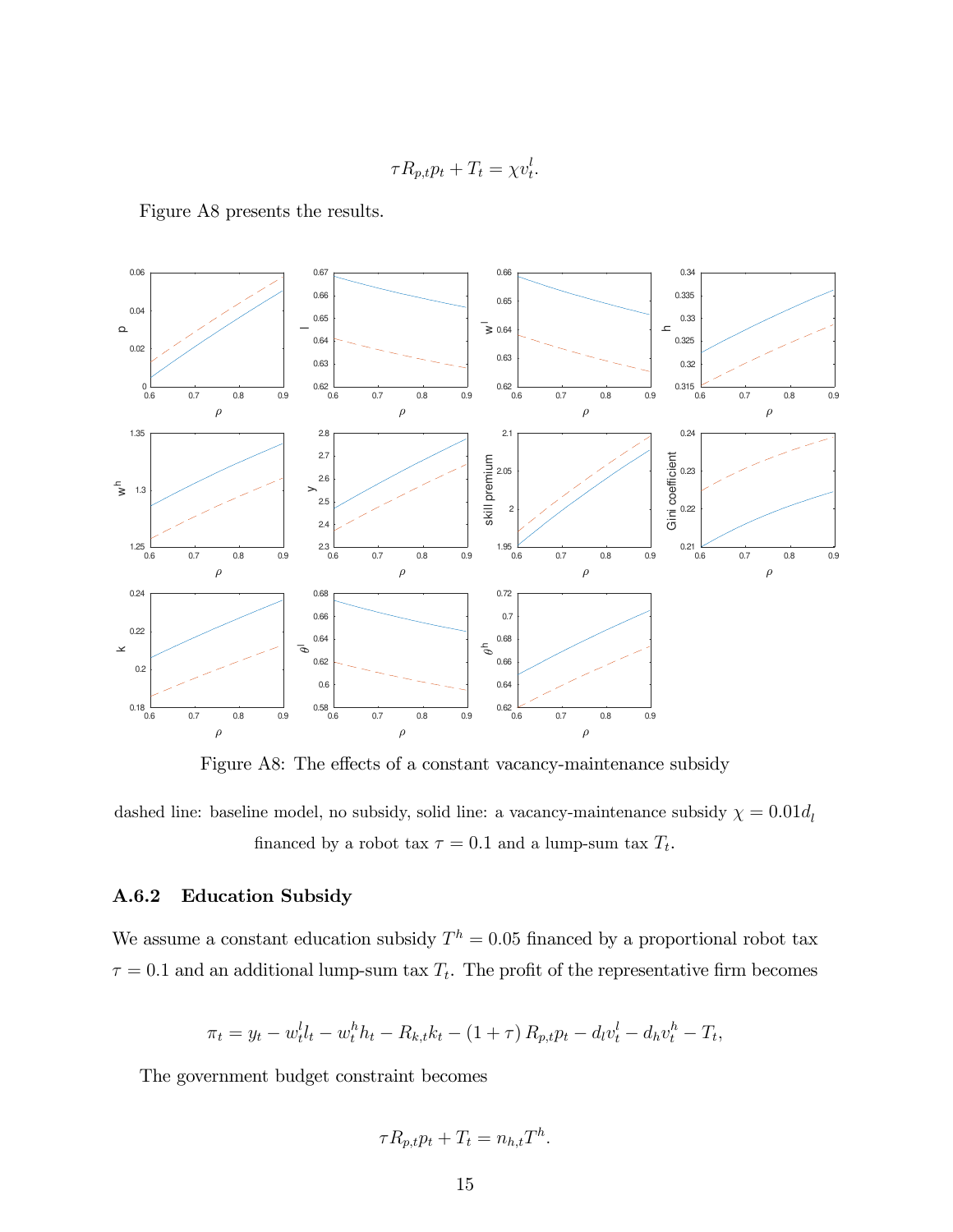$$\tau R_{p,t} p_t + T_t = \chi v_t^l.$$

Figure A8 presents the results.

Figure A8: The effects of a constant vacancy-maintenance subsidy

dashed line: baseline model, no subsidy, solid line: a vacancy-maintenance subsidy $\chi = 0.01 d_l$ financed by a robot tax $\tau = 0.1$ and a lump-sum tax $T_t$.

### A.6.2 Education Subsidy

We assume a constant education subsidy $T^h = 0.05$ financed by a proportional robot tax $\tau = 0.1$ and an additional lump-sum tax $T_t$. The profit of the representative firm becomes

$$\pi_t = y_t - w_t^l l_t - w_t^h h_t - R_{k,t} k_t - (1+\tau) R_{p,t} p_t - d_l v_t^l - d_h v_t^h - T_t,$$

The government budget constraint becomes

$$\tau R_{p,t} p_t + T_t = n_{h,t} T^h.$$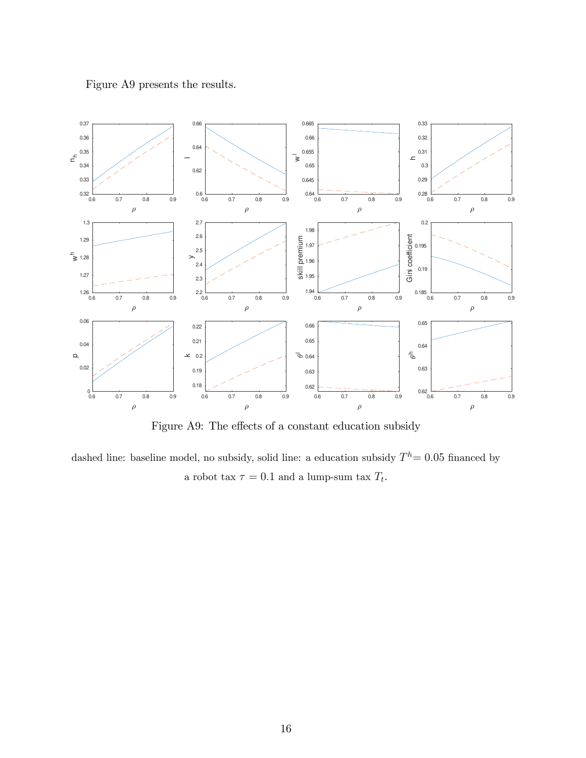Figure A9 presents the results.

0.37
0.36
0.35
0.34
0.33
0.32
$n_h$
0.6 0.7 0.8 0.9
$\rho$

0.66
0.64
0.62
0.6
l
0.6 0.7 0.8 0.9
$\rho$

0.665
0.66
0.655
0.65
0.645
0.64
$w^l$
0.6 0.7 0.8 0.9
$\rho$

0.33
0.32
0.31
0.3
0.29
0.28
h
0.6 0.7 0.8 0.9
$\rho$

1.3
1.29
1.28
1.27
1.26
$w^h$
0.6 0.7 0.8 0.9
$\rho$

2.7
2.6
2.5
2.4
2.3
2.2
y
0.6 0.7 0.8 0.9
$\rho$

1.98
1.97
1.96
1.95
1.94
skill premium
0.6 0.7 0.8 0.9
$\rho$

0.2
0.195
0.19
0.185
Gini coefficient
0.6 0.7 0.8 0.9
$\rho$

0.06
0.04
0.02
0
p
0.6 0.7 0.8 0.9
$\rho$

0.22
0.21
0.2
0.19
0.18
k
0.6 0.7 0.8 0.9
$\rho$

0.66
0.65
0.64
0.63
0.62
$\theta^l$
0.6 0.7 0.8 0.9
$\rho$

0.65
0.64
0.63
0.62
$\theta^h$
0.6 0.7 0.8 0.9
$\rho$

Figure A9: The effects of a constant education subsidy

dashed line: baseline model, no subsidy, solid line: a education subsidy $T^h$= 0.05 financed by a robot tax $\tau = 0.1$ and a lump-sum tax $T_t$.